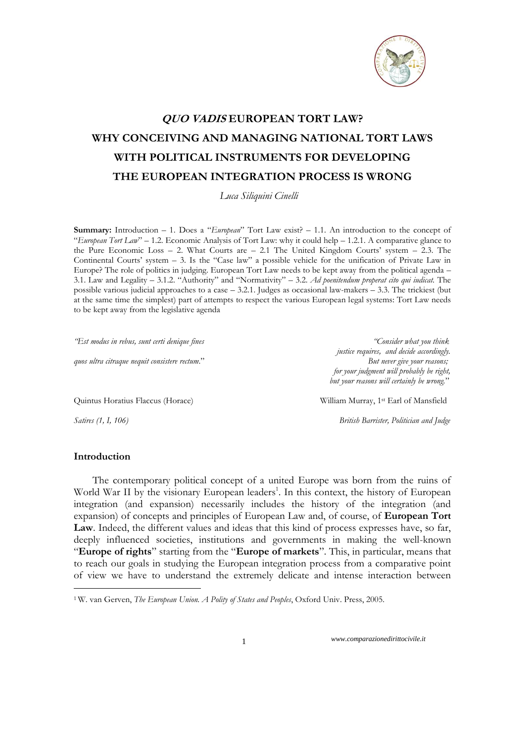# *QUO VADIS* EUROPEAN TORT LAW?
# WHY CONCEIVING AND MANAGING NATIONAL TORT LAWS WITH POLITICAL INSTRUMENTS FOR DEVELOPING THE EUROPEAN INTEGRATION PROCESS IS WRONG

*Luca Siliquini Cinelli*

**Summary:** Introduction – 1. Does a "*European*" Tort Law exist? – 1.1. An introduction to the concept of "*European Tort Law*" – 1.2. Economic Analysis of Tort Law: why it could help – 1.2.1. A comparative glance to the Pure Economic Loss – 2. What Courts are – 2.1 The United Kingdom Courts' system – 2.3. The Continental Courts' system – 3. Is the "Case law" a possible vehicle for the unification of Private Law in Europe? The role of politics in judging. European Tort Law needs to be kept away from the political agenda – 3.1. Law and Legality – 3.1.2. "Authority" and "Normativity" – 3.2. *Ad poenitendum properat cito qui iudicat.* The possible various judicial approaches to a case – 3.2.1. Judges as occasional law-makers – 3.3. The trickiest (but at the same time the simplest) part of attempts to respect the various European legal systems: Tort Law needs to be kept away from the legislative agenda

*"Est modus in rebus, sunt certi denique fines*
*quos ultra citraque nequit consistere rectum*."

Quintus Horatius Flaccus (Horace)
*Satires (1, I, 106)*

*"Consider what you think justice requires, and decide accordingly. But never give your reasons; for your judgment will probably be right, but your reasons will certainly be wrong.*"

William Murray, 1st Earl of Mansfield
*British Barrister, Politician and Judge*

## Introduction

The contemporary political concept of a united Europe was born from the ruins of World War II by the visionary European leaders[1]. In this context, the history of European integration (and expansion) necessarily includes the history of the integration (and expansion) of concepts and principles of European Law and, of course, of **European Tort Law**. Indeed, the different values and ideas that this kind of process expresses have, so far, deeply influenced societies, institutions and governments in making the well-known "**Europe of rights**" starting from the "**Europe of markets**". This, in particular, means that to reach our goals in studying the European integration process from a comparative point of view we have to understand the extremely delicate and intense interaction between

[1] W. van Gerven, *The European Union. A Polity of States and Peoples*, Oxford Univ. Press, 2005.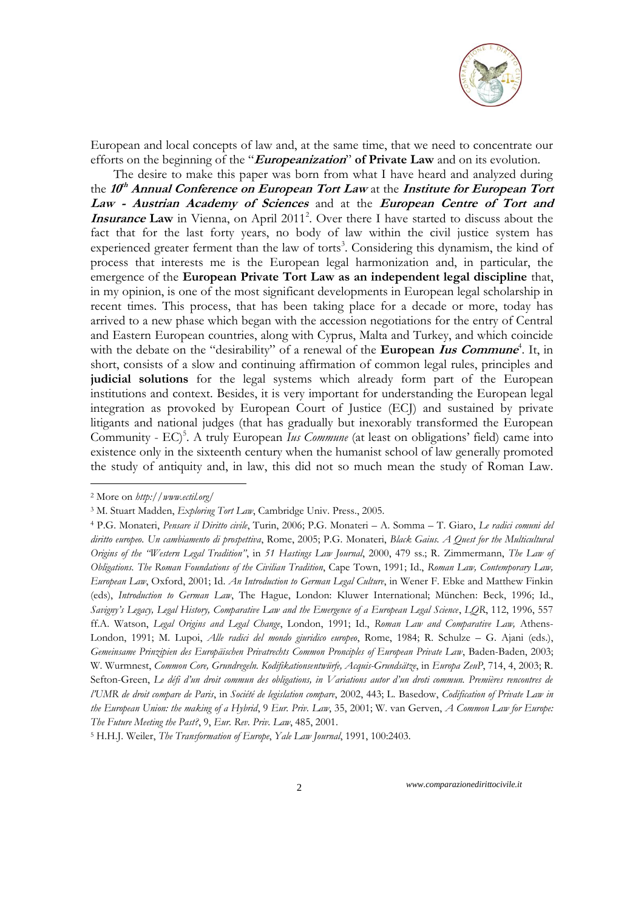European and local concepts of law and, at the same time, that we need to concentrate our efforts on the beginning of the "***Europeanization***" **of Private Law** and on its evolution.

The desire to make this paper was born from what I have heard and analyzed during the ***10th Annual Conference on European Tort Law*** at the ***Institute for European Tort Law - Austrian Academy of Sciences*** and at the ***European Centre of Tort and Insurance* Law** in Vienna, on April 2011[2]. Over there I have started to discuss about the fact that for the last forty years, no body of law within the civil justice system has experienced greater ferment than the law of torts[3]. Considering this dynamism, the kind of process that interests me is the European legal harmonization and, in particular, the emergence of the **European Private Tort Law as an independent legal discipline** that, in my opinion, is one of the most significant developments in European legal scholarship in recent times. This process, that has been taking place for a decade or more, today has arrived to a new phase which began with the accession negotiations for the entry of Central and Eastern European countries, along with Cyprus, Malta and Turkey, and which coincide with the debate on the "desirability" of a renewal of the **European *Ius Commune***[4]. It, in short, consists of a slow and continuing affirmation of common legal rules, principles and **judicial solutions** for the legal systems which already form part of the European institutions and context. Besides, it is very important for understanding the European legal integration as provoked by European Court of Justice (ECJ) and sustained by private litigants and national judges (that has gradually but inexorably transformed the European Community - EC)[5]. A truly European *Ius Commune* (at least on obligations' field) came into existence only in the sixteenth century when the humanist school of law generally promoted the study of antiquity and, in law, this did not so much mean the study of Roman Law.

---

[2] More on *http://www.ectil.org/*

[3] M. Stuart Madden, *Exploring Tort Law*, Cambridge Univ. Press., 2005.

[4] P.G. Monateri, *Pensare il Diritto civile*, Turin, 2006; P.G. Monateri – A. Somma – T. Giaro, *Le radici comuni del diritto europeo. Un cambiamento di prospettiva*, Rome, 2005; P.G. Monateri, *Black Gaius. A Quest for the Multicultural Origins of the "Western Legal Tradition"*, in *51 Hastings Law Journal*, 2000, 479 ss.; R. Zimmermann, *The Law of Obligations. The Roman Foundations of the Civilian Tradition*, Cape Town, 1991; Id., *Roman Law, Contemporary Law, European Law*, Oxford, 2001; Id. *An Introduction to German Legal Culture*, in Wener F. Ebke and Matthew Finkin (eds), *Introduction to German Law*, The Hague, London: Kluwer International; München: Beck, 1996; Id., *Savigny's Legacy, Legal History, Comparative Law and the Emergence of a European Legal Science*, *LQR*, 112, 1996, 557 ff.A. Watson, *Legal Origins and Legal Change*, London, 1991; Id., *Roman Law and Comparative Law,* Athens-London, 1991; M. Lupoi, *Alle radici del mondo giuridico europeo*, Rome, 1984; R. Schulze – G. Ajani (eds.), *Gemeinsame Prinzipien des Europäischen Privatrechts Common Principles of European Private Law*, Baden-Baden, 2003; W. Wurmnest, *Common Core, Grundregeln. Kodifikationsentwürfe, Acquis-Grundsätze*, in *Europa ZeuP*, 714, 4, 2003; R. Sefton-Green, *Le défi d'un droit commun des obligations, in Variations autor d'un droti commun. Premières rencontres de l'UMR de droit compare de Paris*, in *Société de legislation compare*, 2002, 443; L. Basedow, *Codification of Private Law in the European Union: the making of a Hybrid*, 9 *Eur. Priv. Law*, 35, 2001; W. van Gerven, *A Common Law for Europe: The Future Meeting the Past?*, 9, *Eur. Rev. Priv. Law*, 485, 2001.

[5] H.H.J. Weiler, *The Transformation of Europe*, *Yale Law Journal*, 1991, 100:2403.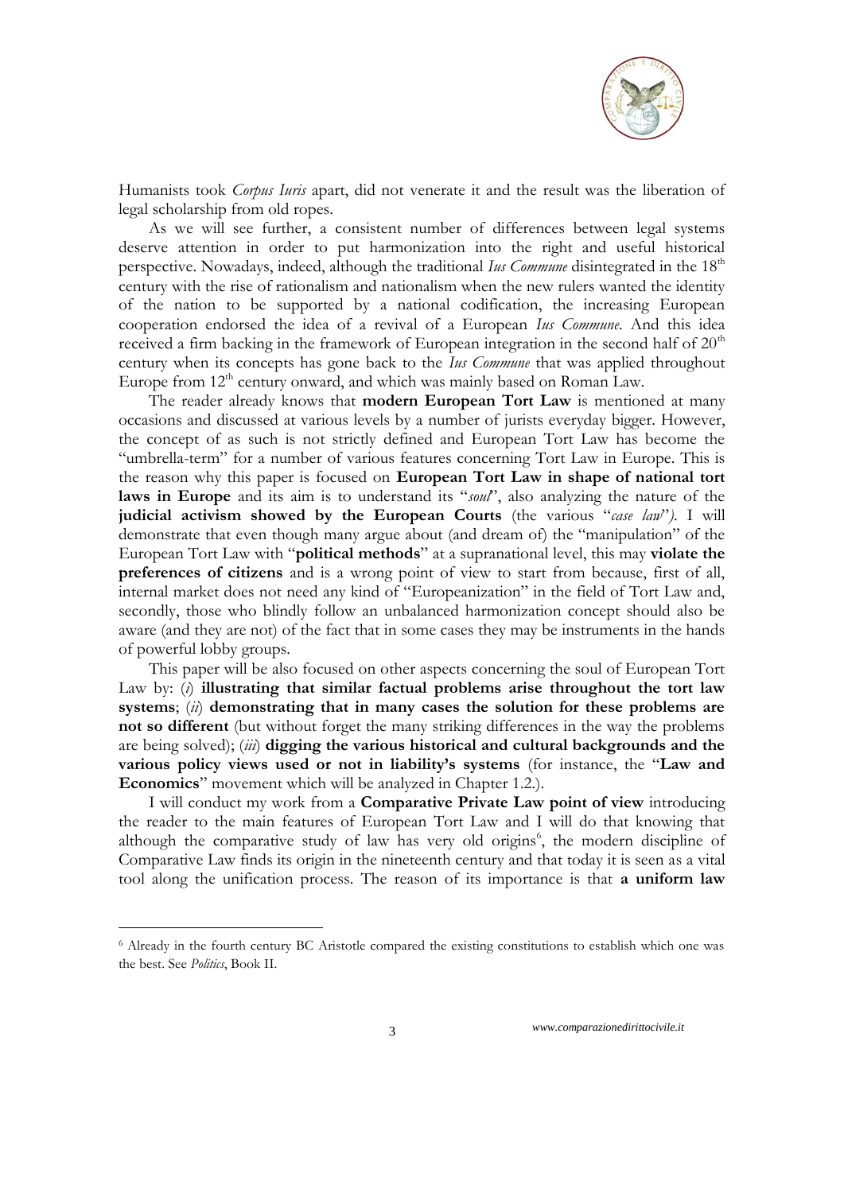Humanists took *Corpus Iuris* apart, did not venerate it and the result was the liberation of legal scholarship from old ropes.

As we will see further, a consistent number of differences between legal systems deserve attention in order to put harmonization into the right and useful historical perspective. Nowadays, indeed, although the traditional *Ius Commune* disintegrated in the 18th century with the rise of rationalism and nationalism when the new rulers wanted the identity of the nation to be supported by a national codification, the increasing European cooperation endorsed the idea of a revival of a European *Ius Commune*. And this idea received a firm backing in the framework of European integration in the second half of 20th century when its concepts has gone back to the *Ius Commune* that was applied throughout Europe from 12th century onward, and which was mainly based on Roman Law.

The reader already knows that **modern European Tort Law** is mentioned at many occasions and discussed at various levels by a number of jurists everyday bigger. However, the concept of as such is not strictly defined and European Tort Law has become the "umbrella-term" for a number of various features concerning Tort Law in Europe. This is the reason why this paper is focused on **European Tort Law in shape of national tort laws in Europe** and its aim is to understand its "*soul*", also analyzing the nature of the **judicial activism showed by the European Courts** (the various "*case law*"). I will demonstrate that even though many argue about (and dream of) the "manipulation" of the European Tort Law with "**political methods**" at a supranational level, this may **violate the preferences of citizens** and is a wrong point of view to start from because, first of all, internal market does not need any kind of "Europeanization" in the field of Tort Law and, secondly, those who blindly follow an unbalanced harmonization concept should also be aware (and they are not) of the fact that in some cases they may be instruments in the hands of powerful lobby groups.

This paper will be also focused on other aspects concerning the soul of European Tort Law by: (*i*) **illustrating that similar factual problems arise throughout the tort law systems**; (*ii*) **demonstrating that in many cases the solution for these problems are not so different** (but without forget the many striking differences in the way the problems are being solved); (*iii*) **digging the various historical and cultural backgrounds and the various policy views used or not in liability's systems** (for instance, the "**Law and Economics**" movement which will be analyzed in Chapter 1.2.).

I will conduct my work from a **Comparative Private Law point of view** introducing the reader to the main features of European Tort Law and I will do that knowing that although the comparative study of law has very old origins[6], the modern discipline of Comparative Law finds its origin in the nineteenth century and that today it is seen as a vital tool along the unification process. The reason of its importance is that **a uniform law**

---

[6] Already in the fourth century BC Aristotle compared the existing constitutions to establish which one was the best. See *Politics*, Book II.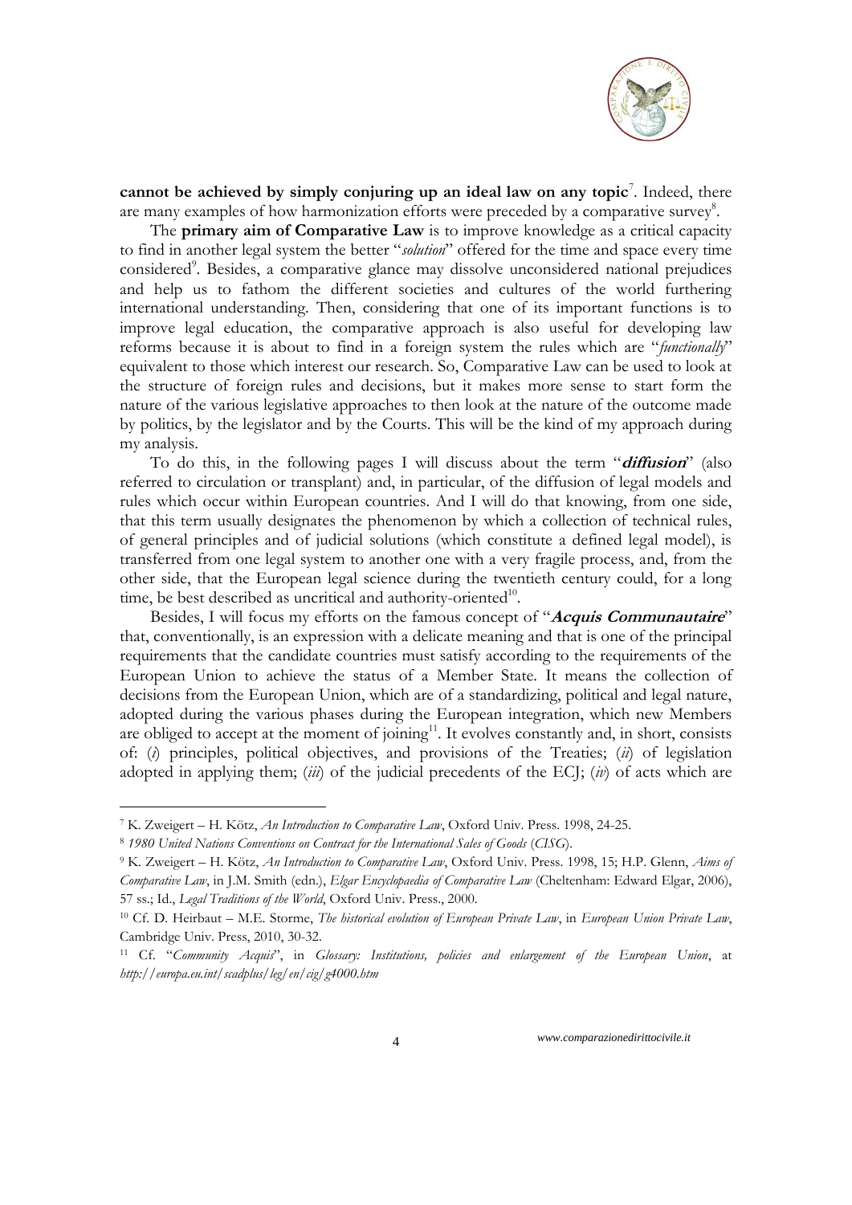**cannot be achieved by simply conjuring up an ideal law on any topic**[7]. Indeed, there are many examples of how harmonization efforts were preceded by a comparative survey[8].

The **primary aim of Comparative Law** is to improve knowledge as a critical capacity to find in another legal system the better "*solution*" offered for the time and space every time considered[9]. Besides, a comparative glance may dissolve unconsidered national prejudices and help us to fathom the different societies and cultures of the world furthering international understanding. Then, considering that one of its important functions is to improve legal education, the comparative approach is also useful for developing law reforms because it is about to find in a foreign system the rules which are "*functionally*" equivalent to those which interest our research. So, Comparative Law can be used to look at the structure of foreign rules and decisions, but it makes more sense to start form the nature of the various legislative approaches to then look at the nature of the outcome made by politics, by the legislator and by the Courts. This will be the kind of my approach during my analysis.

To do this, in the following pages I will discuss about the term "***diffusion***" (also referred to circulation or transplant) and, in particular, of the diffusion of legal models and rules which occur within European countries. And I will do that knowing, from one side, that this term usually designates the phenomenon by which a collection of technical rules, of general principles and of judicial solutions (which constitute a defined legal model), is transferred from one legal system to another one with a very fragile process, and, from the other side, that the European legal science during the twentieth century could, for a long time, be best described as uncritical and authority-oriented[10].

Besides, I will focus my efforts on the famous concept of "***Acquis Communautaire***" that, conventionally, is an expression with a delicate meaning and that is one of the principal requirements that the candidate countries must satisfy according to the requirements of the European Union to achieve the status of a Member State. It means the collection of decisions from the European Union, which are of a standardizing, political and legal nature, adopted during the various phases during the European integration, which new Members are obliged to accept at the moment of joining[11]. It evolves constantly and, in short, consists of: (*i*) principles, political objectives, and provisions of the Treaties; (*ii*) of legislation adopted in applying them; (*iii*) of the judicial precedents of the ECJ; (*iv*) of acts which are

---

[7] K. Zweigert – H. Kötz, *An Introduction to Comparative Law*, Oxford Univ. Press. 1998, 24-25.

[8] *1980 United Nations Conventions on Contract for the International Sales of Goods* (*CISG*).

[9] K. Zweigert – H. Kötz, *An Introduction to Comparative Law*, Oxford Univ. Press. 1998, 15; H.P. Glenn, *Aims of Comparative Law*, in J.M. Smith (edn.), *Elgar Encyclopaedia of Comparative Law* (Cheltenham: Edward Elgar, 2006), 57 ss.; Id., *Legal Traditions of the World*, Oxford Univ. Press., 2000.

[10] Cf. D. Heirbaut – M.E. Storme, *The historical evolution of European Private Law*, in *European Union Private Law*, Cambridge Univ. Press, 2010, 30-32.

[11] Cf. "*Community Acquis*", in *Glossary: Institutions, policies and enlargement of the European Union*, at *http://europa.eu.int/scadplus/leg/en/cig/g4000.htm*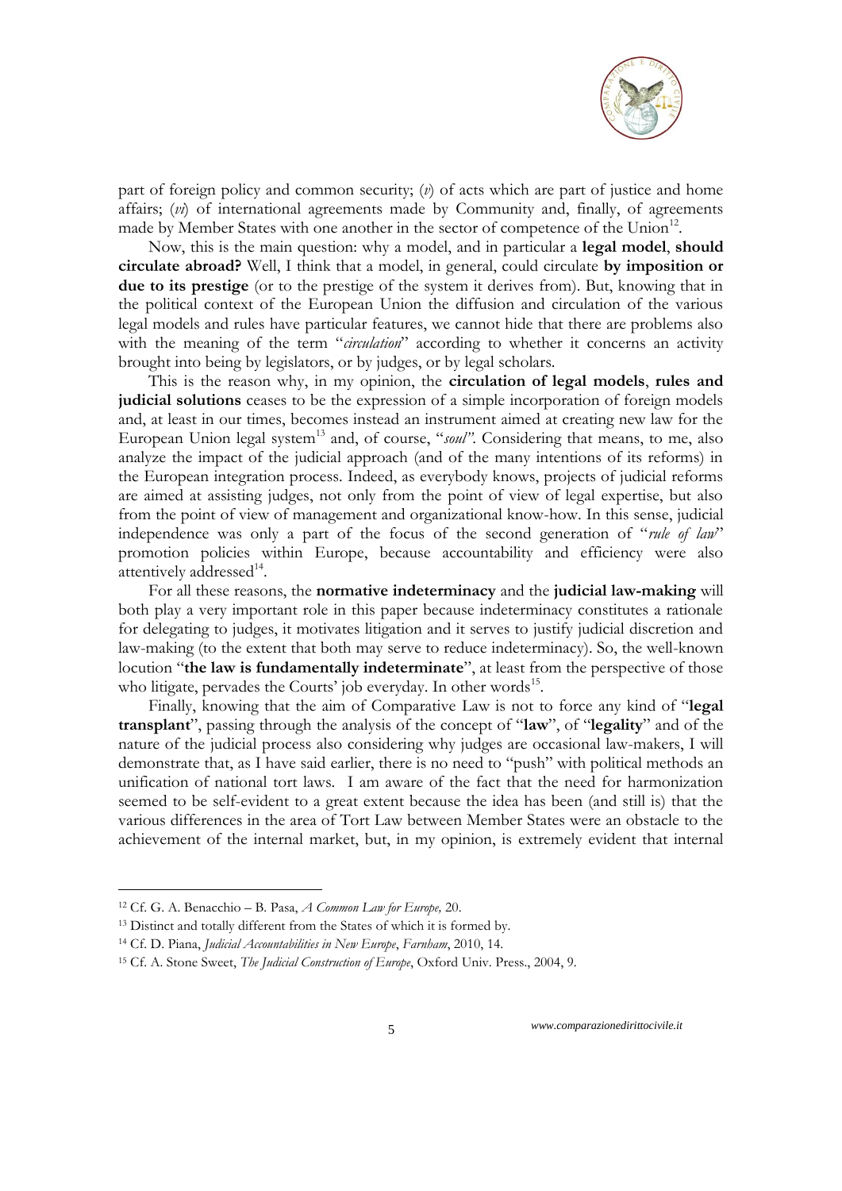part of foreign policy and common security; (*v*) of acts which are part of justice and home affairs; (*vi*) of international agreements made by Community and, finally, of agreements made by Member States with one another in the sector of competence of the Union[12].

Now, this is the main question: why a model, and in particular a **legal model**, **should circulate abroad?** Well, I think that a model, in general, could circulate **by imposition or due to its prestige** (or to the prestige of the system it derives from). But, knowing that in the political context of the European Union the diffusion and circulation of the various legal models and rules have particular features, we cannot hide that there are problems also with the meaning of the term "*circulation*" according to whether it concerns an activity brought into being by legislators, or by judges, or by legal scholars.

This is the reason why, in my opinion, the **circulation of legal models**, **rules and judicial solutions** ceases to be the expression of a simple incorporation of foreign models and, at least in our times, becomes instead an instrument aimed at creating new law for the European Union legal system[13] and, of course, "*soul".* Considering that means, to me, also analyze the impact of the judicial approach (and of the many intentions of its reforms) in the European integration process. Indeed, as everybody knows, projects of judicial reforms are aimed at assisting judges, not only from the point of view of legal expertise, but also from the point of view of management and organizational know-how. In this sense, judicial independence was only a part of the focus of the second generation of "*rule of law*" promotion policies within Europe, because accountability and efficiency were also attentively addressed[14].

For all these reasons, the **normative indeterminacy** and the **judicial law-making** will both play a very important role in this paper because indeterminacy constitutes a rationale for delegating to judges, it motivates litigation and it serves to justify judicial discretion and law-making (to the extent that both may serve to reduce indeterminacy). So, the well-known locution "**the law is fundamentally indeterminate**", at least from the perspective of those who litigate, pervades the Courts' job everyday. In other words[15].

Finally, knowing that the aim of Comparative Law is not to force any kind of "**legal transplant**", passing through the analysis of the concept of "**law**", of "**legality**" and of the nature of the judicial process also considering why judges are occasional law-makers, I will demonstrate that, as I have said earlier, there is no need to "push" with political methods an unification of national tort laws. I am aware of the fact that the need for harmonization seemed to be self-evident to a great extent because the idea has been (and still is) that the various differences in the area of Tort Law between Member States were an obstacle to the achievement of the internal market, but, in my opinion, is extremely evident that internal

---

[12] Cf. G. A. Benacchio – B. Pasa, *A Common Law for Europe,* 20.

[13] Distinct and totally different from the States of which it is formed by.

[14] Cf. D. Piana, *Judicial Accountabilities in New Europe*, *Farnham*, 2010, 14.

[15] Cf. A. Stone Sweet, *The Judicial Construction of Europe*, Oxford Univ. Press., 2004, 9.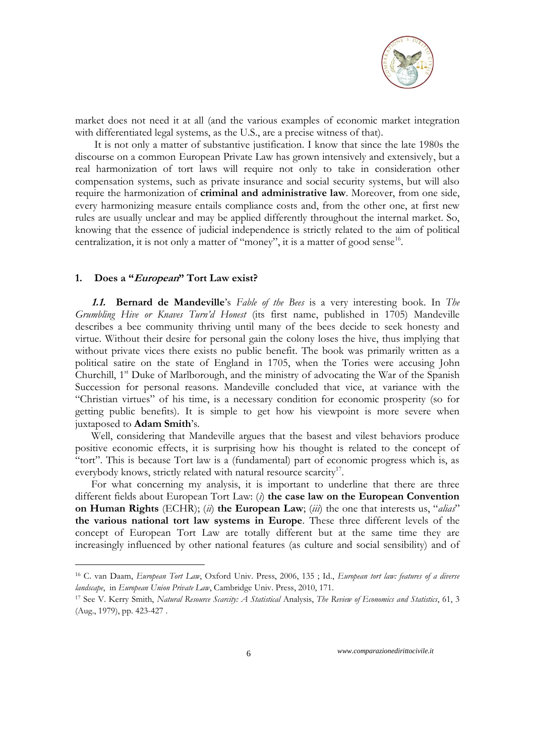market does not need it at all (and the various examples of economic market integration with differentiated legal systems, as the U.S., are a precise witness of that).

It is not only a matter of substantive justification. I know that since the late 1980s the discourse on a common European Private Law has grown intensively and extensively, but a real harmonization of tort laws will require not only to take in consideration other compensation systems, such as private insurance and social security systems, but will also require the harmonization of **criminal and administrative law**. Moreover, from one side, every harmonizing measure entails compliance costs and, from the other one, at first new rules are usually unclear and may be applied differently throughout the internal market. So, knowing that the essence of judicial independence is strictly related to the aim of political centralization, it is not only a matter of "money", it is a matter of good sense[16].

## 1. Does a "*European*" Tort Law exist?

***1.1.*** **Bernard de Mandeville**'s *Fable of the Bees* is a very interesting book. In *The Grumbling Hive or Knaves Turn'd Honest* (its first name, published in 1705) Mandeville describes a bee community thriving until many of the bees decide to seek honesty and virtue. Without their desire for personal gain the colony loses the hive, thus implying that without private vices there exists no public benefit. The book was primarily written as a political satire on the state of England in 1705, when the Tories were accusing John Churchill, 1st Duke of Marlborough, and the ministry of advocating the War of the Spanish Succession for personal reasons. Mandeville concluded that vice, at variance with the "Christian virtues" of his time, is a necessary condition for economic prosperity (so for getting public benefits). It is simple to get how his viewpoint is more severe when juxtaposed to **Adam Smith**'s.

Well, considering that Mandeville argues that the basest and vilest behaviors produce positive economic effects, it is surprising how his thought is related to the concept of "tort". This is because Tort law is a (fundamental) part of economic progress which is, as everybody knows, strictly related with natural resource scarcity[17].

For what concerning my analysis, it is important to underline that there are three different fields about European Tort Law: (*i*) **the case law on the European Convention on Human Rights** (ECHR); (*ii*) **the European Law**; (*iii*) the one that interests us, "*alias*" **the various national tort law systems in Europe**. These three different levels of the concept of European Tort Law are totally different but at the same time they are increasingly influenced by other national features (as culture and social sensibility) and of

---

[16] C. van Daam, *European Tort Law*, Oxford Univ. Press, 2006, 135 ; Id., *European tort law: features of a diverse landscape*, in *European Union Private Law*, Cambridge Univ. Press, 2010, 171.

[17] See V. Kerry Smith, *Natural Resource Scarcity: A Statistical* Analysis, *The Review of Economics and Statistics*, 61, 3 (Aug., 1979), pp. 423-427 .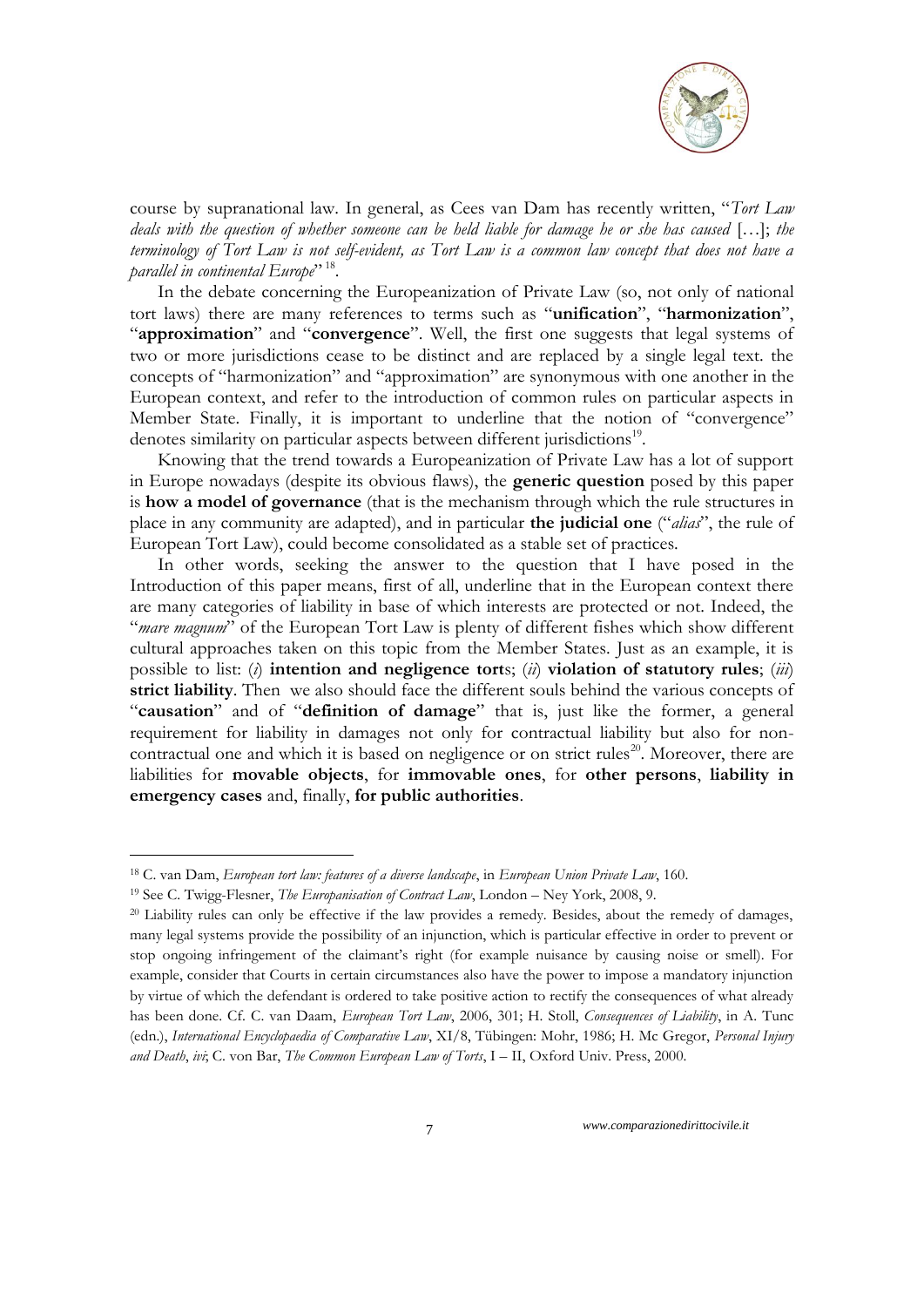course by supranational law. In general, as Cees van Dam has recently written, "*Tort Law deals with the question of whether someone can be held liable for damage he or she has caused* […]; *the terminology of Tort Law is not self-evident, as Tort Law is a common law concept that does not have a parallel in continental Europe*"[18].

In the debate concerning the Europeanization of Private Law (so, not only of national tort laws) there are many references to terms such as "**unification**", "**harmonization**", "**approximation**" and "**convergence**". Well, the first one suggests that legal systems of two or more jurisdictions cease to be distinct and are replaced by a single legal text. the concepts of "harmonization" and "approximation" are synonymous with one another in the European context, and refer to the introduction of common rules on particular aspects in Member State. Finally, it is important to underline that the notion of "convergence" denotes similarity on particular aspects between different jurisdictions[19].

Knowing that the trend towards a Europeanization of Private Law has a lot of support in Europe nowadays (despite its obvious flaws), the **generic question** posed by this paper is **how a model of governance** (that is the mechanism through which the rule structures in place in any community are adapted), and in particular **the judicial one** ("*alias*", the rule of European Tort Law), could become consolidated as a stable set of practices.

In other words, seeking the answer to the question that I have posed in the Introduction of this paper means, first of all, underline that in the European context there are many categories of liability in base of which interests are protected or not. Indeed, the "*mare magnum*" of the European Tort Law is plenty of different fishes which show different cultural approaches taken on this topic from the Member States. Just as an example, it is possible to list: (*i*) **intention and negligence tort**s; (*ii*) **violation of statutory rules**; (*iii*) **strict liability**. Then we also should face the different souls behind the various concepts of "**causation**" and of "**definition of damage**" that is, just like the former, a general requirement for liability in damages not only for contractual liability but also for non-contractual one and which it is based on negligence or on strict rules[20]. Moreover, there are liabilities for **movable objects**, for **immovable ones**, for **other persons**, **liability in emergency cases** and, finally, **for public authorities**.

---

[18] C. van Dam, *European tort law: features of a diverse landscape*, in *European Union Private Law*, 160.

[19] See C. Twigg-Flesner, *The Europanisation of Contract Law*, London – Ney York, 2008, 9.

[20] Liability rules can only be effective if the law provides a remedy. Besides, about the remedy of damages, many legal systems provide the possibility of an injunction, which is particular effective in order to prevent or stop ongoing infringement of the claimant's right (for example nuisance by causing noise or smell). For example, consider that Courts in certain circumstances also have the power to impose a mandatory injunction by virtue of which the defendant is ordered to take positive action to rectify the consequences of what already has been done. Cf. C. van Daam, *European Tort Law*, 2006, 301; H. Stoll, *Consequences of Liability*, in A. Tunc (edn.), *International Encyclopaedia of Comparative Law*, XI/8, Tübingen: Mohr, 1986; H. Mc Gregor, *Personal Injury and Death*, *ivi*; C. von Bar, *The Common European Law of Torts*, I – II, Oxford Univ. Press, 2000.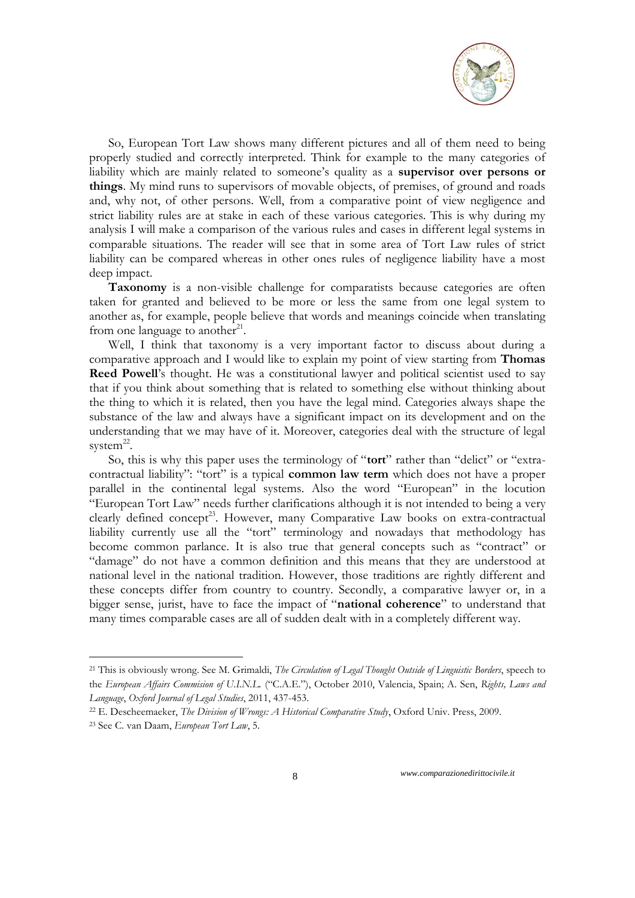So, European Tort Law shows many different pictures and all of them need to being properly studied and correctly interpreted. Think for example to the many categories of liability which are mainly related to someone's quality as a **supervisor over persons or things**. My mind runs to supervisors of movable objects, of premises, of ground and roads and, why not, of other persons. Well, from a comparative point of view negligence and strict liability rules are at stake in each of these various categories. This is why during my analysis I will make a comparison of the various rules and cases in different legal systems in comparable situations. The reader will see that in some area of Tort Law rules of strict liability can be compared whereas in other ones rules of negligence liability have a most deep impact.

**Taxonomy** is a non-visible challenge for comparatists because categories are often taken for granted and believed to be more or less the same from one legal system to another as, for example, people believe that words and meanings coincide when translating from one language to another[21].

Well, I think that taxonomy is a very important factor to discuss about during a comparative approach and I would like to explain my point of view starting from **Thomas Reed Powell**'s thought. He was a constitutional lawyer and political scientist used to say that if you think about something that is related to something else without thinking about the thing to which it is related, then you have the legal mind. Categories always shape the substance of the law and always have a significant impact on its development and on the understanding that we may have of it. Moreover, categories deal with the structure of legal system[22].

So, this is why this paper uses the terminology of "**tort**" rather than "delict" or "extra-contractual liability": "tort" is a typical **common law term** which does not have a proper parallel in the continental legal systems. Also the word "European" in the locution "European Tort Law" needs further clarifications although it is not intended to being a very clearly defined concept[23]. However, many Comparative Law books on extra-contractual liability currently use all the "tort" terminology and nowadays that methodology has become common parlance. It is also true that general concepts such as "contract" or "damage" do not have a common definition and this means that they are understood at national level in the national tradition. However, those traditions are rightly different and these concepts differ from country to country. Secondly, a comparative lawyer or, in a bigger sense, jurist, have to face the impact of "**national coherence**" to understand that many times comparable cases are all of sudden dealt with in a completely different way.

---

[21] This is obviously wrong. See M. Grimaldi, *The Circulation of Legal Thought Outside of Linguistic Borders*, speech to the *European Affairs Commision of U.I.N.L.* ("C.A.E."), October 2010, Valencia, Spain; A. Sen, *Rights, Laws and Language*, *Oxford Journal of Legal Studies*, 2011, 437-453.

[22] E. Descheemaeker, *The Division of Wrongs: A Historical Comparative Study*, Oxford Univ. Press, 2009.

[23] See C. van Daam, *European Tort Law*, 5.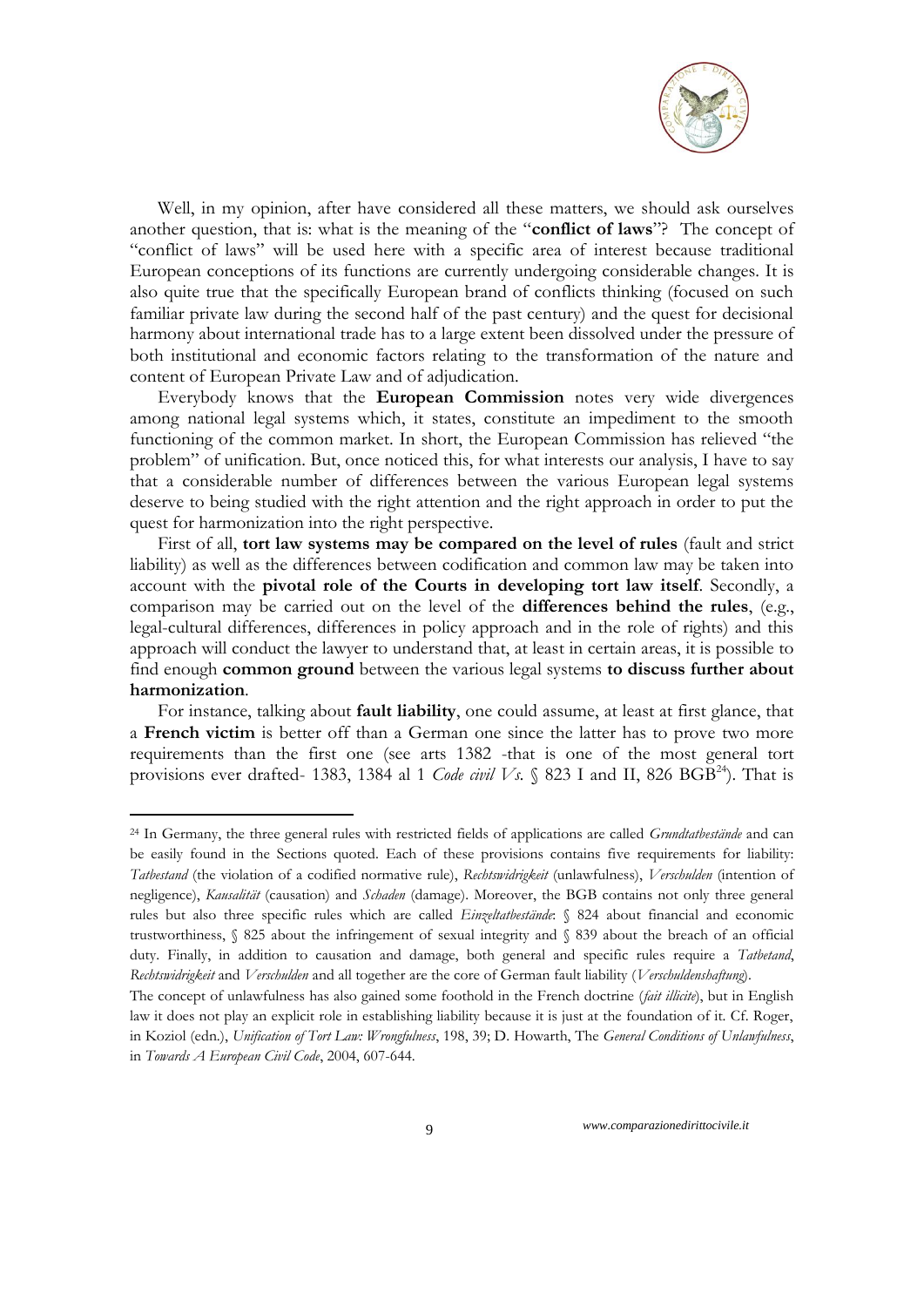Well, in my opinion, after have considered all these matters, we should ask ourselves another question, that is: what is the meaning of the "**conflict of laws**"? The concept of "conflict of laws" will be used here with a specific area of interest because traditional European conceptions of its functions are currently undergoing considerable changes. It is also quite true that the specifically European brand of conflicts thinking (focused on such familiar private law during the second half of the past century) and the quest for decisional harmony about international trade has to a large extent been dissolved under the pressure of both institutional and economic factors relating to the transformation of the nature and content of European Private Law and of adjudication.

Everybody knows that the **European Commission** notes very wide divergences among national legal systems which, it states, constitute an impediment to the smooth functioning of the common market. In short, the European Commission has relieved "the problem" of unification. But, once noticed this, for what interests our analysis, I have to say that a considerable number of differences between the various European legal systems deserve to being studied with the right attention and the right approach in order to put the quest for harmonization into the right perspective.

First of all, **tort law systems may be compared on the level of rules** (fault and strict liability) as well as the differences between codification and common law may be taken into account with the **pivotal role of the Courts in developing tort law itself**. Secondly, a comparison may be carried out on the level of the **differences behind the rules**, (e.g., legal-cultural differences, differences in policy approach and in the role of rights) and this approach will conduct the lawyer to understand that, at least in certain areas, it is possible to find enough **common ground** between the various legal systems **to discuss further about harmonization**.

For instance, talking about **fault liability**, one could assume, at least at first glance, that a **French victim** is better off than a German one since the latter has to prove two more requirements than the first one (see arts 1382 -that is one of the most general tort provisions ever drafted- 1383, 1384 al 1 *Code civil Vs.* § 823 I and II, 826 BGB[24]). That is

---

[24] In Germany, the three general rules with restricted fields of applications are called *Grundtatbestände* and can be easily found in the Sections quoted. Each of these provisions contains five requirements for liability: *Tatbestand* (the violation of a codified normative rule), *Rechtswidrigkeit* (unlawfulness), *Verschulden* (intention of negligence), *Kausalität* (causation) and *Schaden* (damage). Moreover, the BGB contains not only three general rules but also three specific rules which are called *Einzeltatbestände*: § 824 about financial and economic trustworthiness, § 825 about the infringement of sexual integrity and § 839 about the breach of an official duty. Finally, in addition to causation and damage, both general and specific rules require a *Tatbetand*, *Rechtswidrigkeit* and *Verschulden* and all together are the core of German fault liability (*Verschuldenshaftung*).

The concept of unlawfulness has also gained some foothold in the French doctrine (*fait illicite*), but in English law it does not play an explicit role in establishing liability because it is just at the foundation of it. Cf. Roger, in Koziol (edn.), *Unification of Tort Law: Wrongfulness*, 198, 39; D. Howarth, The *General Conditions of Unlawfulness*, in *Towards A European Civil Code*, 2004, 607-644.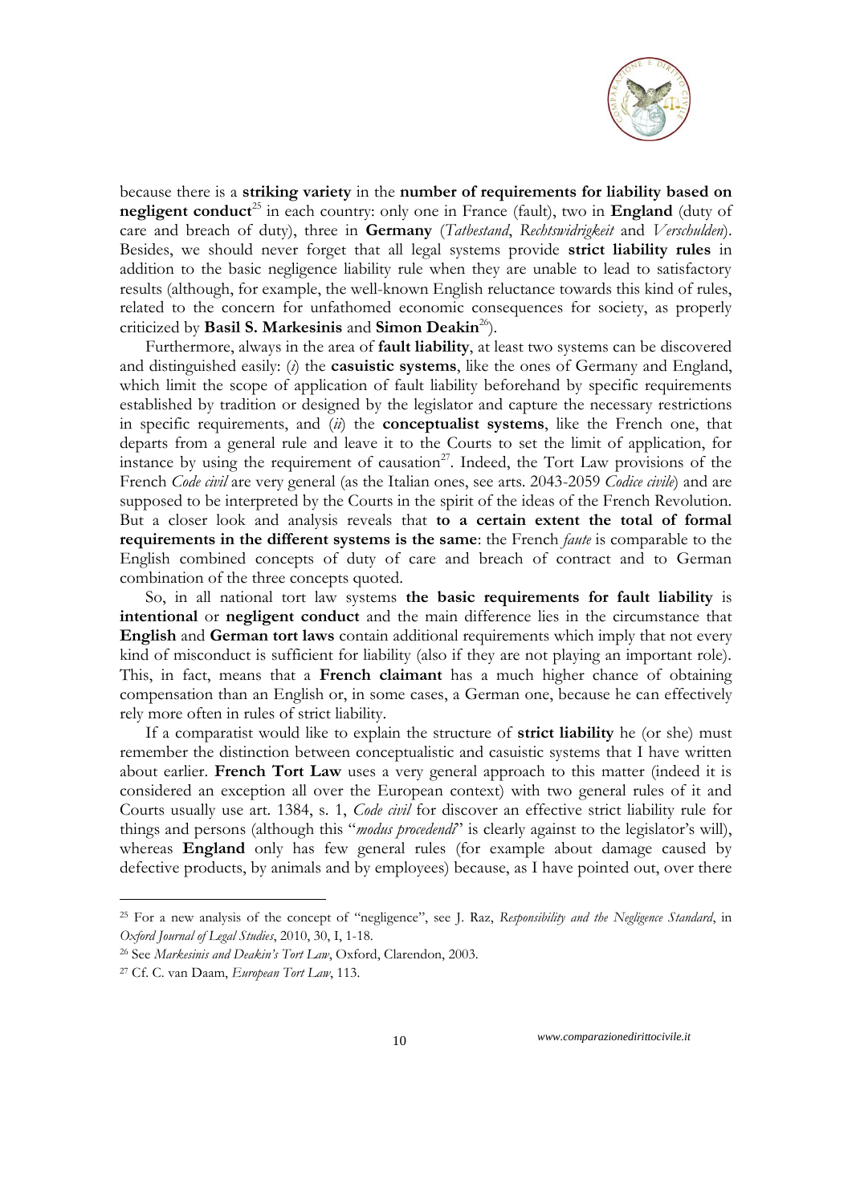because there is a **striking variety** in the **number of requirements for liability based on negligent conduct**[25] in each country: only one in France (fault), two in **England** (duty of care and breach of duty), three in **Germany** (*Tatbestand*, *Rechtswidrigkeit* and *Verschulden*). Besides, we should never forget that all legal systems provide **strict liability rules** in addition to the basic negligence liability rule when they are unable to lead to satisfactory results (although, for example, the well-known English reluctance towards this kind of rules, related to the concern for unfathomed economic consequences for society, as properly criticized by **Basil S. Markesinis** and **Simon Deakin**[26]).

Furthermore, always in the area of **fault liability**, at least two systems can be discovered and distinguished easily: (*i*) the **casuistic systems**, like the ones of Germany and England, which limit the scope of application of fault liability beforehand by specific requirements established by tradition or designed by the legislator and capture the necessary restrictions in specific requirements, and (*ii*) the **conceptualist systems**, like the French one, that departs from a general rule and leave it to the Courts to set the limit of application, for instance by using the requirement of causation[27]. Indeed, the Tort Law provisions of the French *Code civil* are very general (as the Italian ones, see arts. 2043-2059 *Codice civile*) and are supposed to be interpreted by the Courts in the spirit of the ideas of the French Revolution. But a closer look and analysis reveals that **to a certain extent the total of formal requirements in the different systems is the same**: the French *faute* is comparable to the English combined concepts of duty of care and breach of contract and to German combination of the three concepts quoted.

So, in all national tort law systems **the basic requirements for fault liability** is **intentional** or **negligent conduct** and the main difference lies in the circumstance that **English** and **German tort laws** contain additional requirements which imply that not every kind of misconduct is sufficient for liability (also if they are not playing an important role). This, in fact, means that a **French claimant** has a much higher chance of obtaining compensation than an English or, in some cases, a German one, because he can effectively rely more often in rules of strict liability.

If a comparatist would like to explain the structure of **strict liability** he (or she) must remember the distinction between conceptualistic and casuistic systems that I have written about earlier. **French Tort Law** uses a very general approach to this matter (indeed it is considered an exception all over the European context) with two general rules of it and Courts usually use art. 1384, s. 1, *Code civil* for discover an effective strict liability rule for things and persons (although this "*modus procedendi*" is clearly against to the legislator's will), whereas **England** only has few general rules (for example about damage caused by defective products, by animals and by employees) because, as I have pointed out, over there

---

[25] For a new analysis of the concept of "negligence", see J. Raz, *Responsibility and the Negligence Standard*, in *Oxford Journal of Legal Studies*, 2010, 30, I, 1-18.

[26] See *Markesinis and Deakin's Tort Law*, Oxford, Clarendon, 2003.

[27] Cf. C. van Daam, *European Tort Law*, 113.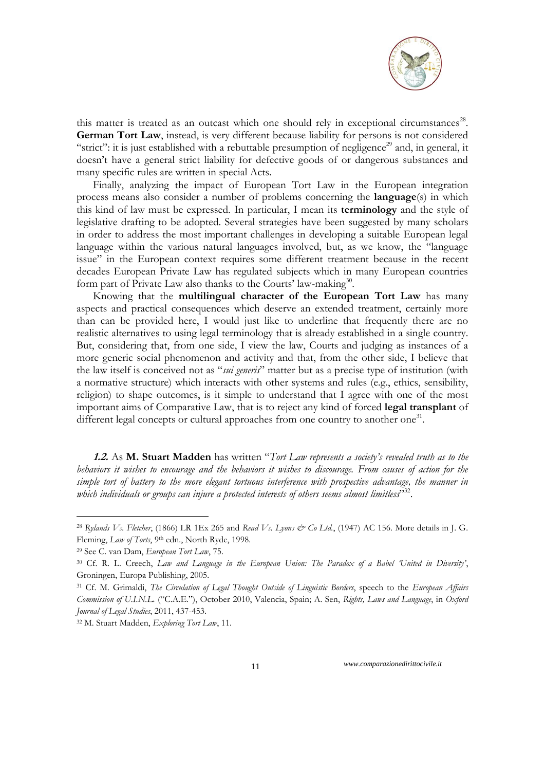this matter is treated as an outcast which one should rely in exceptional circumstances[28]. **German Tort Law**, instead, is very different because liability for persons is not considered "strict": it is just established with a rebuttable presumption of negligence[29] and, in general, it doesn't have a general strict liability for defective goods of or dangerous substances and many specific rules are written in special Acts.

Finally, analyzing the impact of European Tort Law in the European integration process means also consider a number of problems concerning the **language**(s) in which this kind of law must be expressed. In particular, I mean its **terminology** and the style of legislative drafting to be adopted. Several strategies have been suggested by many scholars in order to address the most important challenges in developing a suitable European legal language within the various natural languages involved, but, as we know, the "language issue" in the European context requires some different treatment because in the recent decades European Private Law has regulated subjects which in many European countries form part of Private Law also thanks to the Courts' law-making[30].

Knowing that the **multilingual character of the European Tort Law** has many aspects and practical consequences which deserve an extended treatment, certainly more than can be provided here, I would just like to underline that frequently there are no realistic alternatives to using legal terminology that is already established in a single country. But, considering that, from one side, I view the law, Courts and judging as instances of a more generic social phenomenon and activity and that, from the other side, I believe that the law itself is conceived not as "*sui generis*" matter but as a precise type of institution (with a normative structure) which interacts with other systems and rules (e.g., ethics, sensibility, religion) to shape outcomes, is it simple to understand that I agree with one of the most important aims of Comparative Law, that is to reject any kind of forced **legal transplant** of different legal concepts or cultural approaches from one country to another one[31].

***1.2.*** As **M. Stuart Madden** has written "*Tort Law represents a society's revealed truth as to the behaviors it wishes to encourage and the behaviors it wishes to discourage. From causes of action for the simple tort of battery to the more elegant tortuous interference with prospective advantage, the manner in which individuals or groups can injure a protected interests of others seems almost limitless*"[32].

---

[28] *Rylands Vs. Fletcher*, (1866) LR 1Ex 265 and *Read Vs. Lyons & Co Ltd.*, (1947) AC 156. More details in J. G. Fleming, *Law of Torts*, 9th edn., North Ryde, 1998.

[29] See C. van Dam, *European Tort Law*, 75.

[30] Cf. R. L. Creech, *Law and Language in the European Union: The Paradox of a Babel 'United in Diversity'*, Groningen, Europa Publishing, 2005.

[31] Cf. M. Grimaldi, *The Circulation of Legal Thought Outside of Linguistic Borders*, speech to the *European Affairs Commission of U.I.N.L.* ("C.A.E."), October 2010, Valencia, Spain; A. Sen, *Rights, Laws and Language*, in *Oxford Journal of Legal Studies*, 2011, 437-453.

[32] M. Stuart Madden, *Exploring Tort Law*, 11.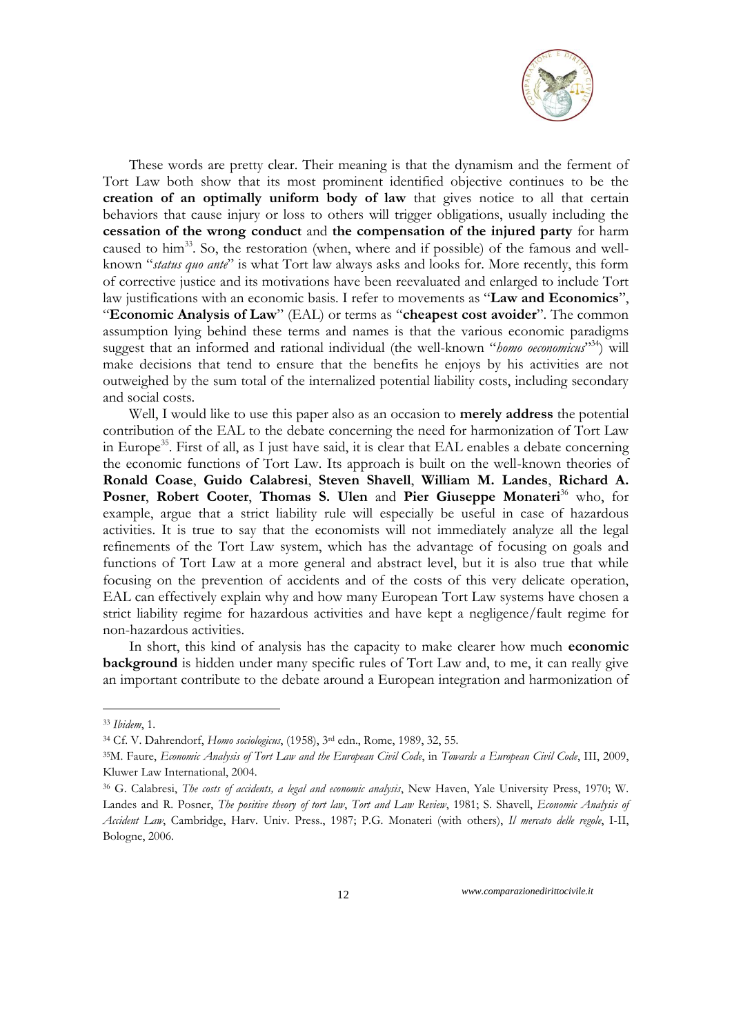These words are pretty clear. Their meaning is that the dynamism and the ferment of Tort Law both show that its most prominent identified objective continues to be the **creation of an optimally uniform body of law** that gives notice to all that certain behaviors that cause injury or loss to others will trigger obligations, usually including the **cessation of the wrong conduct** and **the compensation of the injured party** for harm caused to him[33]. So, the restoration (when, where and if possible) of the famous and well-known "*status quo ante*" is what Tort law always asks and looks for. More recently, this form of corrective justice and its motivations have been reevaluated and enlarged to include Tort law justifications with an economic basis. I refer to movements as "**Law and Economics**", "**Economic Analysis of Law**" (EAL) or terms as "**cheapest cost avoider**". The common assumption lying behind these terms and names is that the various economic paradigms suggest that an informed and rational individual (the well-known "*homo oeconomicus*"[34]) will make decisions that tend to ensure that the benefits he enjoys by his activities are not outweighed by the sum total of the internalized potential liability costs, including secondary and social costs.

Well, I would like to use this paper also as an occasion to **merely address** the potential contribution of the EAL to the debate concerning the need for harmonization of Tort Law in Europe[35]. First of all, as I just have said, it is clear that EAL enables a debate concerning the economic functions of Tort Law. Its approach is built on the well-known theories of **Ronald Coase**, **Guido Calabresi**, **Steven Shavell**, **William M. Landes**, **Richard A. Posner**, **Robert Cooter**, **Thomas S. Ulen** and **Pier Giuseppe Monateri**[36] who, for example, argue that a strict liability rule will especially be useful in case of hazardous activities. It is true to say that the economists will not immediately analyze all the legal refinements of the Tort Law system, which has the advantage of focusing on goals and functions of Tort Law at a more general and abstract level, but it is also true that while focusing on the prevention of accidents and of the costs of this very delicate operation, EAL can effectively explain why and how many European Tort Law systems have chosen a strict liability regime for hazardous activities and have kept a negligence/fault regime for non-hazardous activities.

In short, this kind of analysis has the capacity to make clearer how much **economic background** is hidden under many specific rules of Tort Law and, to me, it can really give an important contribute to the debate around a European integration and harmonization of

---

[33] *Ibidem*, 1.

[34] Cf. V. Dahrendorf, *Homo sociologicus*, (1958), 3rd edn., Rome, 1989, 32, 55.

[35] M. Faure, *Economic Analysis of Tort Law and the European Civil Code*, in *Towards a European Civil Code*, III, 2009, Kluwer Law International, 2004.

[36] G. Calabresi, *The costs of accidents, a legal and economic analysis*, New Haven, Yale University Press, 1970; W. Landes and R. Posner, *The positive theory of tort law*, *Tort and Law Review*, 1981; S. Shavell, *Economic Analysis of Accident Law*, Cambridge, Harv. Univ. Press., 1987; P.G. Monateri (with others), *Il mercato delle regole*, I-II, Bologne, 2006.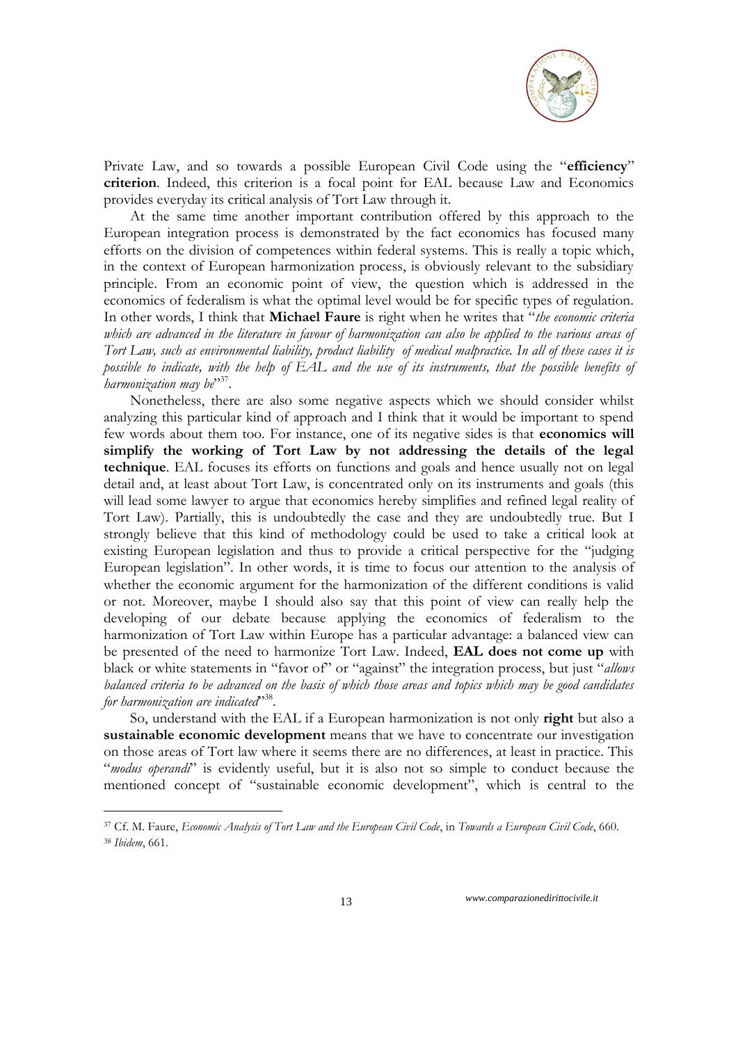Private Law, and so towards a possible European Civil Code using the "**efficiency**" **criterion**. Indeed, this criterion is a focal point for EAL because Law and Economics provides everyday its critical analysis of Tort Law through it.

At the same time another important contribution offered by this approach to the European integration process is demonstrated by the fact economics has focused many efforts on the division of competences within federal systems. This is really a topic which, in the context of European harmonization process, is obviously relevant to the subsidiary principle. From an economic point of view, the question which is addressed in the economics of federalism is what the optimal level would be for specific types of regulation. In other words, I think that **Michael Faure** is right when he writes that "*the economic criteria which are advanced in the literature in favour of harmonization can also be applied to the various areas of Tort Law, such as environmental liability, product liability of medical malpractice. In all of these cases it is possible to indicate, with the help of EAL and the use of its instruments, that the possible benefits of harmonization may be*"[37].

Nonetheless, there are also some negative aspects which we should consider whilst analyzing this particular kind of approach and I think that it would be important to spend few words about them too. For instance, one of its negative sides is that **economics will simplify the working of Tort Law by not addressing the details of the legal technique**. EAL focuses its efforts on functions and goals and hence usually not on legal detail and, at least about Tort Law, is concentrated only on its instruments and goals (this will lead some lawyer to argue that economics hereby simplifies and refined legal reality of Tort Law). Partially, this is undoubtedly the case and they are undoubtedly true. But I strongly believe that this kind of methodology could be used to take a critical look at existing European legislation and thus to provide a critical perspective for the "judging European legislation". In other words, it is time to focus our attention to the analysis of whether the economic argument for the harmonization of the different conditions is valid or not. Moreover, maybe I should also say that this point of view can really help the developing of our debate because applying the economics of federalism to the harmonization of Tort Law within Europe has a particular advantage: a balanced view can be presented of the need to harmonize Tort Law. Indeed, **EAL does not come up** with black or white statements in "favor of" or "against" the integration process, but just "*allows balanced criteria to be advanced on the basis of which those areas and topics which may be good candidates for harmonization are indicated*"[38].

So, understand with the EAL if a European harmonization is not only **right** but also a **sustainable economic development** means that we have to concentrate our investigation on those areas of Tort law where it seems there are no differences, at least in practice. This "*modus operandi*" is evidently useful, but it is also not so simple to conduct because the mentioned concept of "sustainable economic development", which is central to the

---

[37] Cf. M. Faure, *Economic Analysis of Tort Law and the European Civil Code*, in *Towards a European Civil Code*, 660.

[38] *Ibidem*, 661.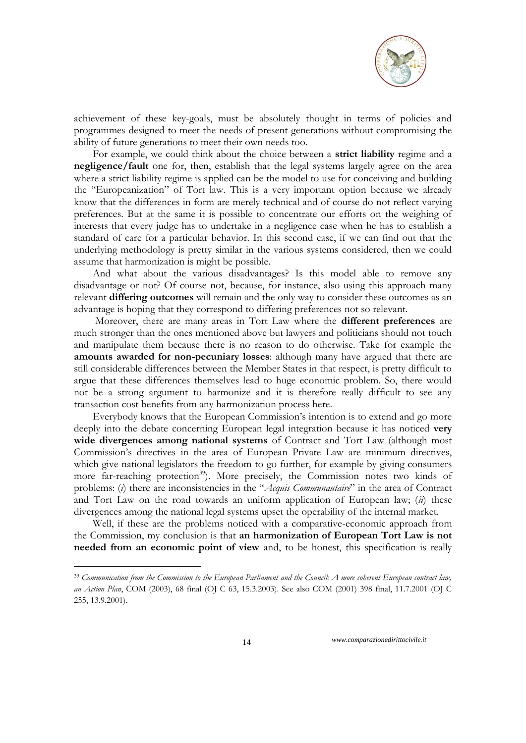achievement of these key-goals, must be absolutely thought in terms of policies and programmes designed to meet the needs of present generations without compromising the ability of future generations to meet their own needs too.

For example, we could think about the choice between a **strict liability** regime and a **negligence/fault** one for, then, establish that the legal systems largely agree on the area where a strict liability regime is applied can be the model to use for conceiving and building the "Europeanization" of Tort law. This is a very important option because we already know that the differences in form are merely technical and of course do not reflect varying preferences. But at the same it is possible to concentrate our efforts on the weighing of interests that every judge has to undertake in a negligence case when he has to establish a standard of care for a particular behavior. In this second case, if we can find out that the underlying methodology is pretty similar in the various systems considered, then we could assume that harmonization is might be possible.

And what about the various disadvantages? Is this model able to remove any disadvantage or not? Of course not, because, for instance, also using this approach many relevant **differing outcomes** will remain and the only way to consider these outcomes as an advantage is hoping that they correspond to differing preferences not so relevant.

Moreover, there are many areas in Tort Law where the **different preferences** are much stronger than the ones mentioned above but lawyers and politicians should not touch and manipulate them because there is no reason to do otherwise. Take for example the **amounts awarded for non-pecuniary losses**: although many have argued that there are still considerable differences between the Member States in that respect, is pretty difficult to argue that these differences themselves lead to huge economic problem. So, there would not be a strong argument to harmonize and it is therefore really difficult to see any transaction cost benefits from any harmonization process here.

Everybody knows that the European Commission's intention is to extend and go more deeply into the debate concerning European legal integration because it has noticed **very wide divergences among national systems** of Contract and Tort Law (although most Commission's directives in the area of European Private Law are minimum directives, which give national legislators the freedom to go further, for example by giving consumers more far-reaching protection[39]). More precisely, the Commission notes two kinds of problems: (*i*) there are inconsistencies in the "*Acquis Communautaire*" in the area of Contract and Tort Law on the road towards an uniform application of European law; (*ii*) these divergences among the national legal systems upset the operability of the internal market.

Well, if these are the problems noticed with a comparative-economic approach from the Commission, my conclusion is that **an harmonization of European Tort Law is not needed from an economic point of view** and, to be honest, this specification is really

---

[39] *Communication from the Commission to the European Parliament and the Council: A more coherent European contract law, an Action Plan*, COM (2003), 68 final (OJ C 63, 15.3.2003). See also COM (2001) 398 final, 11.7.2001 (OJ C 255, 13.9.2001).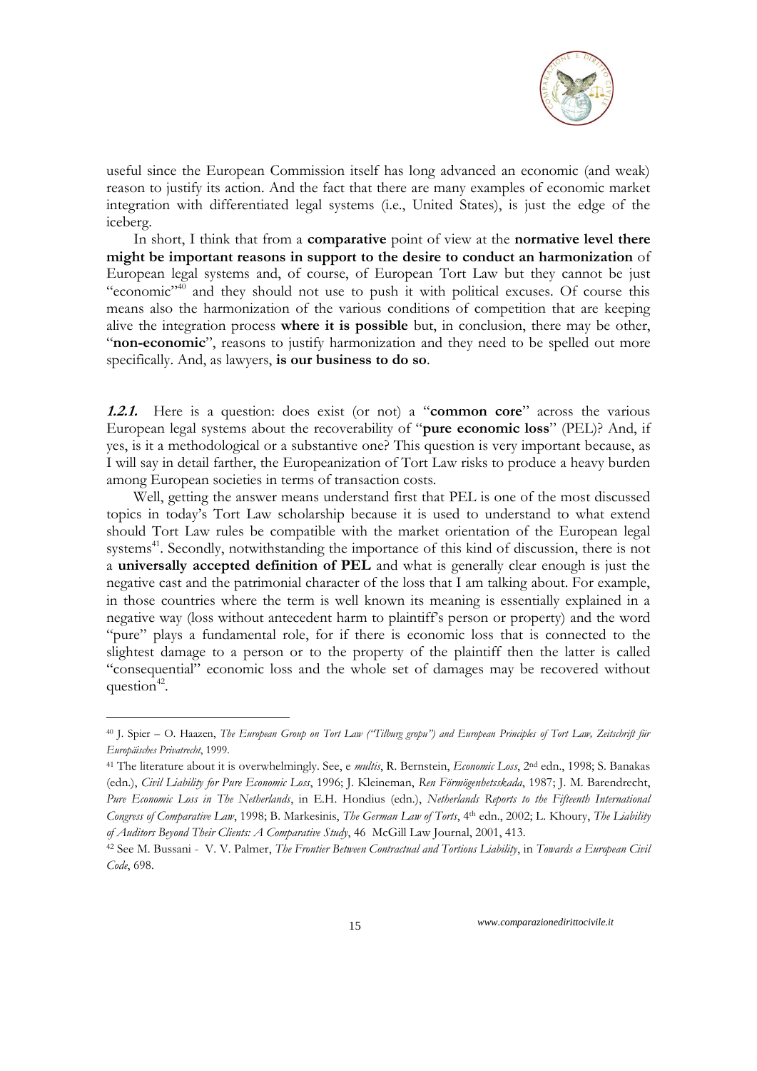useful since the European Commission itself has long advanced an economic (and weak) reason to justify its action. And the fact that there are many examples of economic market integration with differentiated legal systems (i.e., United States), is just the edge of the iceberg.

In short, I think that from a **comparative** point of view at the **normative level there might be important reasons in support to the desire to conduct an harmonization** of European legal systems and, of course, of European Tort Law but they cannot be just "economic"[40] and they should not use to push it with political excuses. Of course this means also the harmonization of the various conditions of competition that are keeping alive the integration process **where it is possible** but, in conclusion, there may be other, "**non-economic**", reasons to justify harmonization and they need to be spelled out more specifically. And, as lawyers, **is our business to do so**.

***1.2.1.*** Here is a question: does exist (or not) a "**common core**" across the various European legal systems about the recoverability of "**pure economic loss**" (PEL)? And, if yes, is it a methodological or a substantive one? This question is very important because, as I will say in detail farther, the Europeanization of Tort Law risks to produce a heavy burden among European societies in terms of transaction costs.

Well, getting the answer means understand first that PEL is one of the most discussed topics in today's Tort Law scholarship because it is used to understand to what extend should Tort Law rules be compatible with the market orientation of the European legal systems[41]. Secondly, notwithstanding the importance of this kind of discussion, there is not a **universally accepted definition of PEL** and what is generally clear enough is just the negative cast and the patrimonial character of the loss that I am talking about. For example, in those countries where the term is well known its meaning is essentially explained in a negative way (loss without antecedent harm to plaintiff's person or property) and the word "pure" plays a fundamental role, for if there is economic loss that is connected to the slightest damage to a person or to the property of the plaintiff then the latter is called "consequential" economic loss and the whole set of damages may be recovered without question[42].

---

[40] J. Spier – O. Haazen, *The European Group on Tort Law ("Tilburg gropu") and European Principles of Tort Law, Zeitschrift für Europäisches Privatrecht*, 1999.

[41] The literature about it is overwhelmingly. See, e *multis*, R. Bernstein, *Economic Loss*, 2nd edn., 1998; S. Banakas (edn.), *Civil Liability for Pure Economic Loss*, 1996; J. Kleineman, *Ren Förmögenhetsskada*, 1987; J. M. Barendrecht, *Pure Economic Loss in The Netherlands*, in E.H. Hondius (edn.), *Netherlands Reports to the Fifteenth International Congress of Comparative Law*, 1998; B. Markesinis, *The German Law of Torts*, 4th edn., 2002; L. Khoury, *The Liability of Auditors Beyond Their Clients: A Comparative Study*, 46 McGill Law Journal, 2001, 413.

[42] See M. Bussani - V. V. Palmer, *The Frontier Between Contractual and Tortious Liability*, in *Towards a European Civil Code*, 698.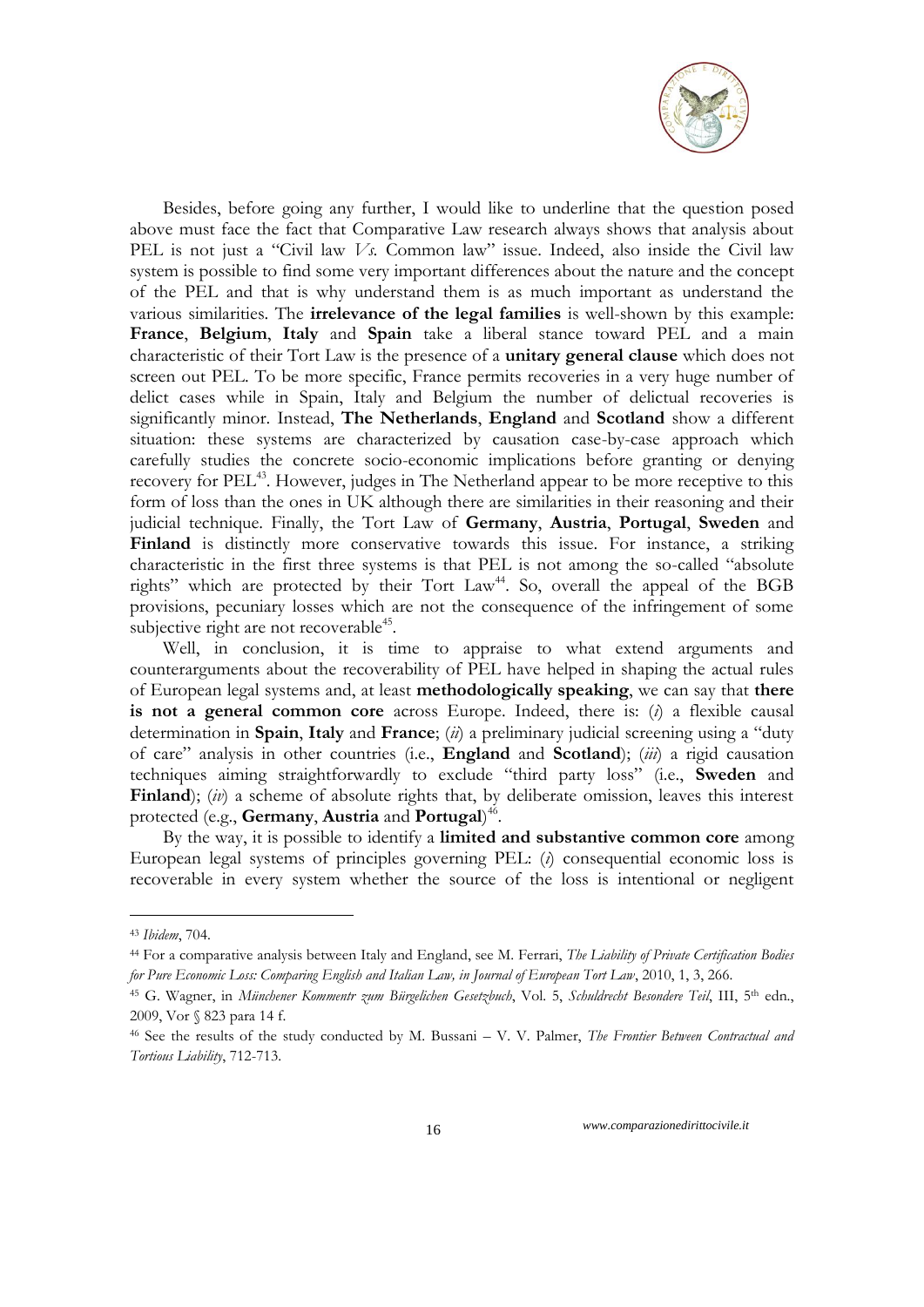Besides, before going any further, I would like to underline that the question posed above must face the fact that Comparative Law research always shows that analysis about PEL is not just a "Civil law *Vs.* Common law" issue. Indeed, also inside the Civil law system is possible to find some very important differences about the nature and the concept of the PEL and that is why understand them is as much important as understand the various similarities. The **irrelevance of the legal families** is well-shown by this example: **France**, **Belgium**, **Italy** and **Spain** take a liberal stance toward PEL and a main characteristic of their Tort Law is the presence of a **unitary general clause** which does not screen out PEL. To be more specific, France permits recoveries in a very huge number of delict cases while in Spain, Italy and Belgium the number of delictual recoveries is significantly minor. Instead, **The Netherlands**, **England** and **Scotland** show a different situation: these systems are characterized by causation case-by-case approach which carefully studies the concrete socio-economic implications before granting or denying recovery for PEL[43]. However, judges in The Netherland appear to be more receptive to this form of loss than the ones in UK although there are similarities in their reasoning and their judicial technique. Finally, the Tort Law of **Germany**, **Austria**, **Portugal**, **Sweden** and **Finland** is distinctly more conservative towards this issue. For instance, a striking characteristic in the first three systems is that PEL is not among the so-called "absolute rights" which are protected by their Tort Law[44]. So, overall the appeal of the BGB provisions, pecuniary losses which are not the consequence of the infringement of some subjective right are not recoverable[45].

Well, in conclusion, it is time to appraise to what extend arguments and counterarguments about the recoverability of PEL have helped in shaping the actual rules of European legal systems and, at least **methodologically speaking**, we can say that **there is not a general common core** across Europe. Indeed, there is: (*i*) a flexible causal determination in **Spain**, **Italy** and **France**; (*ii*) a preliminary judicial screening using a "duty of care" analysis in other countries (i.e., **England** and **Scotland**); (*iii*) a rigid causation techniques aiming straightforwardly to exclude "third party loss" (i.e., **Sweden** and **Finland**); (*iv*) a scheme of absolute rights that, by deliberate omission, leaves this interest protected (e.g., **Germany**, **Austria** and **Portugal**)[46].

By the way, it is possible to identify a **limited and substantive common core** among European legal systems of principles governing PEL: (*i*) consequential economic loss is recoverable in every system whether the source of the loss is intentional or negligent

---

[43] *Ibidem*, 704.

[44] For a comparative analysis between Italy and England, see M. Ferrari, *The Liability of Private Certification Bodies for Pure Economic Loss: Comparing English and Italian Law, in Journal of European Tort Law*, 2010, 1, 3, 266.

[45] G. Wagner, in *Münchener Kommentr zum Bürgelichen Gesetzbuch*, Vol. 5, *Schuldrecht Besondere Teil*, III, 5th edn., 2009, Vor § 823 para 14 f.

[46] See the results of the study conducted by M. Bussani – V. V. Palmer, *The Frontier Between Contractual and Tortious Liability*, 712-713.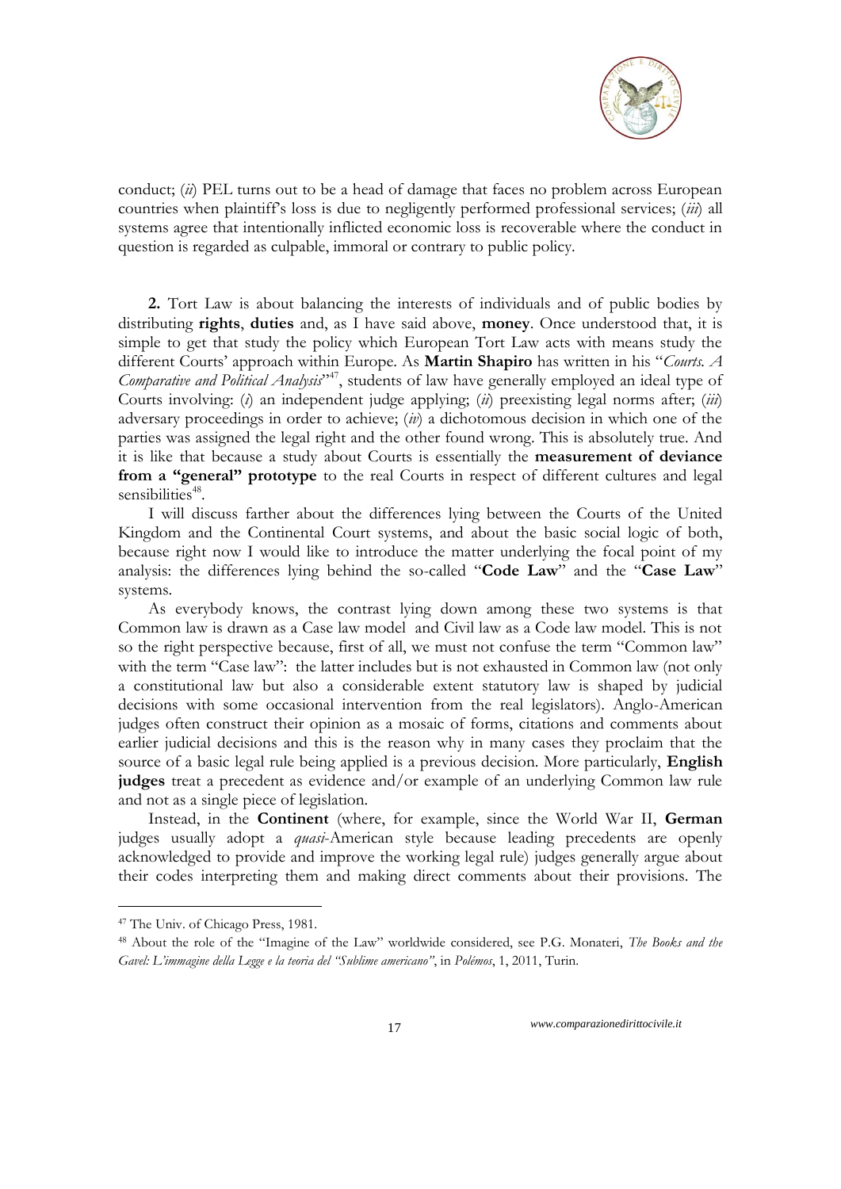conduct; (*ii*) PEL turns out to be a head of damage that faces no problem across European countries when plaintiff's loss is due to negligently performed professional services; (*iii*) all systems agree that intentionally inflicted economic loss is recoverable where the conduct in question is regarded as culpable, immoral or contrary to public policy.

**2.** Tort Law is about balancing the interests of individuals and of public bodies by distributing **rights**, **duties** and, as I have said above, **money**. Once understood that, it is simple to get that study the policy which European Tort Law acts with means study the different Courts' approach within Europe. As **Martin Shapiro** has written in his "*Courts. A Comparative and Political Analysis*"[47], students of law have generally employed an ideal type of Courts involving: (*i*) an independent judge applying; (*ii*) preexisting legal norms after; (*iii*) adversary proceedings in order to achieve; (*iv*) a dichotomous decision in which one of the parties was assigned the legal right and the other found wrong. This is absolutely true. And it is like that because a study about Courts is essentially the **measurement of deviance from a "general" prototype** to the real Courts in respect of different cultures and legal sensibilities[48].

I will discuss farther about the differences lying between the Courts of the United Kingdom and the Continental Court systems, and about the basic social logic of both, because right now I would like to introduce the matter underlying the focal point of my analysis: the differences lying behind the so-called "**Code Law**" and the "**Case Law**" systems.

As everybody knows, the contrast lying down among these two systems is that Common law is drawn as a Case law model and Civil law as a Code law model. This is not so the right perspective because, first of all, we must not confuse the term "Common law" with the term "Case law": the latter includes but is not exhausted in Common law (not only a constitutional law but also a considerable extent statutory law is shaped by judicial decisions with some occasional intervention from the real legislators). Anglo-American judges often construct their opinion as a mosaic of forms, citations and comments about earlier judicial decisions and this is the reason why in many cases they proclaim that the source of a basic legal rule being applied is a previous decision. More particularly, **English judges** treat a precedent as evidence and/or example of an underlying Common law rule and not as a single piece of legislation.

Instead, in the **Continent** (where, for example, since the World War II, **German** judges usually adopt a *quasi*-American style because leading precedents are openly acknowledged to provide and improve the working legal rule) judges generally argue about their codes interpreting them and making direct comments about their provisions. The

---

[47] The Univ. of Chicago Press, 1981.

[48] About the role of the "Imagine of the Law" worldwide considered, see P.G. Monateri, *The Books and the Gavel: L'immagine della Legge e la teoria del "Sublime americano"*, in *Polémos*, 1, 2011, Turin.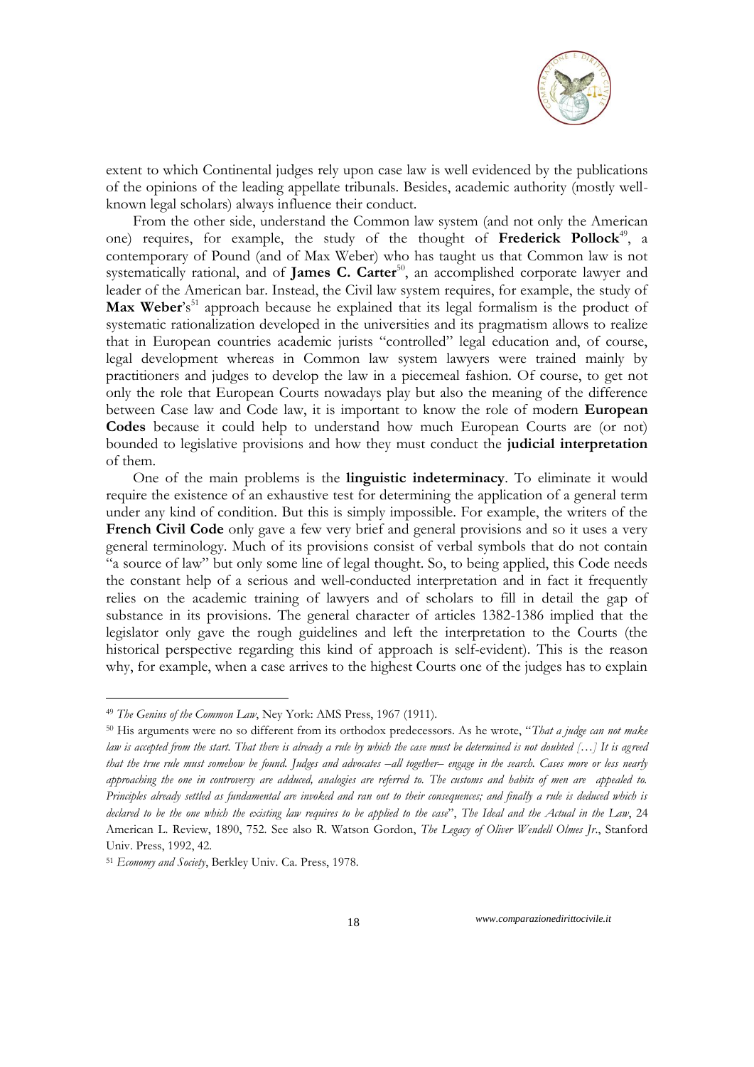extent to which Continental judges rely upon case law is well evidenced by the publications of the opinions of the leading appellate tribunals. Besides, academic authority (mostly well-known legal scholars) always influence their conduct.

From the other side, understand the Common law system (and not only the American one) requires, for example, the study of the thought of **Frederick Pollock**[49], a contemporary of Pound (and of Max Weber) who has taught us that Common law is not systematically rational, and of **James C. Carter**[50], an accomplished corporate lawyer and leader of the American bar. Instead, the Civil law system requires, for example, the study of **Max Weber**'s[51] approach because he explained that its legal formalism is the product of systematic rationalization developed in the universities and its pragmatism allows to realize that in European countries academic jurists "controlled" legal education and, of course, legal development whereas in Common law system lawyers were trained mainly by practitioners and judges to develop the law in a piecemeal fashion. Of course, to get not only the role that European Courts nowadays play but also the meaning of the difference between Case law and Code law, it is important to know the role of modern **European Codes** because it could help to understand how much European Courts are (or not) bounded to legislative provisions and how they must conduct the **judicial interpretation** of them.

One of the main problems is the **linguistic indeterminacy**. To eliminate it would require the existence of an exhaustive test for determining the application of a general term under any kind of condition. But this is simply impossible. For example, the writers of the **French Civil Code** only gave a few very brief and general provisions and so it uses a very general terminology. Much of its provisions consist of verbal symbols that do not contain "a source of law" but only some line of legal thought. So, to being applied, this Code needs the constant help of a serious and well-conducted interpretation and in fact it frequently relies on the academic training of lawyers and of scholars to fill in detail the gap of substance in its provisions. The general character of articles 1382-1386 implied that the legislator only gave the rough guidelines and left the interpretation to the Courts (the historical perspective regarding this kind of approach is self-evident). This is the reason why, for example, when a case arrives to the highest Courts one of the judges has to explain

---

[49] *The Genius of the Common Law*, Ney York: AMS Press, 1967 (1911).

[50] His arguments were no so different from its orthodox predecessors. As he wrote, "*That a judge can not make law is accepted from the start. That there is already a rule by which the case must be determined is not doubted […] It is agreed that the true rule must somehow be found. Judges and advocates –all together– engage in the search. Cases more or less nearly approaching the one in controversy are adduced, analogies are referred to. The customs and habits of men are appealed to. Principles already settled as fundamental are invoked and ran out to their consequences; and finally a rule is deduced which is declared to be the one which the existing law requires to be applied to the case*", *The Ideal and the Actual in the Law*, 24 American L. Review, 1890, 752. See also R. Watson Gordon, *The Legacy of Oliver Wendell Olmes Jr.*, Stanford Univ. Press, 1992, 42.

[51] *Economy and Society*, Berkley Univ. Ca. Press, 1978.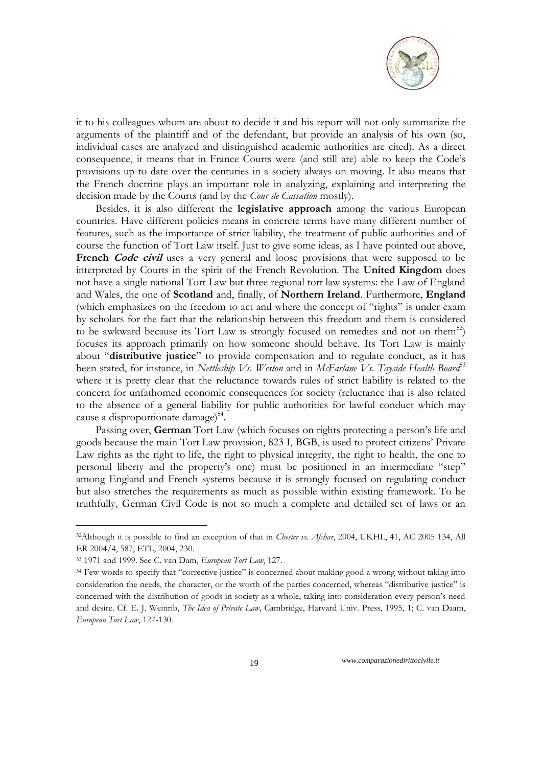it to his colleagues whom are about to decide it and his report will not only summarize the arguments of the plaintiff and of the defendant, but provide an analysis of his own (so, individual cases are analyzed and distinguished academic authorities are cited). As a direct consequence, it means that in France Courts were (and still are) able to keep the Code's provisions up to date over the centuries in a society always on moving. It also means that the French doctrine plays an important role in analyzing, explaining and interpreting the decision made by the Courts (and by the *Cour de Cassation* mostly).

Besides, it is also different the **legislative approach** among the various European countries. Have different policies means in concrete terms have many different number of features, such as the importance of strict liability, the treatment of public authorities and of course the function of Tort Law itself. Just to give some ideas, as I have pointed out above, **French *Code civil*** uses a very general and loose provisions that were supposed to be interpreted by Courts in the spirit of the French Revolution. The **United Kingdom** does not have a single national Tort Law but three regional tort law systems: the Law of England and Wales, the one of **Scotland** and, finally, of **Northern Ireland**. Furthermore, **England** (which emphasizes on the freedom to act and where the concept of "rights" is under exam by scholars for the fact that the relationship between this freedom and them is considered to be awkward because its Tort Law is strongly focused on remedies and not on them[52]) focuses its approach primarily on how someone should behave. Its Tort Law is mainly about "**distributive justice**" to provide compensation and to regulate conduct, as it has been stated, for instance, in *Nettleship Vs. Weston* and in *McFarlane Vs. Tayside Health Board*[53] where it is pretty clear that the reluctance towards rules of strict liability is related to the concern for unfathomed economic consequences for society (reluctance that is also related to the absence of a general liability for public authorities for lawful conduct which may cause a disproportionate damage)[54].

Passing over, **German** Tort Law (which focuses on rights protecting a person's life and goods because the main Tort Law provision, 823 I, BGB, is used to protect citizens' Private Law rights as the right to life, the right to physical integrity, the right to health, the one to personal liberty and the property's one) must be positioned in an intermediate "step" among England and French systems because it is strongly focused on regulating conduct but also stretches the requirements as much as possible within existing framework. To be truthfully, German Civil Code is not so much a complete and detailed set of laws or an

---

[52]Although it is possible to find an exception of that in *Chester vs. Afshar*, 2004, UKHL, 41, AC 2005 134, All ER 2004/4, 587, ETL, 2004, 230.

[53] 1971 and 1999. See C. van Dam, *European Tort Law*, 127.

[54] Few words to specify that "corrective justice" is concerned about making good a wrong without taking into consideration the needs, the character, or the worth of the parties concerned, whereas "distributive justice" is concerned with the distribution of goods in society as a whole, taking into consideration every person's need and desire. Cf. E. J. Weinrib, *The Idea of Private Law*, Cambridge, Harvard Univ. Press, 1995, 1; C. van Daam, *European Tort Law*, 127-130.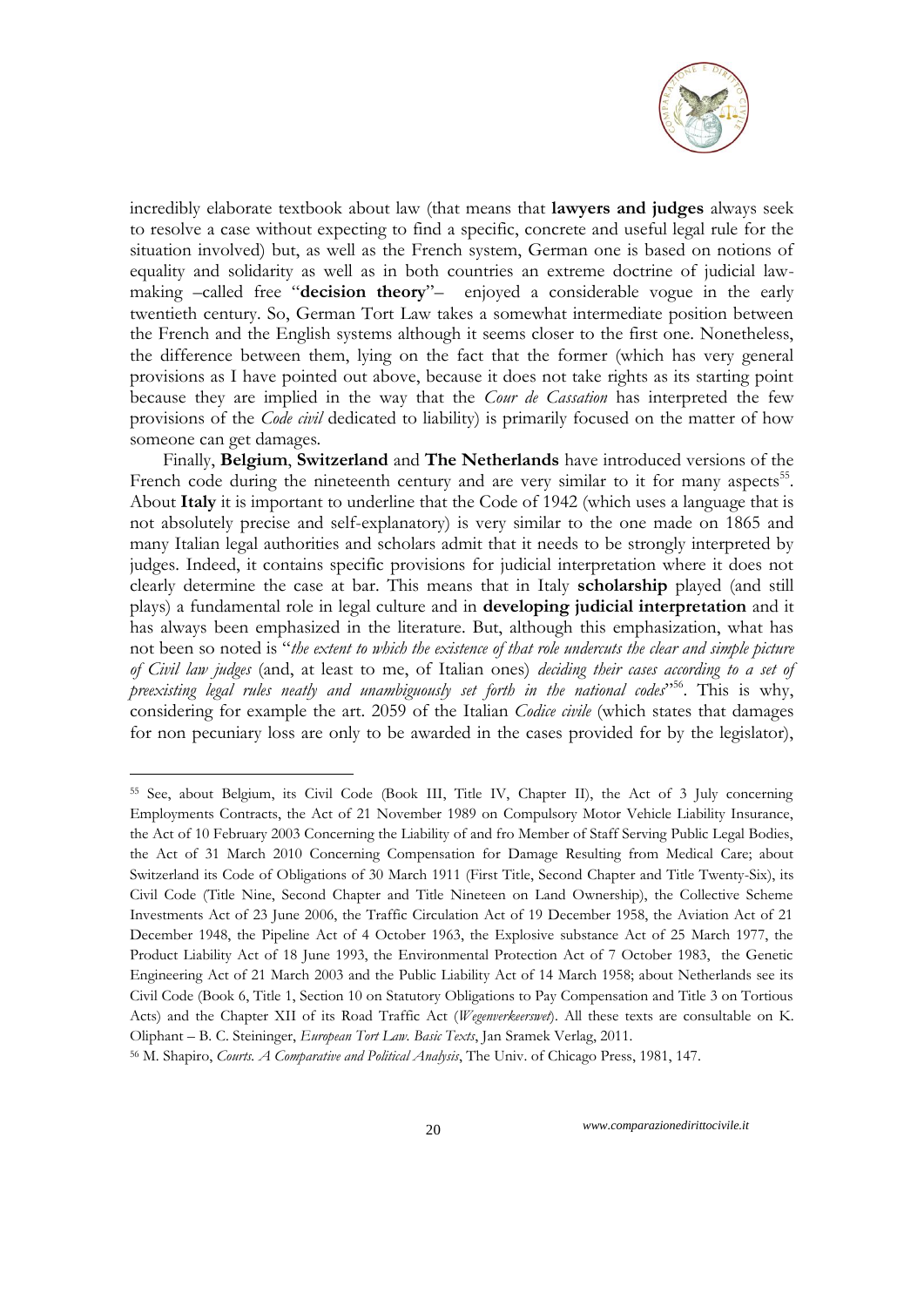incredibly elaborate textbook about law (that means that **lawyers and judges** always seek to resolve a case without expecting to find a specific, concrete and useful legal rule for the situation involved) but, as well as the French system, German one is based on notions of equality and solidarity as well as in both countries an extreme doctrine of judicial law-making –called free "**decision theory**"– enjoyed a considerable vogue in the early twentieth century. So, German Tort Law takes a somewhat intermediate position between the French and the English systems although it seems closer to the first one. Nonetheless, the difference between them, lying on the fact that the former (which has very general provisions as I have pointed out above, because it does not take rights as its starting point because they are implied in the way that the *Cour de Cassation* has interpreted the few provisions of the *Code civil* dedicated to liability) is primarily focused on the matter of how someone can get damages.

Finally, **Belgium**, **Switzerland** and **The Netherlands** have introduced versions of the French code during the nineteenth century and are very similar to it for many aspects[55]. About **Italy** it is important to underline that the Code of 1942 (which uses a language that is not absolutely precise and self-explanatory) is very similar to the one made on 1865 and many Italian legal authorities and scholars admit that it needs to be strongly interpreted by judges. Indeed, it contains specific provisions for judicial interpretation where it does not clearly determine the case at bar. This means that in Italy **scholarship** played (and still plays) a fundamental role in legal culture and in **developing judicial interpretation** and it has always been emphasized in the literature. But, although this emphasization, what has not been so noted is "*the extent to which the existence of that role undercuts the clear and simple picture of Civil law judges* (and, at least to me, of Italian ones) *deciding their cases according to a set of preexisting legal rules neatly and unambiguously set forth in the national codes*"[56]. This is why, considering for example the art. 2059 of the Italian *Codice civile* (which states that damages for non pecuniary loss are only to be awarded in the cases provided for by the legislator),

---

[55] See, about Belgium, its Civil Code (Book III, Title IV, Chapter II), the Act of 3 July concerning Employments Contracts, the Act of 21 November 1989 on Compulsory Motor Vehicle Liability Insurance, the Act of 10 February 2003 Concerning the Liability of and fro Member of Staff Serving Public Legal Bodies, the Act of 31 March 2010 Concerning Compensation for Damage Resulting from Medical Care; about Switzerland its Code of Obligations of 30 March 1911 (First Title, Second Chapter and Title Twenty-Six), its Civil Code (Title Nine, Second Chapter and Title Nineteen on Land Ownership), the Collective Scheme Investments Act of 23 June 2006, the Traffic Circulation Act of 19 December 1958, the Aviation Act of 21 December 1948, the Pipeline Act of 4 October 1963, the Explosive substance Act of 25 March 1977, the Product Liability Act of 18 June 1993, the Environmental Protection Act of 7 October 1983, the Genetic Engineering Act of 21 March 2003 and the Public Liability Act of 14 March 1958; about Netherlands see its Civil Code (Book 6, Title 1, Section 10 on Statutory Obligations to Pay Compensation and Title 3 on Tortious Acts) and the Chapter XII of its Road Traffic Act (*Wegenverkeerswet*). All these texts are consultable on K. Oliphant – B. C. Steininger, *European Tort Law. Basic Texts*, Jan Sramek Verlag, 2011.

[56] M. Shapiro, *Courts. A Comparative and Political Analysis*, The Univ. of Chicago Press, 1981, 147.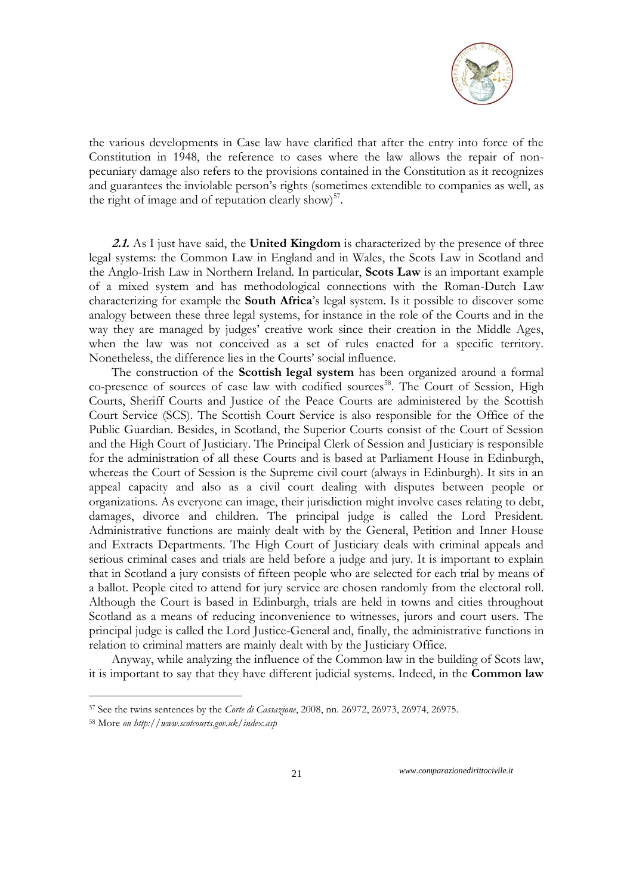the various developments in Case law have clarified that after the entry into force of the Constitution in 1948, the reference to cases where the law allows the repair of non-pecuniary damage also refers to the provisions contained in the Constitution as it recognizes and guarantees the inviolable person's rights (sometimes extendible to companies as well, as the right of image and of reputation clearly show)[57].

***2.1.*** As I just have said, the **United Kingdom** is characterized by the presence of three legal systems: the Common Law in England and in Wales, the Scots Law in Scotland and the Anglo-Irish Law in Northern Ireland. In particular, **Scots Law** is an important example of a mixed system and has methodological connections with the Roman-Dutch Law characterizing for example the **South Africa**'s legal system. Is it possible to discover some analogy between these three legal systems, for instance in the role of the Courts and in the way they are managed by judges' creative work since their creation in the Middle Ages, when the law was not conceived as a set of rules enacted for a specific territory. Nonetheless, the difference lies in the Courts' social influence.

The construction of the **Scottish legal system** has been organized around a formal co-presence of sources of case law with codified sources[58]. The Court of Session, High Courts, Sheriff Courts and Justice of the Peace Courts are administered by the Scottish Court Service (SCS). The Scottish Court Service is also responsible for the Office of the Public Guardian. Besides, in Scotland, the Superior Courts consist of the Court of Session and the High Court of Justiciary. The Principal Clerk of Session and Justiciary is responsible for the administration of all these Courts and is based at Parliament House in Edinburgh, whereas the Court of Session is the Supreme civil court (always in Edinburgh). It sits in an appeal capacity and also as a civil court dealing with disputes between people or organizations. As everyone can image, their jurisdiction might involve cases relating to debt, damages, divorce and children. The principal judge is called the Lord President. Administrative functions are mainly dealt with by the General, Petition and Inner House and Extracts Departments. The High Court of Justiciary deals with criminal appeals and serious criminal cases and trials are held before a judge and jury. It is important to explain that in Scotland a jury consists of fifteen people who are selected for each trial by means of a ballot. People cited to attend for jury service are chosen randomly from the electoral roll. Although the Court is based in Edinburgh, trials are held in towns and cities throughout Scotland as a means of reducing inconvenience to witnesses, jurors and court users. The principal judge is called the Lord Justice-General and, finally, the administrative functions in relation to criminal matters are mainly dealt with by the Justiciary Office.

Anyway, while analyzing the influence of the Common law in the building of Scots law, it is important to say that they have different judicial systems. Indeed, in the **Common law**

---

[57] See the twins sentences by the *Corte di Cassazione*, 2008, nn. 26972, 26973, 26974, 26975.

[58] More *on http://www.scotcourts.gov.uk/index.asp*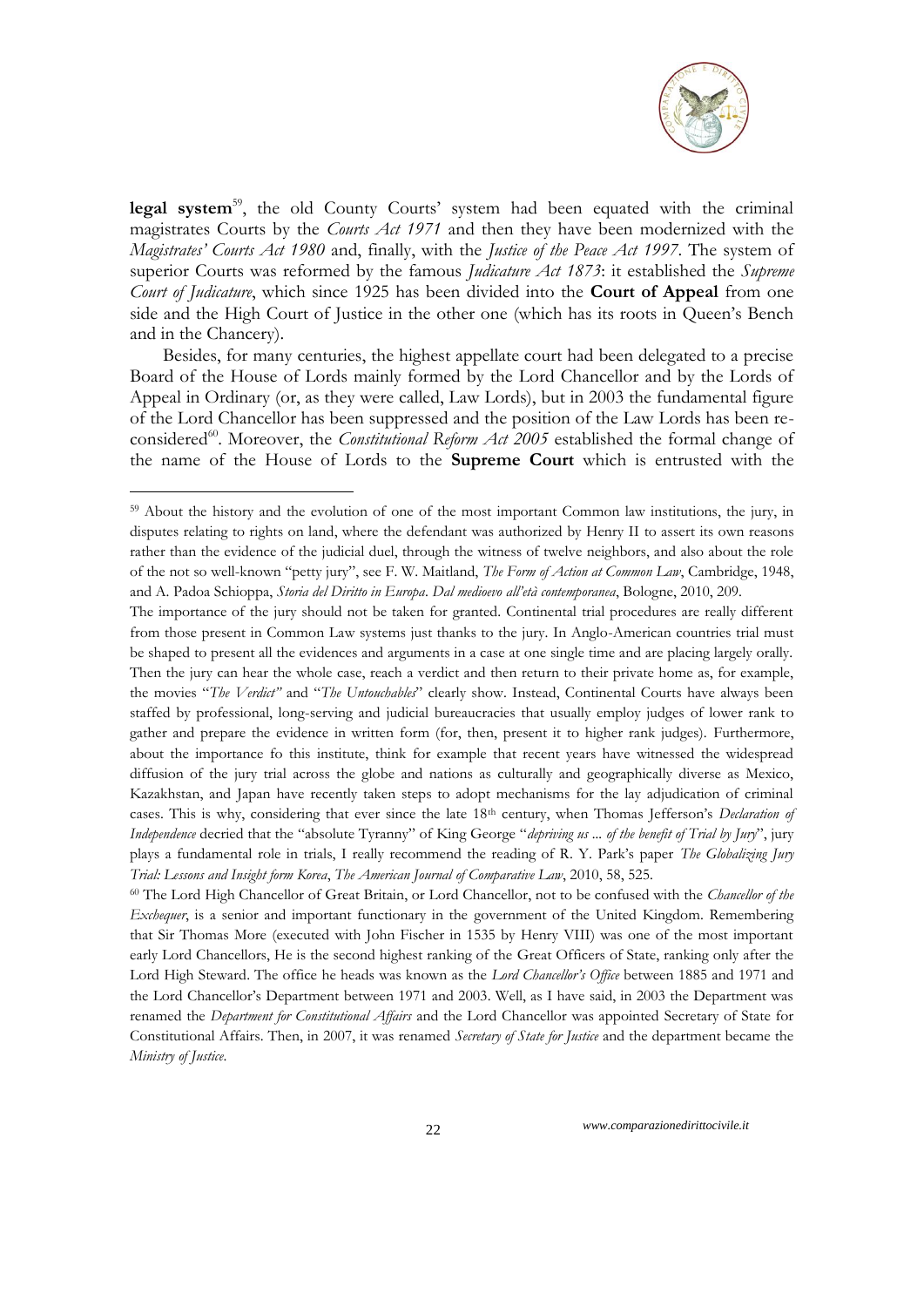**legal system**[59], the old County Courts' system had been equated with the criminal magistrates Courts by the *Courts Act 1971* and then they have been modernized with the *Magistrates' Courts Act 1980* and, finally, with the *Justice of the Peace Act 1997*. The system of superior Courts was reformed by the famous *Judicature Act 1873*: it established the *Supreme Court of Judicature*, which since 1925 has been divided into the **Court of Appeal** from one side and the High Court of Justice in the other one (which has its roots in Queen's Bench and in the Chancery).

Besides, for many centuries, the highest appellate court had been delegated to a precise Board of the House of Lords mainly formed by the Lord Chancellor and by the Lords of Appeal in Ordinary (or, as they were called, Law Lords), but in 2003 the fundamental figure of the Lord Chancellor has been suppressed and the position of the Law Lords has been re-considered[60]. Moreover, the *Constitutional Reform Act 2005* established the formal change of the name of the House of Lords to the **Supreme Court** which is entrusted with the

---

[59] About the history and the evolution of one of the most important Common law institutions, the jury, in disputes relating to rights on land, where the defendant was authorized by Henry II to assert its own reasons rather than the evidence of the judicial duel, through the witness of twelve neighbors, and also about the role of the not so well-known "petty jury", see F. W. Maitland, *The Form of Action at Common Law*, Cambridge, 1948, and A. Padoa Schioppa, *Storia del Diritto in Europa. Dal medioevo all'età contemporanea*, Bologne, 2010, 209.

The importance of the jury should not be taken for granted. Continental trial procedures are really different from those present in Common Law systems just thanks to the jury. In Anglo-American countries trial must be shaped to present all the evidences and arguments in a case at one single time and are placing largely orally. Then the jury can hear the whole case, reach a verdict and then return to their private home as, for example, the movies "*The Verdict*" and "*The Untouchables*" clearly show. Instead, Continental Courts have always been staffed by professional, long-serving and judicial bureaucracies that usually employ judges of lower rank to gather and prepare the evidence in written form (for, then, present it to higher rank judges). Furthermore, about the importance fo this institute, think for example that recent years have witnessed the widespread diffusion of the jury trial across the globe and nations as culturally and geographically diverse as Mexico, Kazakhstan, and Japan have recently taken steps to adopt mechanisms for the lay adjudication of criminal cases. This is why, considering that ever since the late 18th century, when Thomas Jefferson's *Declaration of Independence* decried that the "absolute Tyranny" of King George "*depriving us ... of the benefit of Trial by Jury*", jury plays a fundamental role in trials, I really recommend the reading of R. Y. Park's paper *The Globalizing Jury Trial: Lessons and Insight form Korea*, *The American Journal of Comparative Law*, 2010, 58, 525.

[60] The Lord High Chancellor of Great Britain, or Lord Chancellor, not to be confused with the *Chancellor of the Exchequer*, is a senior and important functionary in the government of the United Kingdom. Remembering that Sir Thomas More (executed with John Fischer in 1535 by Henry VIII) was one of the most important early Lord Chancellors, He is the second highest ranking of the Great Officers of State, ranking only after the Lord High Steward. The office he heads was known as the *Lord Chancellor's Office* between 1885 and 1971 and the Lord Chancellor's Department between 1971 and 2003. Well, as I have said, in 2003 the Department was renamed the *Department for Constitutional Affairs* and the Lord Chancellor was appointed Secretary of State for Constitutional Affairs. Then, in 2007, it was renamed *Secretary of State for Justice* and the department became the *Ministry of Justice*.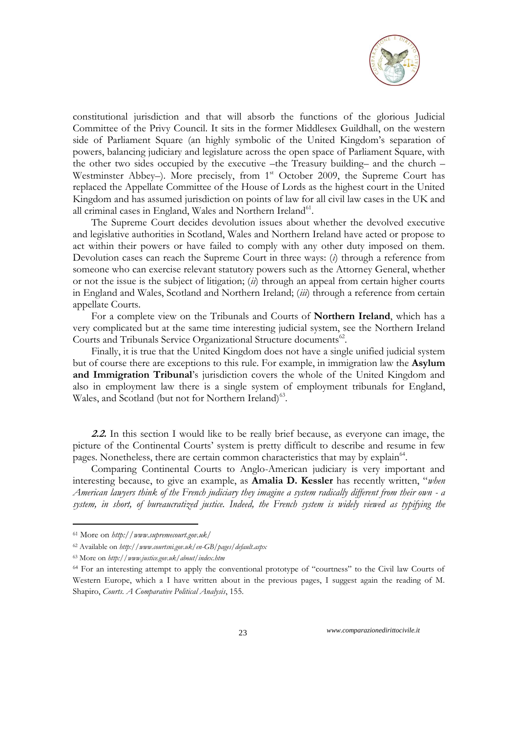constitutional jurisdiction and that will absorb the functions of the glorious Judicial Committee of the Privy Council. It sits in the former Middlesex Guildhall, on the western side of Parliament Square (an highly symbolic of the United Kingdom's separation of powers, balancing judiciary and legislature across the open space of Parliament Square, with the other two sides occupied by the executive –the Treasury building– and the church –Westminster Abbey–). More precisely, from 1st October 2009, the Supreme Court has replaced the Appellate Committee of the House of Lords as the highest court in the United Kingdom and has assumed jurisdiction on points of law for all civil law cases in the UK and all criminal cases in England, Wales and Northern Ireland[61].

The Supreme Court decides devolution issues about whether the devolved executive and legislative authorities in Scotland, Wales and Northern Ireland have acted or propose to act within their powers or have failed to comply with any other duty imposed on them. Devolution cases can reach the Supreme Court in three ways: (*i*) through a reference from someone who can exercise relevant statutory powers such as the Attorney General, whether or not the issue is the subject of litigation; (*ii*) through an appeal from certain higher courts in England and Wales, Scotland and Northern Ireland; (*iii*) through a reference from certain appellate Courts.

For a complete view on the Tribunals and Courts of **Northern Ireland**, which has a very complicated but at the same time interesting judicial system, see the Northern Ireland Courts and Tribunals Service Organizational Structure documents[62].

Finally, it is true that the United Kingdom does not have a single unified judicial system but of course there are exceptions to this rule. For example, in immigration law the **Asylum and Immigration Tribunal**'s jurisdiction covers the whole of the United Kingdom and also in employment law there is a single system of employment tribunals for England, Wales, and Scotland (but not for Northern Ireland)[63].

***2.2.*** In this section I would like to be really brief because, as everyone can image, the picture of the Continental Courts' system is pretty difficult to describe and resume in few pages. Nonetheless, there are certain common characteristics that may by explain[64].

Comparing Continental Courts to Anglo-American judiciary is very important and interesting because, to give an example, as **Amalia D. Kessler** has recently written, "*when American lawyers think of the French judiciary they imagine a system radically different from their own - a system, in short, of bureaucratized justice. Indeed, the French system is widely viewed as typifying the*

---

[61] More on *http://www.supremecourt.gov.uk/*

[62] Available on *http://www.courtsni.gov.uk/en-GB/pages/default.aspx*

[63] More on *http://www.justice.gov.uk/about/index.htm*

[64] For an interesting attempt to apply the conventional prototype of "courtness" to the Civil law Courts of Western Europe, which a I have written about in the previous pages, I suggest again the reading of M. Shapiro, *Courts. A Comparative Political Analysis*, 155.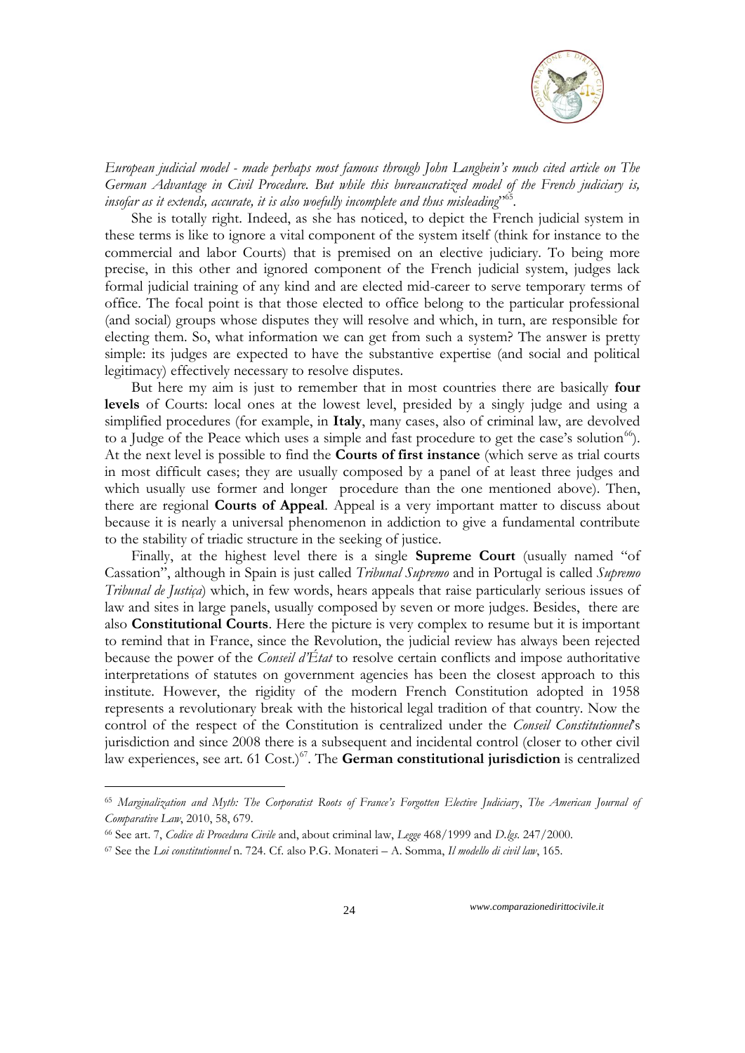*European judicial model - made perhaps most famous through John Langbein's much cited article on The German Advantage in Civil Procedure. But while this bureaucratized model of the French judiciary is, insofar as it extends, accurate, it is also woefully incomplete and thus misleading*"[65].

She is totally right. Indeed, as she has noticed, to depict the French judicial system in these terms is like to ignore a vital component of the system itself (think for instance to the commercial and labor Courts) that is premised on an elective judiciary. To being more precise, in this other and ignored component of the French judicial system, judges lack formal judicial training of any kind and are elected mid-career to serve temporary terms of office. The focal point is that those elected to office belong to the particular professional (and social) groups whose disputes they will resolve and which, in turn, are responsible for electing them. So, what information we can get from such a system? The answer is pretty simple: its judges are expected to have the substantive expertise (and social and political legitimacy) effectively necessary to resolve disputes.

But here my aim is just to remember that in most countries there are basically **four levels** of Courts: local ones at the lowest level, presided by a singly judge and using a simplified procedures (for example, in **Italy**, many cases, also of criminal law, are devolved to a Judge of the Peace which uses a simple and fast procedure to get the case's solution[66]). At the next level is possible to find the **Courts of first instance** (which serve as trial courts in most difficult cases; they are usually composed by a panel of at least three judges and which usually use former and longer procedure than the one mentioned above). Then, there are regional **Courts of Appeal**. Appeal is a very important matter to discuss about because it is nearly a universal phenomenon in addiction to give a fundamental contribute to the stability of triadic structure in the seeking of justice.

Finally, at the highest level there is a single **Supreme Court** (usually named "of Cassation", although in Spain is just called *Tribunal Supremo* and in Portugal is called *Supremo Tribunal de Justiça*) which, in few words, hears appeals that raise particularly serious issues of law and sites in large panels, usually composed by seven or more judges. Besides, there are also **Constitutional Courts**. Here the picture is very complex to resume but it is important to remind that in France, since the Revolution, the judicial review has always been rejected because the power of the *Conseil d'État* to resolve certain conflicts and impose authoritative interpretations of statutes on government agencies has been the closest approach to this institute. However, the rigidity of the modern French Constitution adopted in 1958 represents a revolutionary break with the historical legal tradition of that country. Now the control of the respect of the Constitution is centralized under the *Conseil Constitutionnel*'s jurisdiction and since 2008 there is a subsequent and incidental control (closer to other civil law experiences, see art. 61 Cost.)[67]. The **German constitutional jurisdiction** is centralized

---

[65] *Marginalization and Myth: The Corporatist Roots of France's Forgotten Elective Judiciary*, *The American Journal of Comparative Law*, 2010, 58, 679.

[66] See art. 7, *Codice di Procedura Civile* and, about criminal law, *Legge* 468/1999 and *D.lgs.* 247/2000.

[67] See the *Loi constitutionnel* n. 724. Cf. also P.G. Monateri – A. Somma, *Il modello di civil law*, 165.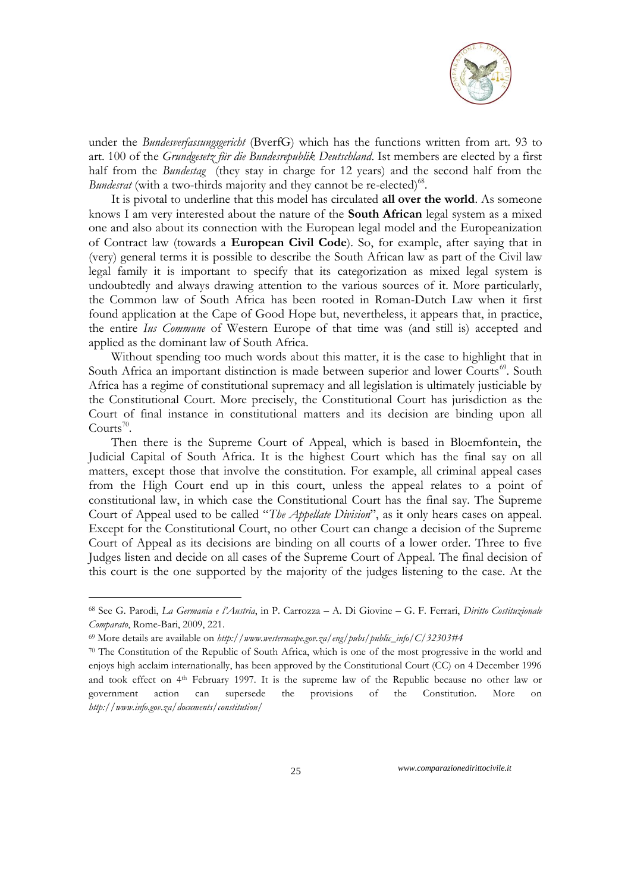under the *Bundesverfassungsgericht* (BverfG) which has the functions written from art. 93 to art. 100 of the *Grundgesetz für die Bundesrepublik Deutschland*. Ist members are elected by a first half from the *Bundestag* (they stay in charge for 12 years) and the second half from the *Bundesrat* (with a two-thirds majority and they cannot be re-elected)[68].

It is pivotal to underline that this model has circulated **all over the world**. As someone knows I am very interested about the nature of the **South African** legal system as a mixed one and also about its connection with the European legal model and the Europeanization of Contract law (towards a **European Civil Code**). So, for example, after saying that in (very) general terms it is possible to describe the South African law as part of the Civil law legal family it is important to specify that its categorization as mixed legal system is undoubtedly and always drawing attention to the various sources of it. More particularly, the Common law of South Africa has been rooted in Roman-Dutch Law when it first found application at the Cape of Good Hope but, nevertheless, it appears that, in practice, the entire *Ius Commune* of Western Europe of that time was (and still is) accepted and applied as the dominant law of South Africa.

Without spending too much words about this matter, it is the case to highlight that in South Africa an important distinction is made between superior and lower Courts[69]. South Africa has a regime of constitutional supremacy and all legislation is ultimately justiciable by the Constitutional Court. More precisely, the Constitutional Court has jurisdiction as the Court of final instance in constitutional matters and its decision are binding upon all Courts[70].

Then there is the Supreme Court of Appeal, which is based in Bloemfontein, the Judicial Capital of South Africa. It is the highest Court which has the final say on all matters, except those that involve the constitution. For example, all criminal appeal cases from the High Court end up in this court, unless the appeal relates to a point of constitutional law, in which case the Constitutional Court has the final say. The Supreme Court of Appeal used to be called "*The Appellate Division*", as it only hears cases on appeal. Except for the Constitutional Court, no other Court can change a decision of the Supreme Court of Appeal as its decisions are binding on all courts of a lower order. Three to five Judges listen and decide on all cases of the Supreme Court of Appeal. The final decision of this court is the one supported by the majority of the judges listening to the case. At the

---

[68] See G. Parodi, *La Germania e l'Austria*, in P. Carrozza – A. Di Giovine – G. F. Ferrari, *Diritto Costituzionale Comparato*, Rome-Bari, 2009, 221.

[69] More details are available on *http://www.westerncape.gov.za/eng/pubs/public_info/C/32303#4*

[70] The Constitution of the Republic of South Africa, which is one of the most progressive in the world and enjoys high acclaim internationally, has been approved by the Constitutional Court (CC) on 4 December 1996 and took effect on 4th February 1997. It is the supreme law of the Republic because no other law or government action can supersede the provisions of the Constitution. More on *http://www.info.gov.za/documents/constitution/*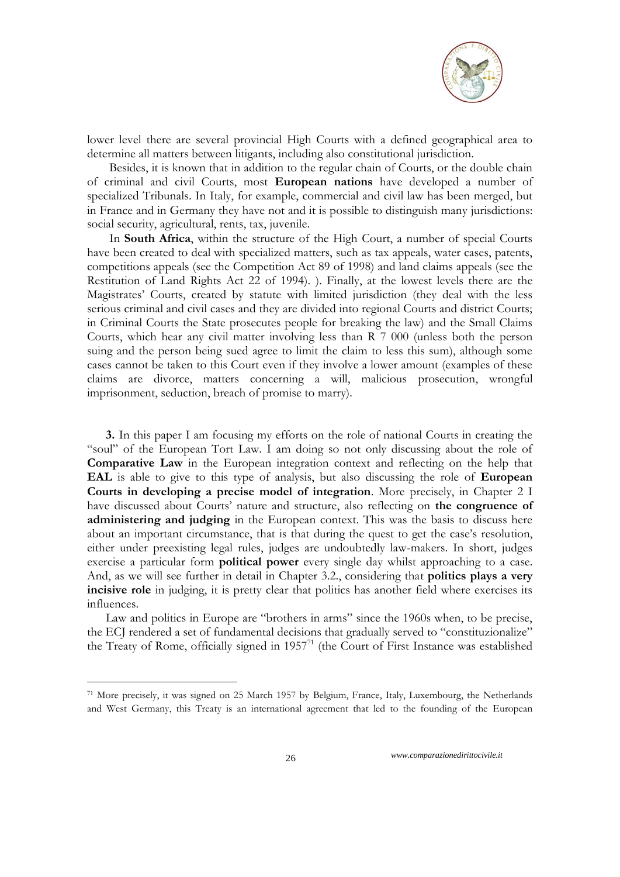lower level there are several provincial High Courts with a defined geographical area to determine all matters between litigants, including also constitutional jurisdiction.

Besides, it is known that in addition to the regular chain of Courts, or the double chain of criminal and civil Courts, most **European nations** have developed a number of specialized Tribunals. In Italy, for example, commercial and civil law has been merged, but in France and in Germany they have not and it is possible to distinguish many jurisdictions: social security, agricultural, rents, tax, juvenile.

In **South Africa**, within the structure of the High Court, a number of special Courts have been created to deal with specialized matters, such as tax appeals, water cases, patents, competitions appeals (see the Competition Act 89 of 1998) and land claims appeals (see the Restitution of Land Rights Act 22 of 1994). ). Finally, at the lowest levels there are the Magistrates' Courts, created by statute with limited jurisdiction (they deal with the less serious criminal and civil cases and they are divided into regional Courts and district Courts; in Criminal Courts the State prosecutes people for breaking the law) and the Small Claims Courts, which hear any civil matter involving less than R 7 000 (unless both the person suing and the person being sued agree to limit the claim to less this sum), although some cases cannot be taken to this Court even if they involve a lower amount (examples of these claims are divorce, matters concerning a will, malicious prosecution, wrongful imprisonment, seduction, breach of promise to marry).

**3.** In this paper I am focusing my efforts on the role of national Courts in creating the "soul" of the European Tort Law. I am doing so not only discussing about the role of **Comparative Law** in the European integration context and reflecting on the help that **EAL** is able to give to this type of analysis, but also discussing the role of **European Courts in developing a precise model of integration**. More precisely, in Chapter 2 I have discussed about Courts' nature and structure, also reflecting on **the congruence of administering and judging** in the European context. This was the basis to discuss here about an important circumstance, that is that during the quest to get the case's resolution, either under preexisting legal rules, judges are undoubtedly law-makers. In short, judges exercise a particular form **political power** every single day whilst approaching to a case. And, as we will see further in detail in Chapter 3.2., considering that **politics plays a very incisive role** in judging, it is pretty clear that politics has another field where exercises its influences.

Law and politics in Europe are "brothers in arms" since the 1960s when, to be precise, the ECJ rendered a set of fundamental decisions that gradually served to "constituzionalize" the Treaty of Rome, officially signed in 1957[71] (the Court of First Instance was established

[71] More precisely, it was signed on 25 March 1957 by Belgium, France, Italy, Luxembourg, the Netherlands and West Germany, this Treaty is an international agreement that led to the founding of the European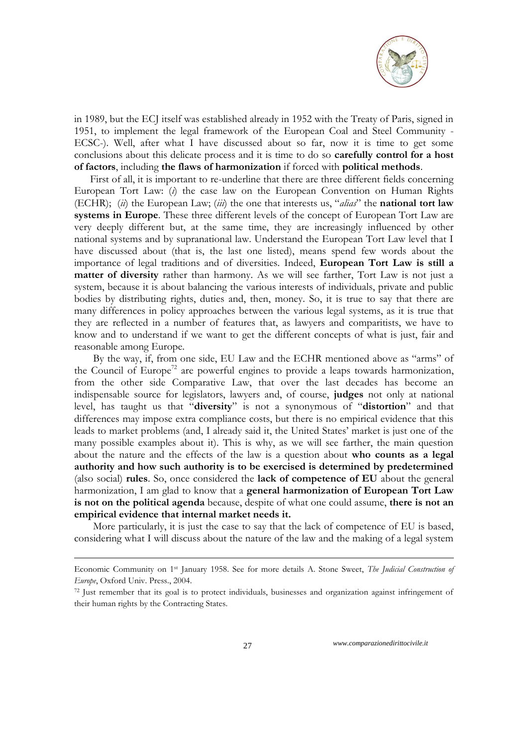in 1989, but the ECJ itself was established already in 1952 with the Treaty of Paris, signed in 1951, to implement the legal framework of the European Coal and Steel Community - ECSC-). Well, after what I have discussed about so far, now it is time to get some conclusions about this delicate process and it is time to do so **carefully control for a host of factors**, including **the flaws of harmonization** if forced with **political methods**.

First of all, it is important to re-underline that there are three different fields concerning European Tort Law: (*i*) the case law on the European Convention on Human Rights (ECHR); (*ii*) the European Law; (*iii*) the one that interests us, "*alias*" the **national tort law systems in Europe**. These three different levels of the concept of European Tort Law are very deeply different but, at the same time, they are increasingly influenced by other national systems and by supranational law. Understand the European Tort Law level that I have discussed about (that is, the last one listed), means spend few words about the importance of legal traditions and of diversities. Indeed, **European Tort Law is still a matter of diversity** rather than harmony. As we will see farther, Tort Law is not just a system, because it is about balancing the various interests of individuals, private and public bodies by distributing rights, duties and, then, money. So, it is true to say that there are many differences in policy approaches between the various legal systems, as it is true that they are reflected in a number of features that, as lawyers and comparitists, we have to know and to understand if we want to get the different concepts of what is just, fair and reasonable among Europe.

By the way, if, from one side, EU Law and the ECHR mentioned above as "arms" of the Council of Europe[72] are powerful engines to provide a leaps towards harmonization, from the other side Comparative Law, that over the last decades has become an indispensable source for legislators, lawyers and, of course, **judges** not only at national level, has taught us that "**diversity**" is not a synonymous of "**distortion**" and that differences may impose extra compliance costs, but there is no empirical evidence that this leads to market problems (and, I already said it, the United States' market is just one of the many possible examples about it). This is why, as we will see farther, the main question about the nature and the effects of the law is a question about **who counts as a legal authority and how such authority is to be exercised is determined by predetermined** (also social) **rules**. So, once considered the **lack of competence of EU** about the general harmonization, I am glad to know that a **general harmonization of European Tort Law is not on the political agenda** because, despite of what one could assume, **there is not an empirical evidence that internal market needs it.**

More particularly, it is just the case to say that the lack of competence of EU is based, considering what I will discuss about the nature of the law and the making of a legal system

---

Economic Community on 1st January 1958. See for more details A. Stone Sweet, *The Judicial Construction of Europe*, Oxford Univ. Press., 2004.

[72] Just remember that its goal is to protect individuals, businesses and organization against infringement of their human rights by the Contracting States.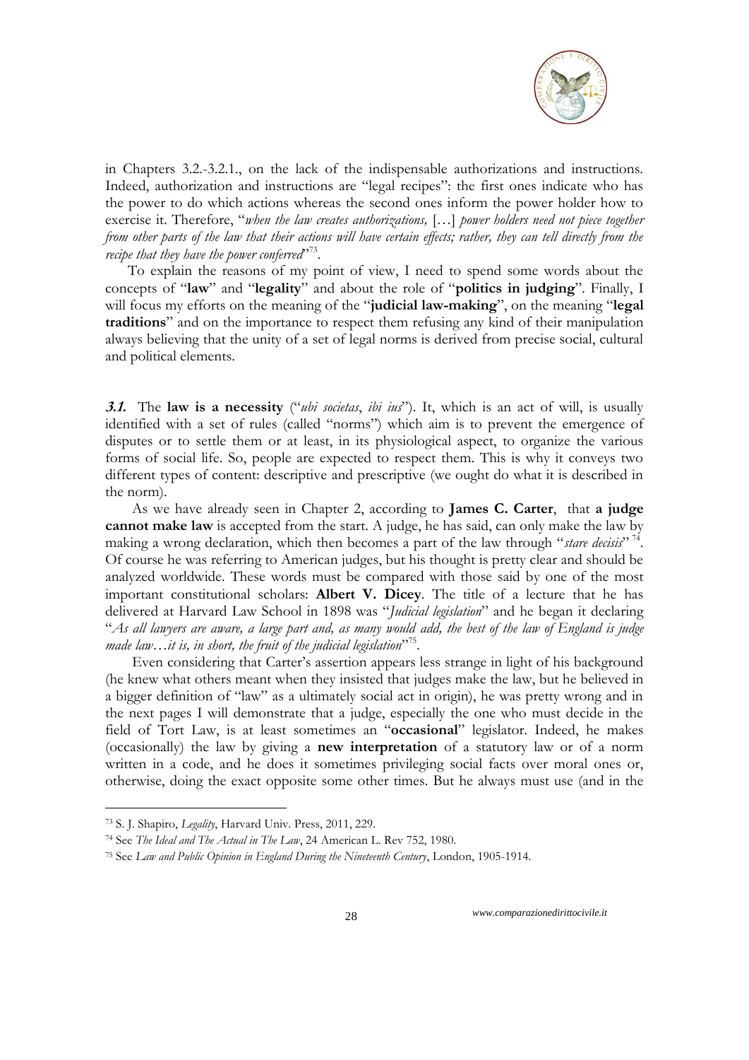in Chapters 3.2.-3.2.1., on the lack of the indispensable authorizations and instructions. Indeed, authorization and instructions are "legal recipes": the first ones indicate who has the power to do which actions whereas the second ones inform the power holder how to exercise it. Therefore, "*when the law creates authorizations,* […] *power holders need not piece together from other parts of the law that their actions will have certain effects; rather, they can tell directly from the recipe that they have the power conferred*"[73].

To explain the reasons of my point of view, I need to spend some words about the concepts of "**law**" and "**legality**" and about the role of "**politics in judging**". Finally, I will focus my efforts on the meaning of the "**judicial law-making**", on the meaning "**legal traditions**" and on the importance to respect them refusing any kind of their manipulation always believing that the unity of a set of legal norms is derived from precise social, cultural and political elements.

***3.1.*** The **law is a necessity** ("*ubi societas*, *ibi ius*"). It, which is an act of will, is usually identified with a set of rules (called "norms") which aim is to prevent the emergence of disputes or to settle them or at least, in its physiological aspect, to organize the various forms of social life. So, people are expected to respect them. This is why it conveys two different types of content: descriptive and prescriptive (we ought do what it is described in the norm).

As we have already seen in Chapter 2, according to **James C. Carter**, that **a judge cannot make law** is accepted from the start. A judge, he has said, can only make the law by making a wrong declaration, which then becomes a part of the law through "*stare decisis*"[74]. Of course he was referring to American judges, but his thought is pretty clear and should be analyzed worldwide. These words must be compared with those said by one of the most important constitutional scholars: **Albert V. Dicey**. The title of a lecture that he has delivered at Harvard Law School in 1898 was "*Judicial legislation*" and he began it declaring "*As all lawyers are aware, a large part and, as many would add, the best of the law of England is judge made law…it is, in short, the fruit of the judicial legislation*"[75].

Even considering that Carter's assertion appears less strange in light of his background (he knew what others meant when they insisted that judges make the law, but he believed in a bigger definition of "law" as a ultimately social act in origin), he was pretty wrong and in the next pages I will demonstrate that a judge, especially the one who must decide in the field of Tort Law, is at least sometimes an "**occasional**" legislator. Indeed, he makes (occasionally) the law by giving a **new interpretation** of a statutory law or of a norm written in a code, and he does it sometimes privileging social facts over moral ones or, otherwise, doing the exact opposite some other times. But he always must use (and in the

---

[73] S. J. Shapiro, *Legality*, Harvard Univ. Press, 2011, 229.

[74] See *The Ideal and The Actual in The Law*, 24 American L. Rev 752, 1980.

[75] See *Law and Public Opinion in England During the Nineteenth Century*, London, 1905-1914.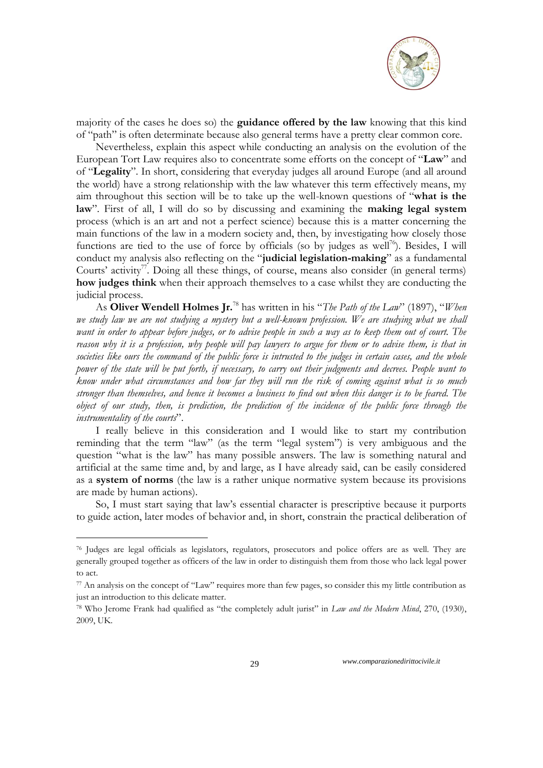majority of the cases he does so) the **guidance offered by the law** knowing that this kind of "path" is often determinate because also general terms have a pretty clear common core.

Nevertheless, explain this aspect while conducting an analysis on the evolution of the European Tort Law requires also to concentrate some efforts on the concept of "**Law**" and of "**Legality**". In short, considering that everyday judges all around Europe (and all around the world) have a strong relationship with the law whatever this term effectively means, my aim throughout this section will be to take up the well-known questions of "**what is the law**". First of all, I will do so by discussing and examining the **making legal system** process (which is an art and not a perfect science) because this is a matter concerning the main functions of the law in a modern society and, then, by investigating how closely those functions are tied to the use of force by officials (so by judges as well[76]). Besides, I will conduct my analysis also reflecting on the "**judicial legislation-making**" as a fundamental Courts' activity[77]. Doing all these things, of course, means also consider (in general terms) **how judges think** when their approach themselves to a case whilst they are conducting the judicial process.

As **Oliver Wendell Holmes Jr.**[78] has written in his "*The Path of the Law*" (1897), "*When we study law we are not studying a mystery but a well-known profession. We are studying what we shall want in order to appear before judges, or to advise people in such a way as to keep them out of court. The reason why it is a profession, why people will pay lawyers to argue for them or to advise them, is that in societies like ours the command of the public force is intrusted to the judges in certain cases, and the whole power of the state will be put forth, if necessary, to carry out their judgments and decrees. People want to know under what circumstances and how far they will run the risk of coming against what is so much stronger than themselves, and hence it becomes a business to find out when this danger is to be feared. The object of our study, then, is prediction, the prediction of the incidence of the public force through the instrumentality of the courts*".

I really believe in this consideration and I would like to start my contribution reminding that the term "law" (as the term "legal system") is very ambiguous and the question "what is the law" has many possible answers. The law is something natural and artificial at the same time and, by and large, as I have already said, can be easily considered as a **system of norms** (the law is a rather unique normative system because its provisions are made by human actions).

So, I must start saying that law's essential character is prescriptive because it purports to guide action, later modes of behavior and, in short, constrain the practical deliberation of

---

[76] Judges are legal officials as legislators, regulators, prosecutors and police offers are as well. They are generally grouped together as officers of the law in order to distinguish them from those who lack legal power to act.

[77] An analysis on the concept of "Law" requires more than few pages, so consider this my little contribution as just an introduction to this delicate matter.

[78] Who Jerome Frank had qualified as "the completely adult jurist" in *Law and the Modern Mind*, 270, (1930), 2009, UK.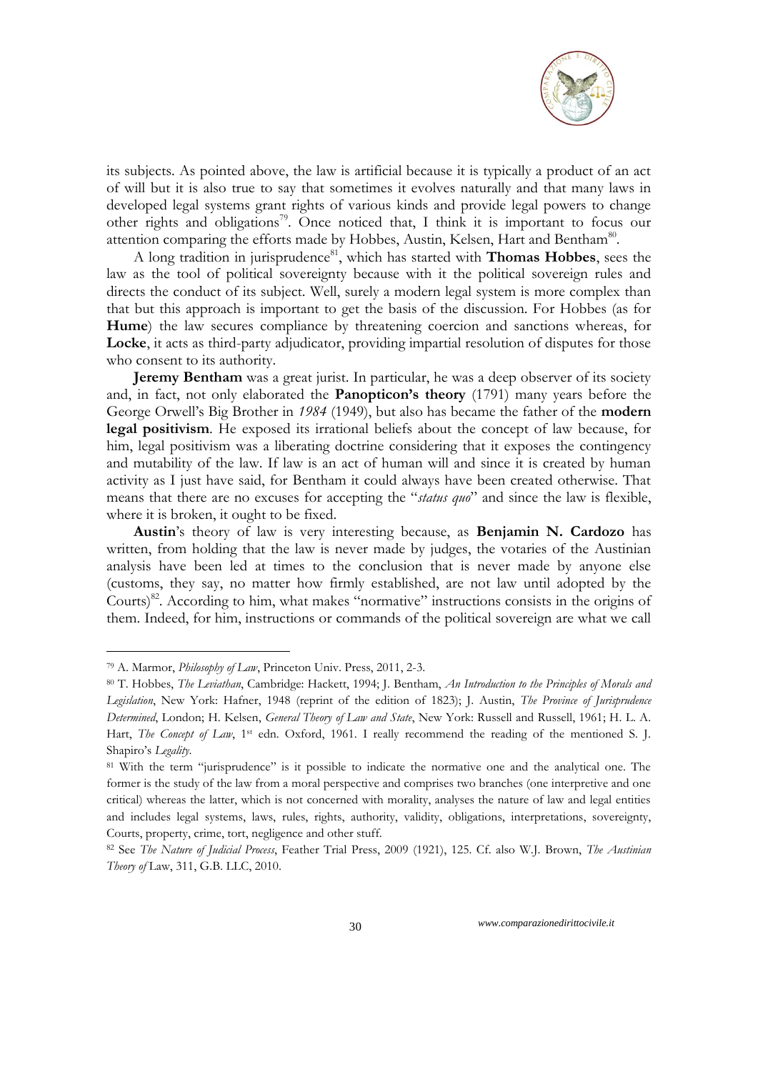its subjects. As pointed above, the law is artificial because it is typically a product of an act of will but it is also true to say that sometimes it evolves naturally and that many laws in developed legal systems grant rights of various kinds and provide legal powers to change other rights and obligations[79]. Once noticed that, I think it is important to focus our attention comparing the efforts made by Hobbes, Austin, Kelsen, Hart and Bentham[80].

A long tradition in jurisprudence[81], which has started with **Thomas Hobbes**, sees the law as the tool of political sovereignty because with it the political sovereign rules and directs the conduct of its subject. Well, surely a modern legal system is more complex than that but this approach is important to get the basis of the discussion. For Hobbes (as for **Hume**) the law secures compliance by threatening coercion and sanctions whereas, for **Locke**, it acts as third-party adjudicator, providing impartial resolution of disputes for those who consent to its authority.

**Jeremy Bentham** was a great jurist. In particular, he was a deep observer of its society and, in fact, not only elaborated the **Panopticon's theory** (1791) many years before the George Orwell's Big Brother in *1984* (1949), but also has became the father of the **modern legal positivism**. He exposed its irrational beliefs about the concept of law because, for him, legal positivism was a liberating doctrine considering that it exposes the contingency and mutability of the law. If law is an act of human will and since it is created by human activity as I just have said, for Bentham it could always have been created otherwise. That means that there are no excuses for accepting the "*status quo*" and since the law is flexible, where it is broken, it ought to be fixed.

**Austin**'s theory of law is very interesting because, as **Benjamin N. Cardozo** has written, from holding that the law is never made by judges, the votaries of the Austinian analysis have been led at times to the conclusion that is never made by anyone else (customs, they say, no matter how firmly established, are not law until adopted by the Courts)[82]. According to him, what makes "normative" instructions consists in the origins of them. Indeed, for him, instructions or commands of the political sovereign are what we call

---

[79] A. Marmor, *Philosophy of Law*, Princeton Univ. Press, 2011, 2-3.

[80] T. Hobbes, *The Leviathan*, Cambridge: Hackett, 1994; J. Bentham, *An Introduction to the Principles of Morals and Legislation*, New York: Hafner, 1948 (reprint of the edition of 1823); J. Austin, *The Province of Jurisprudence Determined*, London; H. Kelsen, *General Theory of Law and State*, New York: Russell and Russell, 1961; H. L. A. Hart, *The Concept of Law*, 1st edn. Oxford, 1961. I really recommend the reading of the mentioned S. J. Shapiro's *Legality*.

[81] With the term "jurisprudence" is it possible to indicate the normative one and the analytical one. The former is the study of the law from a moral perspective and comprises two branches (one interpretive and one critical) whereas the latter, which is not concerned with morality, analyses the nature of law and legal entities and includes legal systems, laws, rules, rights, authority, validity, obligations, interpretations, sovereignty, Courts, property, crime, tort, negligence and other stuff.

[82] See *The Nature of Judicial Process*, Feather Trial Press, 2009 (1921), 125. Cf. also W.J. Brown, *The Austinian Theory of* Law, 311, G.B. LLC, 2010.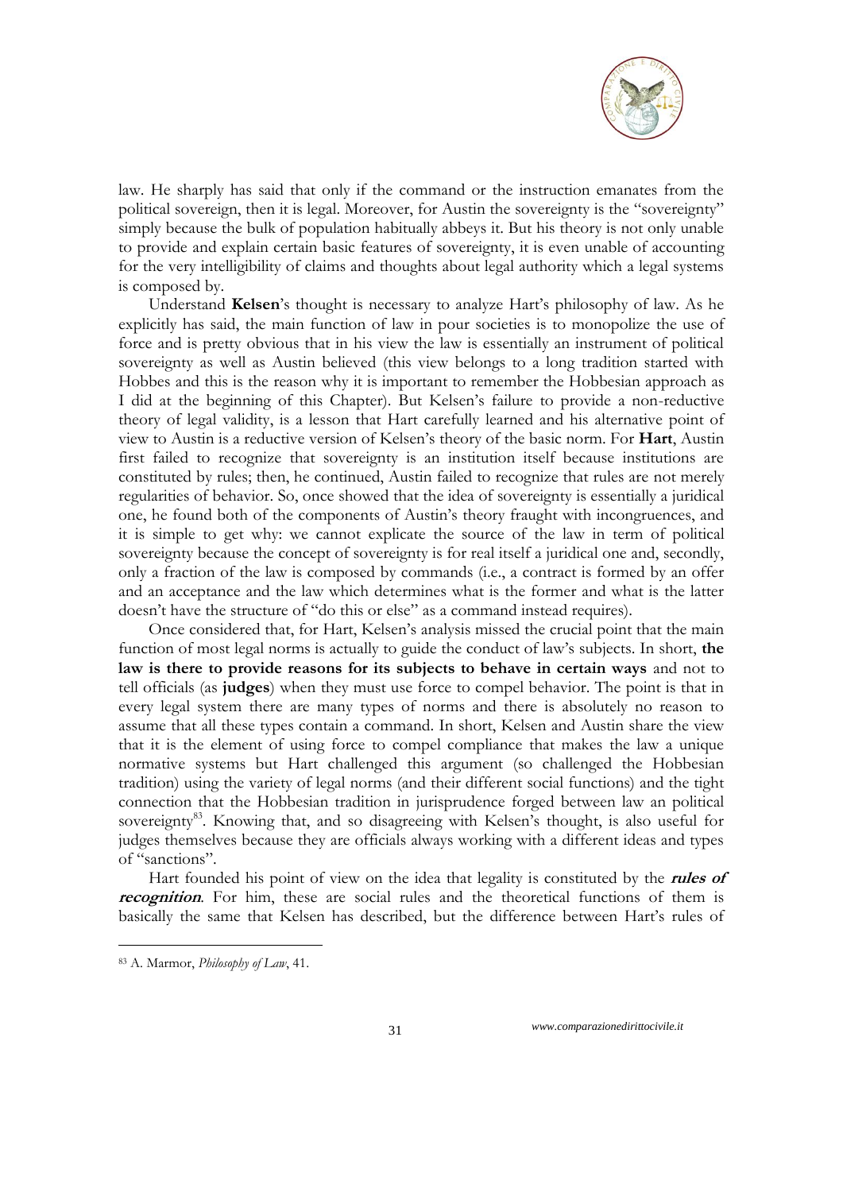law. He sharply has said that only if the command or the instruction emanates from the political sovereign, then it is legal. Moreover, for Austin the sovereignty is the "sovereignty" simply because the bulk of population habitually abbeys it. But his theory is not only unable to provide and explain certain basic features of sovereignty, it is even unable of accounting for the very intelligibility of claims and thoughts about legal authority which a legal systems is composed by.

Understand **Kelsen**'s thought is necessary to analyze Hart's philosophy of law. As he explicitly has said, the main function of law in pour societies is to monopolize the use of force and is pretty obvious that in his view the law is essentially an instrument of political sovereignty as well as Austin believed (this view belongs to a long tradition started with Hobbes and this is the reason why it is important to remember the Hobbesian approach as I did at the beginning of this Chapter). But Kelsen's failure to provide a non-reductive theory of legal validity, is a lesson that Hart carefully learned and his alternative point of view to Austin is a reductive version of Kelsen's theory of the basic norm. For **Hart**, Austin first failed to recognize that sovereignty is an institution itself because institutions are constituted by rules; then, he continued, Austin failed to recognize that rules are not merely regularities of behavior. So, once showed that the idea of sovereignty is essentially a juridical one, he found both of the components of Austin's theory fraught with incongruences, and it is simple to get why: we cannot explicate the source of the law in term of political sovereignty because the concept of sovereignty is for real itself a juridical one and, secondly, only a fraction of the law is composed by commands (i.e., a contract is formed by an offer and an acceptance and the law which determines what is the former and what is the latter doesn't have the structure of "do this or else" as a command instead requires).

Once considered that, for Hart, Kelsen's analysis missed the crucial point that the main function of most legal norms is actually to guide the conduct of law's subjects. In short, **the law is there to provide reasons for its subjects to behave in certain ways** and not to tell officials (as **judges**) when they must use force to compel behavior. The point is that in every legal system there are many types of norms and there is absolutely no reason to assume that all these types contain a command. In short, Kelsen and Austin share the view that it is the element of using force to compel compliance that makes the law a unique normative systems but Hart challenged this argument (so challenged the Hobbesian tradition) using the variety of legal norms (and their different social functions) and the tight connection that the Hobbesian tradition in jurisprudence forged between law an political sovereignty[83]. Knowing that, and so disagreeing with Kelsen's thought, is also useful for judges themselves because they are officials always working with a different ideas and types of "sanctions".

Hart founded his point of view on the idea that legality is constituted by the ***rules of recognition***. For him, these are social rules and the theoretical functions of them is basically the same that Kelsen has described, but the difference between Hart's rules of

---

[83] A. Marmor, *Philosophy of Law*, 41.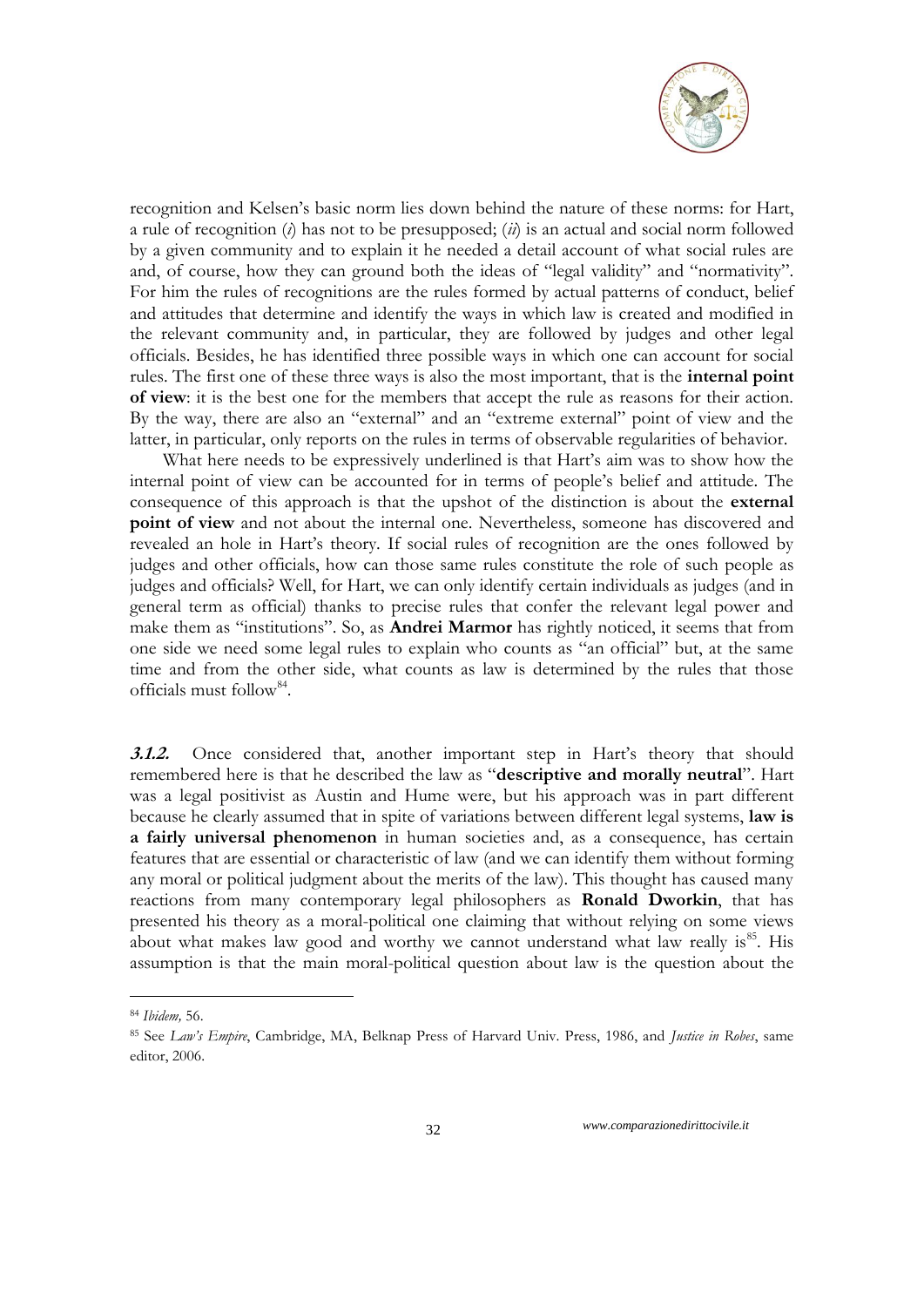recognition and Kelsen's basic norm lies down behind the nature of these norms: for Hart, a rule of recognition (*i*) has not to be presupposed; (*ii*) is an actual and social norm followed by a given community and to explain it he needed a detail account of what social rules are and, of course, how they can ground both the ideas of "legal validity" and "normativity". For him the rules of recognitions are the rules formed by actual patterns of conduct, belief and attitudes that determine and identify the ways in which law is created and modified in the relevant community and, in particular, they are followed by judges and other legal officials. Besides, he has identified three possible ways in which one can account for social rules. The first one of these three ways is also the most important, that is the **internal point of view**: it is the best one for the members that accept the rule as reasons for their action. By the way, there are also an "external" and an "extreme external" point of view and the latter, in particular, only reports on the rules in terms of observable regularities of behavior.

What here needs to be expressively underlined is that Hart's aim was to show how the internal point of view can be accounted for in terms of people's belief and attitude. The consequence of this approach is that the upshot of the distinction is about the **external point of view** and not about the internal one. Nevertheless, someone has discovered and revealed an hole in Hart's theory. If social rules of recognition are the ones followed by judges and other officials, how can those same rules constitute the role of such people as judges and officials? Well, for Hart, we can only identify certain individuals as judges (and in general term as official) thanks to precise rules that confer the relevant legal power and make them as "institutions". So, as **Andrei Marmor** has rightly noticed, it seems that from one side we need some legal rules to explain who counts as "an official" but, at the same time and from the other side, what counts as law is determined by the rules that those officials must follow[84].

***3.1.2.*** Once considered that, another important step in Hart's theory that should remembered here is that he described the law as "**descriptive and morally neutral**". Hart was a legal positivist as Austin and Hume were, but his approach was in part different because he clearly assumed that in spite of variations between different legal systems, **law is a fairly universal phenomenon** in human societies and, as a consequence, has certain features that are essential or characteristic of law (and we can identify them without forming any moral or political judgment about the merits of the law). This thought has caused many reactions from many contemporary legal philosophers as **Ronald Dworkin**, that has presented his theory as a moral-political one claiming that without relying on some views about what makes law good and worthy we cannot understand what law really is[85]. His assumption is that the main moral-political question about law is the question about the

---

[84] *Ibidem,* 56.

[85] See *Law's Empire*, Cambridge, MA, Belknap Press of Harvard Univ. Press, 1986, and *Justice in Robes*, same editor, 2006.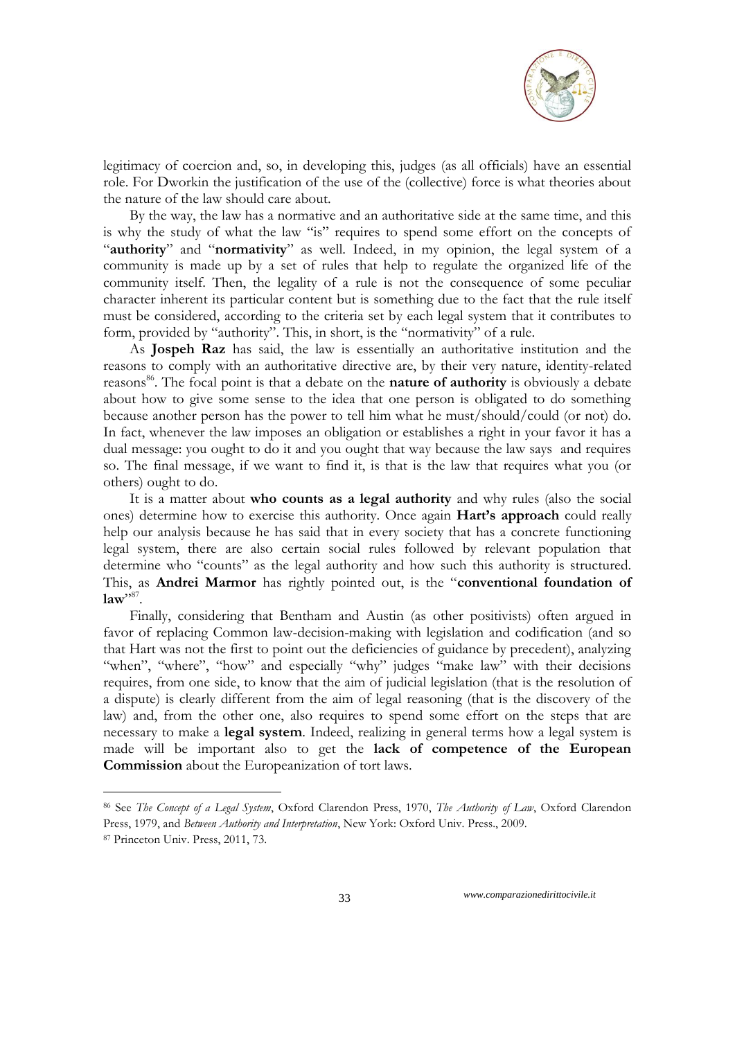legitimacy of coercion and, so, in developing this, judges (as all officials) have an essential role. For Dworkin the justification of the use of the (collective) force is what theories about the nature of the law should care about.

By the way, the law has a normative and an authoritative side at the same time, and this is why the study of what the law "is" requires to spend some effort on the concepts of "**authority**" and "**normativity**" as well. Indeed, in my opinion, the legal system of a community is made up by a set of rules that help to regulate the organized life of the community itself. Then, the legality of a rule is not the consequence of some peculiar character inherent its particular content but is something due to the fact that the rule itself must be considered, according to the criteria set by each legal system that it contributes to form, provided by "authority". This, in short, is the "normativity" of a rule.

As **Jospeh Raz** has said, the law is essentially an authoritative institution and the reasons to comply with an authoritative directive are, by their very nature, identity-related reasons[86]. The focal point is that a debate on the **nature of authority** is obviously a debate about how to give some sense to the idea that one person is obligated to do something because another person has the power to tell him what he must/should/could (or not) do. In fact, whenever the law imposes an obligation or establishes a right in your favor it has a dual message: you ought to do it and you ought that way because the law says and requires so. The final message, if we want to find it, is that is the law that requires what you (or others) ought to do.

It is a matter about **who counts as a legal authority** and why rules (also the social ones) determine how to exercise this authority. Once again **Hart's approach** could really help our analysis because he has said that in every society that has a concrete functioning legal system, there are also certain social rules followed by relevant population that determine who "counts" as the legal authority and how such this authority is structured. This, as **Andrei Marmor** has rightly pointed out, is the "**conventional foundation of law**"[87].

Finally, considering that Bentham and Austin (as other positivists) often argued in favor of replacing Common law-decision-making with legislation and codification (and so that Hart was not the first to point out the deficiencies of guidance by precedent), analyzing "when", "where", "how" and especially "why" judges "make law" with their decisions requires, from one side, to know that the aim of judicial legislation (that is the resolution of a dispute) is clearly different from the aim of legal reasoning (that is the discovery of the law) and, from the other one, also requires to spend some effort on the steps that are necessary to make a **legal system**. Indeed, realizing in general terms how a legal system is made will be important also to get the **lack of competence of the European Commission** about the Europeanization of tort laws.

---

[86] See *The Concept of a Legal System*, Oxford Clarendon Press, 1970, *The Authority of Law*, Oxford Clarendon Press, 1979, and *Between Authority and Interpretation*, New York: Oxford Univ. Press., 2009.

[87] Princeton Univ. Press, 2011, 73.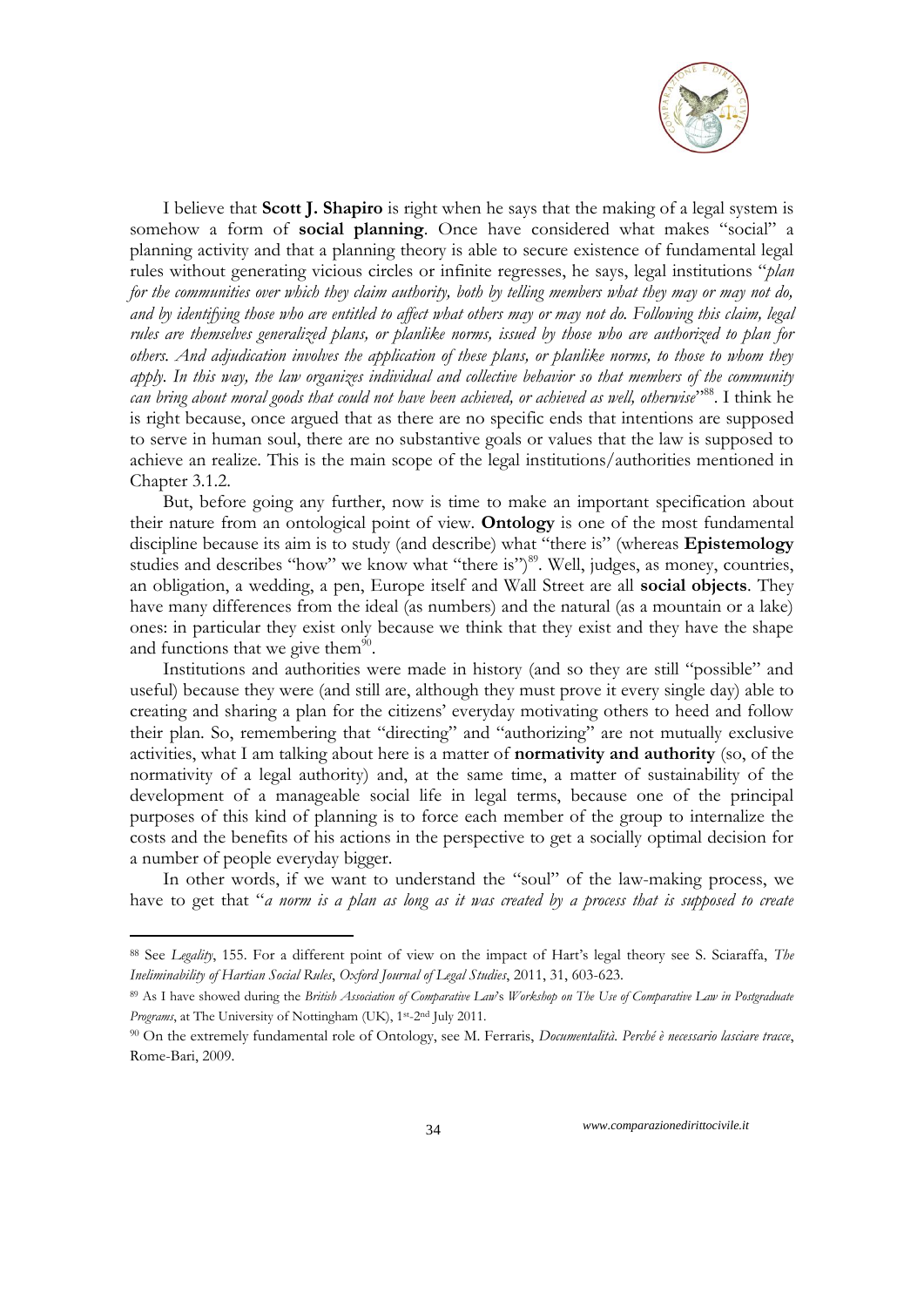I believe that **Scott J. Shapiro** is right when he says that the making of a legal system is somehow a form of **social planning**. Once have considered what makes "social" a planning activity and that a planning theory is able to secure existence of fundamental legal rules without generating vicious circles or infinite regresses, he says, legal institutions "*plan for the communities over which they claim authority, both by telling members what they may or may not do, and by identifying those who are entitled to affect what others may or may not do. Following this claim, legal rules are themselves generalized plans, or planlike norms, issued by those who are authorized to plan for others. And adjudication involves the application of these plans, or planlike norms, to those to whom they apply. In this way, the law organizes individual and collective behavior so that members of the community can bring about moral goods that could not have been achieved, or achieved as well, otherwise*"[88]. I think he is right because, once argued that as there are no specific ends that intentions are supposed to serve in human soul, there are no substantive goals or values that the law is supposed to achieve an realize. This is the main scope of the legal institutions/authorities mentioned in Chapter 3.1.2.

But, before going any further, now is time to make an important specification about their nature from an ontological point of view. **Ontology** is one of the most fundamental discipline because its aim is to study (and describe) what "there is" (whereas **Epistemology** studies and describes "how" we know what "there is")[89]. Well, judges, as money, countries, an obligation, a wedding, a pen, Europe itself and Wall Street are all **social objects**. They have many differences from the ideal (as numbers) and the natural (as a mountain or a lake) ones: in particular they exist only because we think that they exist and they have the shape and functions that we give them[90].

Institutions and authorities were made in history (and so they are still "possible" and useful) because they were (and still are, although they must prove it every single day) able to creating and sharing a plan for the citizens' everyday motivating others to heed and follow their plan. So, remembering that "directing" and "authorizing" are not mutually exclusive activities, what I am talking about here is a matter of **normativity and authority** (so, of the normativity of a legal authority) and, at the same time, a matter of sustainability of the development of a manageable social life in legal terms, because one of the principal purposes of this kind of planning is to force each member of the group to internalize the costs and the benefits of his actions in the perspective to get a socially optimal decision for a number of people everyday bigger.

In other words, if we want to understand the "soul" of the law-making process, we have to get that "*a norm is a plan as long as it was created by a process that is supposed to create*

---

[88] See *Legality*, 155. For a different point of view on the impact of Hart's legal theory see S. Sciaraffa, *The Ineliminability of Hartian Social Rules*, *Oxford Journal of Legal Studies*, 2011, 31, 603-623.

[89] As I have showed during the *British Association of Comparative Law*'s *Workshop on The Use of Comparative Law in Postgraduate Programs*, at The University of Nottingham (UK), 1st-2nd July 2011.

[90] On the extremely fundamental role of Ontology, see M. Ferraris, *Documentalità. Perché è necessario lasciare tracce*, Rome-Bari, 2009.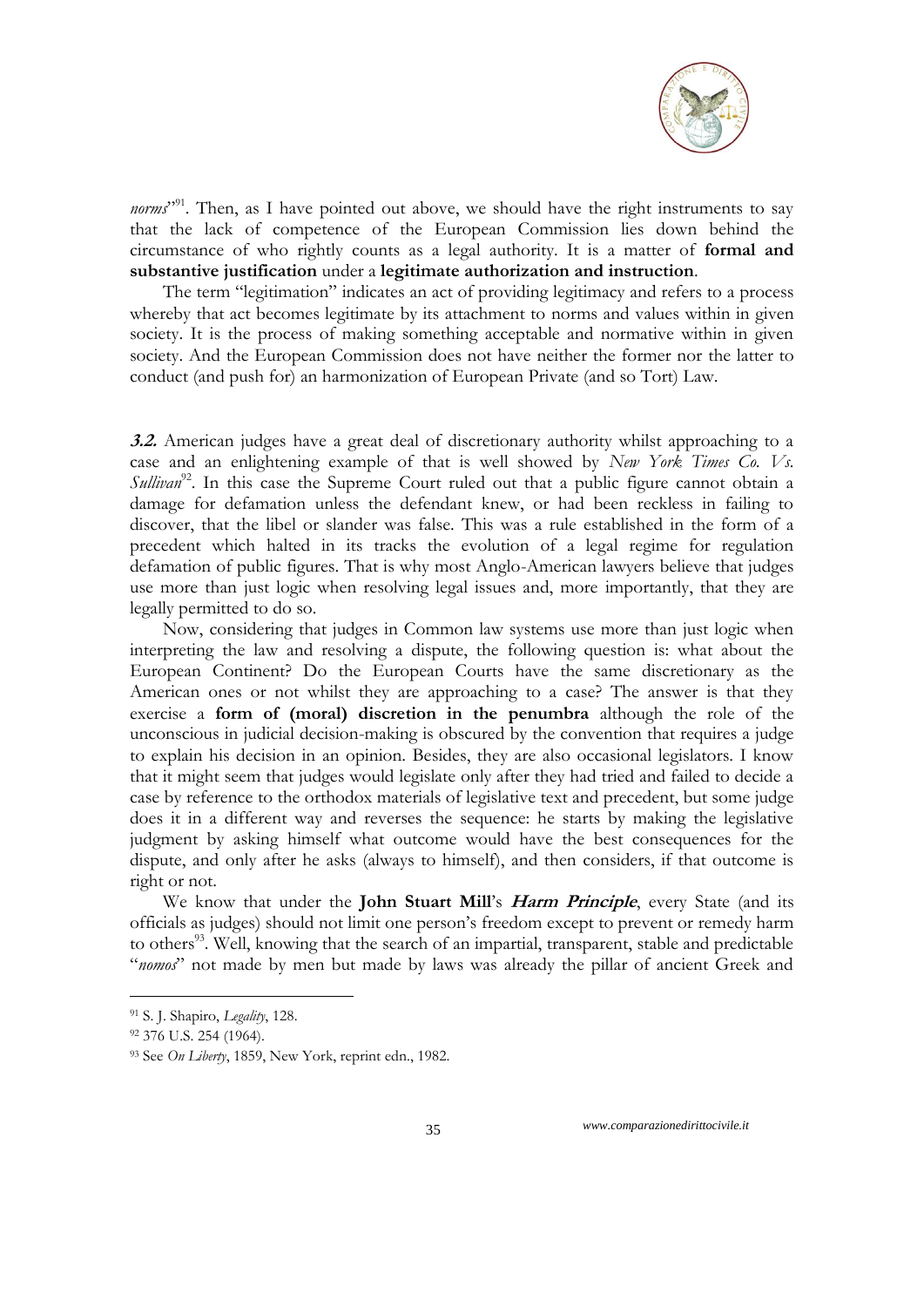*norms*"[91]. Then, as I have pointed out above, we should have the right instruments to say that the lack of competence of the European Commission lies down behind the circumstance of who rightly counts as a legal authority. It is a matter of **formal and substantive justification** under a **legitimate authorization and instruction**.

The term "legitimation" indicates an act of providing legitimacy and refers to a process whereby that act becomes legitimate by its attachment to norms and values within in given society. It is the process of making something acceptable and normative within in given society. And the European Commission does not have neither the former nor the latter to conduct (and push for) an harmonization of European Private (and so Tort) Law.

***3.2.*** American judges have a great deal of discretionary authority whilst approaching to a case and an enlightening example of that is well showed by *New York Times Co. Vs. Sullivan*[92]. In this case the Supreme Court ruled out that a public figure cannot obtain a damage for defamation unless the defendant knew, or had been reckless in failing to discover, that the libel or slander was false. This was a rule established in the form of a precedent which halted in its tracks the evolution of a legal regime for regulation defamation of public figures. That is why most Anglo-American lawyers believe that judges use more than just logic when resolving legal issues and, more importantly, that they are legally permitted to do so.

Now, considering that judges in Common law systems use more than just logic when interpreting the law and resolving a dispute, the following question is: what about the European Continent? Do the European Courts have the same discretionary as the American ones or not whilst they are approaching to a case? The answer is that they exercise a **form of (moral) discretion in the penumbra** although the role of the unconscious in judicial decision-making is obscured by the convention that requires a judge to explain his decision in an opinion. Besides, they are also occasional legislators. I know that it might seem that judges would legislate only after they had tried and failed to decide a case by reference to the orthodox materials of legislative text and precedent, but some judge does it in a different way and reverses the sequence: he starts by making the legislative judgment by asking himself what outcome would have the best consequences for the dispute, and only after he asks (always to himself), and then considers, if that outcome is right or not.

We know that under the **John Stuart Mill**'s ***Harm Principle***, every State (and its officials as judges) should not limit one person's freedom except to prevent or remedy harm to others[93]. Well, knowing that the search of an impartial, transparent, stable and predictable "*nomos*" not made by men but made by laws was already the pillar of ancient Greek and

---

[91] S. J. Shapiro, *Legality*, 128.

[92] 376 U.S. 254 (1964).

[93] See *On Liberty*, 1859, New York, reprint edn., 1982.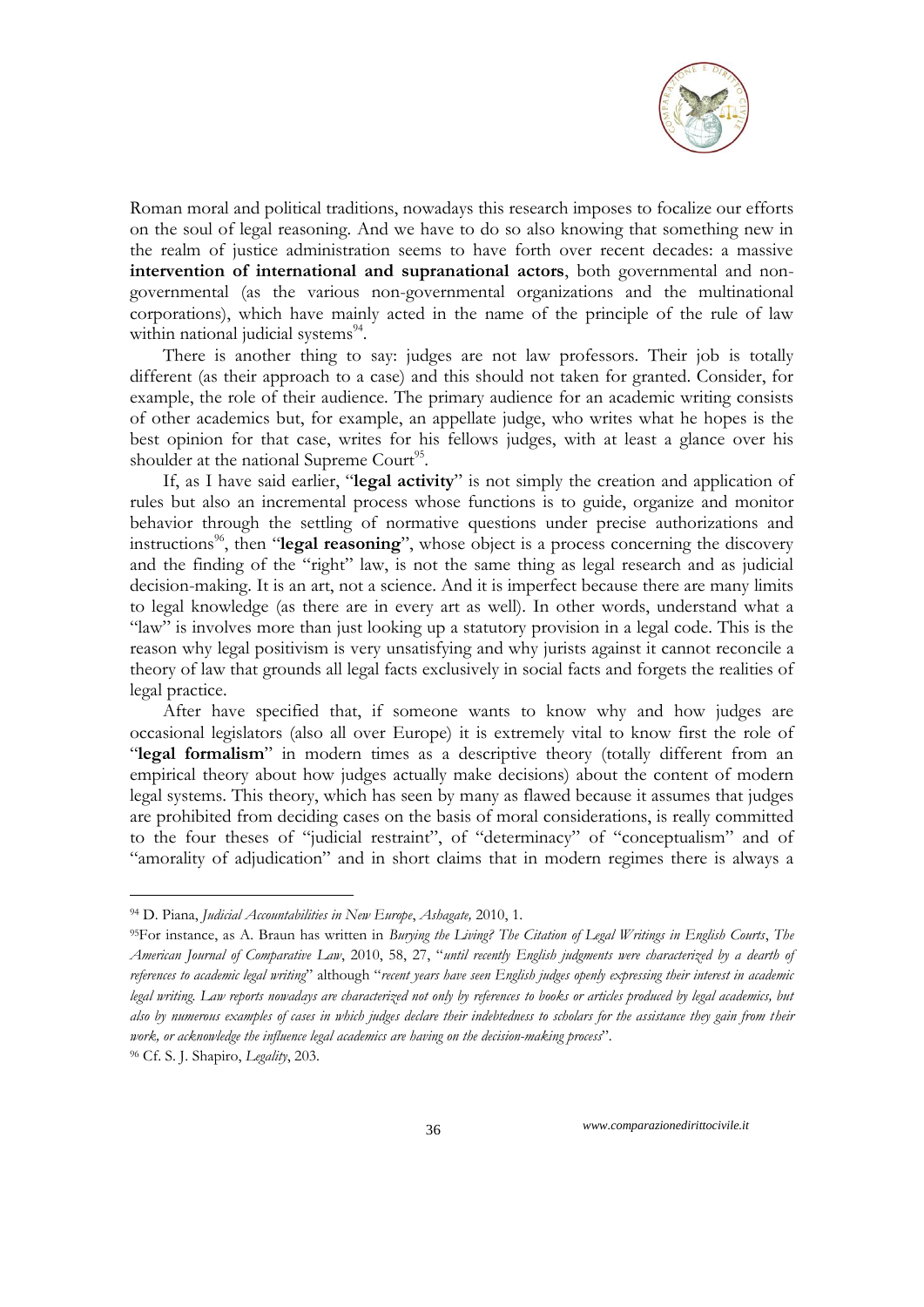Roman moral and political traditions, nowadays this research imposes to focalize our efforts on the soul of legal reasoning. And we have to do so also knowing that something new in the realm of justice administration seems to have forth over recent decades: a massive **intervention of international and supranational actors**, both governmental and non-governmental (as the various non-governmental organizations and the multinational corporations), which have mainly acted in the name of the principle of the rule of law within national judicial systems[94].

There is another thing to say: judges are not law professors. Their job is totally different (as their approach to a case) and this should not taken for granted. Consider, for example, the role of their audience. The primary audience for an academic writing consists of other academics but, for example, an appellate judge, who writes what he hopes is the best opinion for that case, writes for his fellows judges, with at least a glance over his shoulder at the national Supreme Court[95].

If, as I have said earlier, "**legal activity**" is not simply the creation and application of rules but also an incremental process whose functions is to guide, organize and monitor behavior through the settling of normative questions under precise authorizations and instructions[96], then "**legal reasoning**", whose object is a process concerning the discovery and the finding of the "right" law, is not the same thing as legal research and as judicial decision-making. It is an art, not a science. And it is imperfect because there are many limits to legal knowledge (as there are in every art as well). In other words, understand what a "law" is involves more than just looking up a statutory provision in a legal code. This is the reason why legal positivism is very unsatisfying and why jurists against it cannot reconcile a theory of law that grounds all legal facts exclusively in social facts and forgets the realities of legal practice.

After have specified that, if someone wants to know why and how judges are occasional legislators (also all over Europe) it is extremely vital to know first the role of "**legal formalism**" in modern times as a descriptive theory (totally different from an empirical theory about how judges actually make decisions) about the content of modern legal systems. This theory, which has seen by many as flawed because it assumes that judges are prohibited from deciding cases on the basis of moral considerations, is really committed to the four theses of "judicial restraint", of "determinacy" of "conceptualism" and of "amorality of adjudication" and in short claims that in modern regimes there is always a

---

[94] D. Piana, *Judicial Accountabilities in New Europe*, *Ashagate,* 2010, 1.

[95] For instance, as A. Braun has written in *Burying the Living? The Citation of Legal Writings in English Courts*, *The American Journal of Comparative Law*, 2010, 58, 27, "*until recently English judgments were characterized by a dearth of references to academic legal writing*" although "*recent years have seen English judges openly expressing their interest in academic legal writing. Law reports nowadays are characterized not only by references to books or articles produced by legal academics, but also by numerous examples of cases in which judges declare their indebtedness to scholars for the assistance they gain from their work, or acknowledge the influence legal academics are having on the decision-making process*".

[96] Cf. S. J. Shapiro, *Legality*, 203.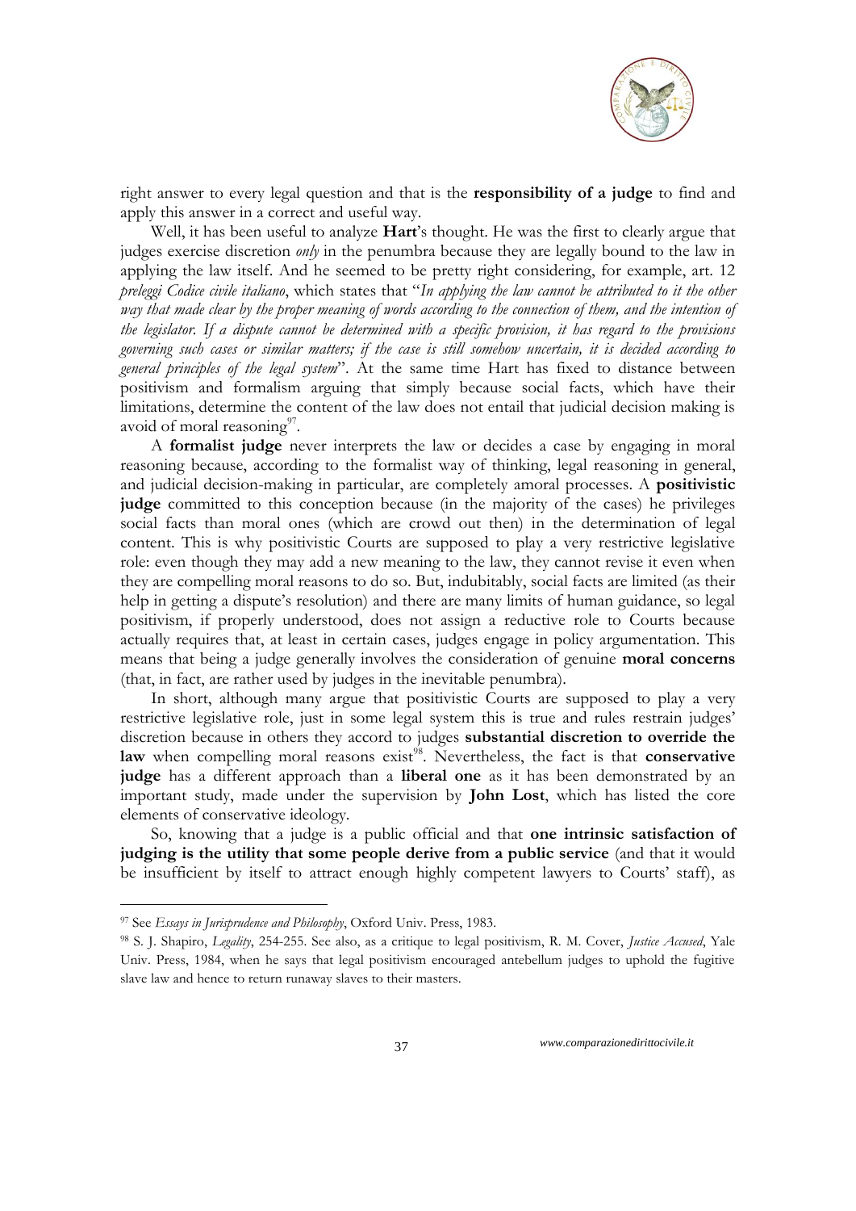right answer to every legal question and that is the **responsibility of a judge** to find and apply this answer in a correct and useful way.

Well, it has been useful to analyze **Hart**'s thought. He was the first to clearly argue that judges exercise discretion *only* in the penumbra because they are legally bound to the law in applying the law itself. And he seemed to be pretty right considering, for example, art. 12 *preleggi Codice civile italiano*, which states that "*In applying the law cannot be attributed to it the other way that made clear by the proper meaning of words according to the connection of them, and the intention of the legislator. If a dispute cannot be determined with a specific provision, it has regard to the provisions governing such cases or similar matters; if the case is still somehow uncertain, it is decided according to general principles of the legal system*". At the same time Hart has fixed to distance between positivism and formalism arguing that simply because social facts, which have their limitations, determine the content of the law does not entail that judicial decision making is avoid of moral reasoning[97].

A **formalist judge** never interprets the law or decides a case by engaging in moral reasoning because, according to the formalist way of thinking, legal reasoning in general, and judicial decision-making in particular, are completely amoral processes. A **positivistic judge** committed to this conception because (in the majority of the cases) he privileges social facts than moral ones (which are crowd out then) in the determination of legal content. This is why positivistic Courts are supposed to play a very restrictive legislative role: even though they may add a new meaning to the law, they cannot revise it even when they are compelling moral reasons to do so. But, indubitably, social facts are limited (as their help in getting a dispute's resolution) and there are many limits of human guidance, so legal positivism, if properly understood, does not assign a reductive role to Courts because actually requires that, at least in certain cases, judges engage in policy argumentation. This means that being a judge generally involves the consideration of genuine **moral concerns** (that, in fact, are rather used by judges in the inevitable penumbra).

In short, although many argue that positivistic Courts are supposed to play a very restrictive legislative role, just in some legal system this is true and rules restrain judges' discretion because in others they accord to judges **substantial discretion to override the law** when compelling moral reasons exist[98]. Nevertheless, the fact is that **conservative judge** has a different approach than a **liberal one** as it has been demonstrated by an important study, made under the supervision by **John Lost**, which has listed the core elements of conservative ideology.

So, knowing that a judge is a public official and that **one intrinsic satisfaction of judging is the utility that some people derive from a public service** (and that it would be insufficient by itself to attract enough highly competent lawyers to Courts' staff), as

---

[97] See *Essays in Jurisprudence and Philosophy*, Oxford Univ. Press, 1983.

[98] S. J. Shapiro, *Legality*, 254-255. See also, as a critique to legal positivism, R. M. Cover, *Justice Accused*, Yale Univ. Press, 1984, when he says that legal positivism encouraged antebellum judges to uphold the fugitive slave law and hence to return runaway slaves to their masters.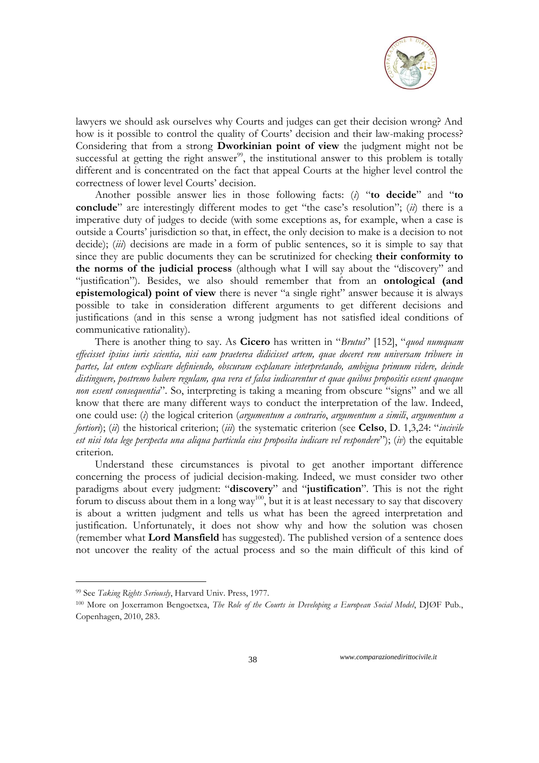lawyers we should ask ourselves why Courts and judges can get their decision wrong? And how is it possible to control the quality of Courts' decision and their law-making process? Considering that from a strong **Dworkinian point of view** the judgment might not be successful at getting the right answer[99], the institutional answer to this problem is totally different and is concentrated on the fact that appeal Courts at the higher level control the correctness of lower level Courts' decision.

Another possible answer lies in those following facts: (*i*) "**to decide**" and "**to conclude**" are interestingly different modes to get "the case's resolution"; (*ii*) there is a imperative duty of judges to decide (with some exceptions as, for example, when a case is outside a Courts' jurisdiction so that, in effect, the only decision to make is a decision to not decide); (*iii*) decisions are made in a form of public sentences, so it is simple to say that since they are public documents they can be scrutinized for checking **their conformity to the norms of the judicial process** (although what I will say about the "discovery" and "justification"). Besides, we also should remember that from an **ontological (and epistemological) point of view** there is never "a single right" answer because it is always possible to take in consideration different arguments to get different decisions and justifications (and in this sense a wrong judgment has not satisfied ideal conditions of communicative rationality).

There is another thing to say. As **Cicero** has written in "*Brutus*" [152], "*quod numquam effecisset ipsius iuris scientia, nisi eam praeterea didicisset artem, quae doceret rem universam tribuere in partes, lat entem explicare definiendo, obscuram explanare interpretando, ambigua primum videre, deinde distinguere, postremo habere regulam, qua vera et falsa iudicarentur et quae quibus propositis essent quaeque non essent consequentia*". So, interpreting is taking a meaning from obscure "signs" and we all know that there are many different ways to conduct the interpretation of the law. Indeed, one could use: (*i*) the logical criterion (*argumentum a contrario*, *argumentum a simili*, *argumentum a fortiori*); (*ii*) the historical criterion; (*iii*) the systematic criterion (see **Celso**, D. 1,3,24: "*incivile est nisi tota lege perspecta una aliqua particula eius proposita iudicare vel respondere*"); (*iv*) the equitable criterion.

Understand these circumstances is pivotal to get another important difference concerning the process of judicial decision-making. Indeed, we must consider two other paradigms about every judgment: "**discovery**" and "**justification**". This is not the right forum to discuss about them in a long way[100], but it is at least necessary to say that discovery is about a written judgment and tells us what has been the agreed interpretation and justification. Unfortunately, it does not show why and how the solution was chosen (remember what **Lord Mansfield** has suggested). The published version of a sentence does not uncover the reality of the actual process and so the main difficult of this kind of

---

[99] See *Taking Rights Seriously*, Harvard Univ. Press, 1977.

[100] More on Joxerramon Bengoetxea, *The Role of the Courts in Developing a European Social Model*, DJØF Pub., Copenhagen, 2010, 283.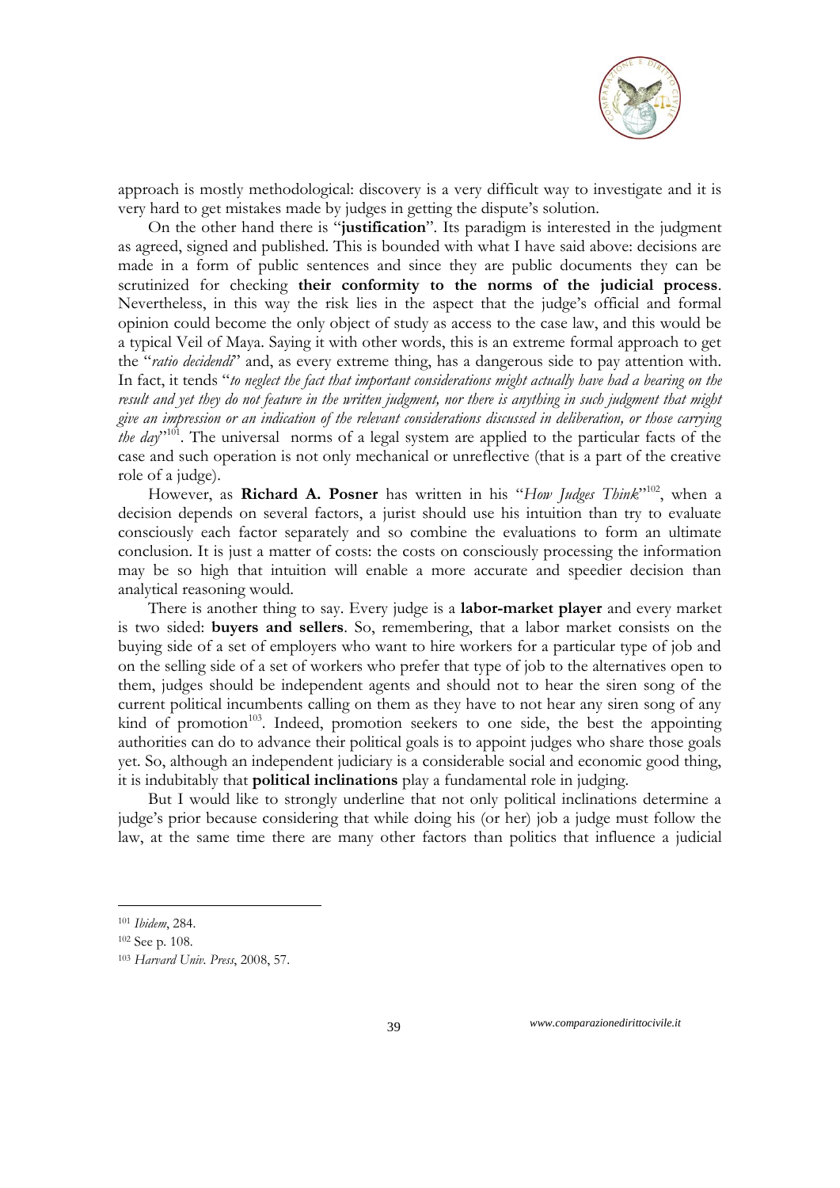approach is mostly methodological: discovery is a very difficult way to investigate and it is very hard to get mistakes made by judges in getting the dispute's solution.

On the other hand there is "**justification**". Its paradigm is interested in the judgment as agreed, signed and published. This is bounded with what I have said above: decisions are made in a form of public sentences and since they are public documents they can be scrutinized for checking **their conformity to the norms of the judicial process**. Nevertheless, in this way the risk lies in the aspect that the judge's official and formal opinion could become the only object of study as access to the case law, and this would be a typical Veil of Maya. Saying it with other words, this is an extreme formal approach to get the "*ratio decidendi*" and, as every extreme thing, has a dangerous side to pay attention with. In fact, it tends "*to neglect the fact that important considerations might actually have had a bearing on the result and yet they do not feature in the written judgment, nor there is anything in such judgment that might give an impression or an indication of the relevant considerations discussed in deliberation, or those carrying the day*"[101]. The universal norms of a legal system are applied to the particular facts of the case and such operation is not only mechanical or unreflective (that is a part of the creative role of a judge).

However, as **Richard A. Posner** has written in his "*How Judges Think*"[102], when a decision depends on several factors, a jurist should use his intuition than try to evaluate consciously each factor separately and so combine the evaluations to form an ultimate conclusion. It is just a matter of costs: the costs on consciously processing the information may be so high that intuition will enable a more accurate and speedier decision than analytical reasoning would.

There is another thing to say. Every judge is a **labor-market player** and every market is two sided: **buyers and sellers**. So, remembering, that a labor market consists on the buying side of a set of employers who want to hire workers for a particular type of job and on the selling side of a set of workers who prefer that type of job to the alternatives open to them, judges should be independent agents and should not to hear the siren song of the current political incumbents calling on them as they have to not hear any siren song of any kind of promotion[103]. Indeed, promotion seekers to one side, the best the appointing authorities can do to advance their political goals is to appoint judges who share those goals yet. So, although an independent judiciary is a considerable social and economic good thing, it is indubitably that **political inclinations** play a fundamental role in judging.

But I would like to strongly underline that not only political inclinations determine a judge's prior because considering that while doing his (or her) job a judge must follow the law, at the same time there are many other factors than politics that influence a judicial

---

[101] *Ibidem*, 284.

[102] See p. 108.

[103] *Harvard Univ. Press*, 2008, 57.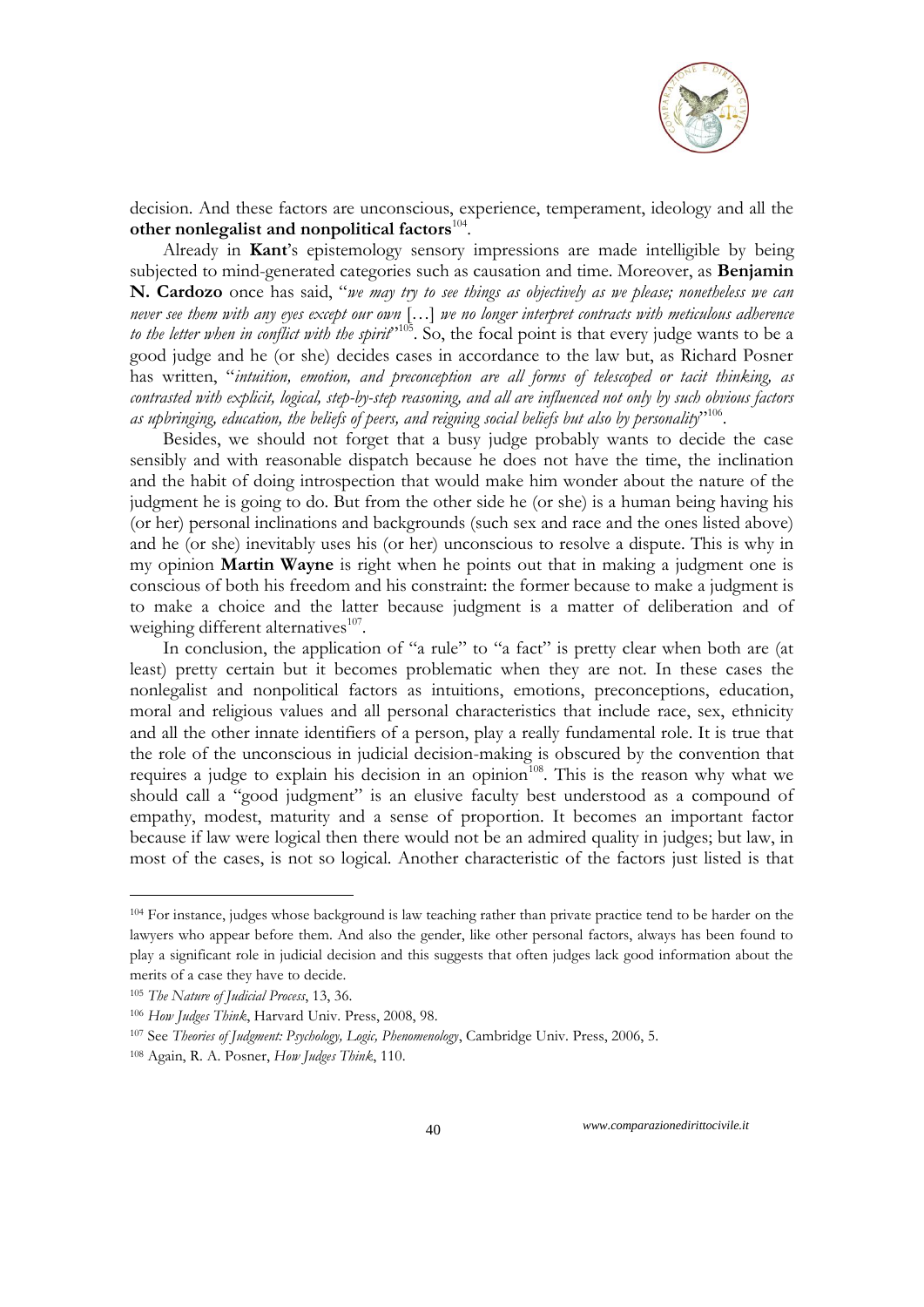decision. And these factors are unconscious, experience, temperament, ideology and all the **other nonlegalist and nonpolitical factors**[104].

Already in **Kant**'s epistemology sensory impressions are made intelligible by being subjected to mind-generated categories such as causation and time. Moreover, as **Benjamin N. Cardozo** once has said, "*we may try to see things as objectively as we please; nonetheless we can never see them with any eyes except our own* […] *we no longer interpret contracts with meticulous adherence to the letter when in conflict with the spirit*"[105]. So, the focal point is that every judge wants to be a good judge and he (or she) decides cases in accordance to the law but, as Richard Posner has written, "*intuition, emotion, and preconception are all forms of telescoped or tacit thinking, as contrasted with explicit, logical, step-by-step reasoning, and all are influenced not only by such obvious factors as upbringing, education, the beliefs of peers, and reigning social beliefs but also by personality*"[106].

Besides, we should not forget that a busy judge probably wants to decide the case sensibly and with reasonable dispatch because he does not have the time, the inclination and the habit of doing introspection that would make him wonder about the nature of the judgment he is going to do. But from the other side he (or she) is a human being having his (or her) personal inclinations and backgrounds (such sex and race and the ones listed above) and he (or she) inevitably uses his (or her) unconscious to resolve a dispute. This is why in my opinion **Martin Wayne** is right when he points out that in making a judgment one is conscious of both his freedom and his constraint: the former because to make a judgment is to make a choice and the latter because judgment is a matter of deliberation and of weighing different alternatives[107].

In conclusion, the application of "a rule" to "a fact" is pretty clear when both are (at least) pretty certain but it becomes problematic when they are not. In these cases the nonlegalist and nonpolitical factors as intuitions, emotions, preconceptions, education, moral and religious values and all personal characteristics that include race, sex, ethnicity and all the other innate identifiers of a person, play a really fundamental role. It is true that the role of the unconscious in judicial decision-making is obscured by the convention that requires a judge to explain his decision in an opinion[108]. This is the reason why what we should call a "good judgment" is an elusive faculty best understood as a compound of empathy, modest, maturity and a sense of proportion. It becomes an important factor because if law were logical then there would not be an admired quality in judges; but law, in most of the cases, is not so logical. Another characteristic of the factors just listed is that

---

[104] For instance, judges whose background is law teaching rather than private practice tend to be harder on the lawyers who appear before them. And also the gender, like other personal factors, always has been found to play a significant role in judicial decision and this suggests that often judges lack good information about the merits of a case they have to decide.

[105] *The Nature of Judicial Process*, 13, 36.

[106] *How Judges Think*, Harvard Univ. Press, 2008, 98.

[107] See *Theories of Judgment: Psychology, Logic, Phenomenology*, Cambridge Univ. Press, 2006, 5.

[108] Again, R. A. Posner, *How Judges Think*, 110.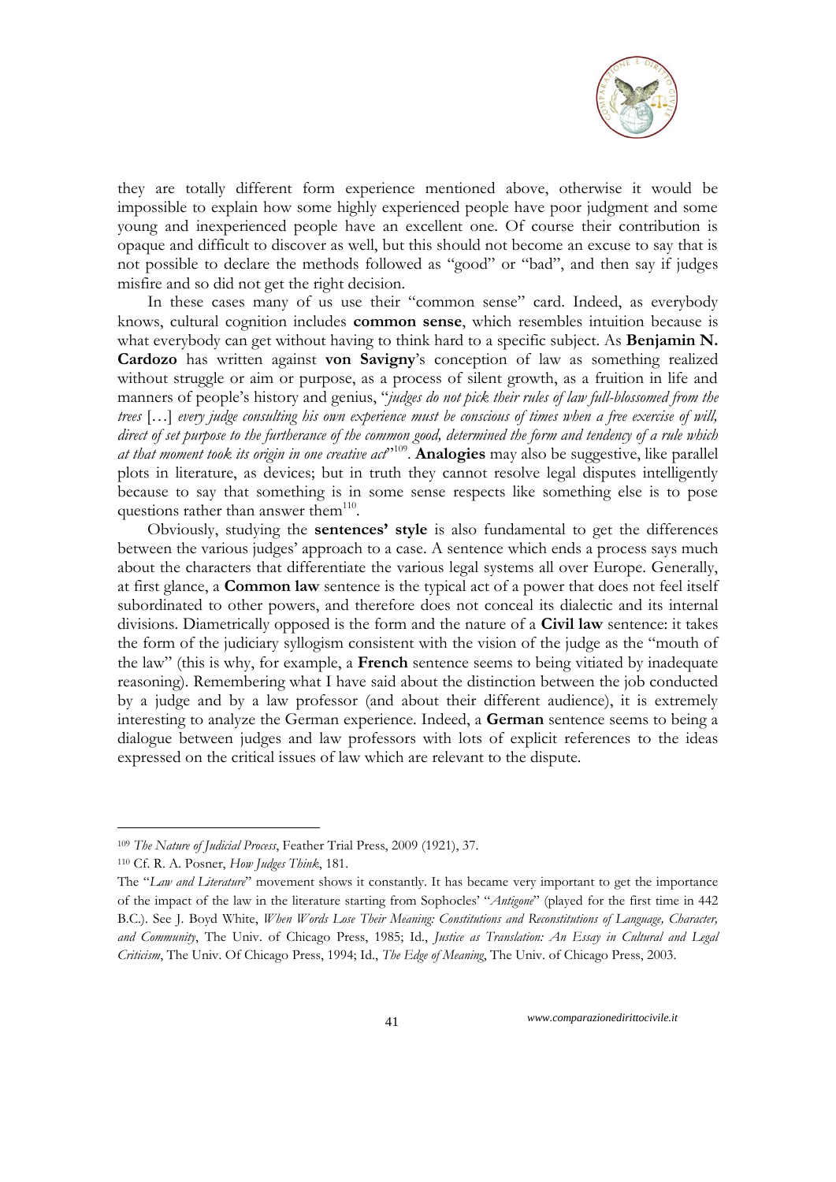they are totally different form experience mentioned above, otherwise it would be impossible to explain how some highly experienced people have poor judgment and some young and inexperienced people have an excellent one. Of course their contribution is opaque and difficult to discover as well, but this should not become an excuse to say that is not possible to declare the methods followed as "good" or "bad", and then say if judges misfire and so did not get the right decision.

In these cases many of us use their "common sense" card. Indeed, as everybody knows, cultural cognition includes **common sense**, which resembles intuition because is what everybody can get without having to think hard to a specific subject. As **Benjamin N. Cardozo** has written against **von Savigny**'s conception of law as something realized without struggle or aim or purpose, as a process of silent growth, as a fruition in life and manners of people's history and genius, "*judges do not pick their rules of law full-blossomed from the trees* […] *every judge consulting his own experience must be conscious of times when a free exercise of will, direct of set purpose to the furtherance of the common good, determined the form and tendency of a rule which at that moment took its origin in one creative act*"[109]. **Analogies** may also be suggestive, like parallel plots in literature, as devices; but in truth they cannot resolve legal disputes intelligently because to say that something is in some sense respects like something else is to pose questions rather than answer them[110].

Obviously, studying the **sentences' style** is also fundamental to get the differences between the various judges' approach to a case. A sentence which ends a process says much about the characters that differentiate the various legal systems all over Europe. Generally, at first glance, a **Common law** sentence is the typical act of a power that does not feel itself subordinated to other powers, and therefore does not conceal its dialectic and its internal divisions. Diametrically opposed is the form and the nature of a **Civil law** sentence: it takes the form of the judiciary syllogism consistent with the vision of the judge as the "mouth of the law" (this is why, for example, a **French** sentence seems to being vitiated by inadequate reasoning). Remembering what I have said about the distinction between the job conducted by a judge and by a law professor (and about their different audience), it is extremely interesting to analyze the German experience. Indeed, a **German** sentence seems to being a dialogue between judges and law professors with lots of explicit references to the ideas expressed on the critical issues of law which are relevant to the dispute.

---

[109] *The Nature of Judicial Process*, Feather Trial Press, 2009 (1921), 37.

[110] Cf. R. A. Posner, *How Judges Think*, 181.

The "*Law and Literature*" movement shows it constantly. It has became very important to get the importance of the impact of the law in the literature starting from Sophocles' "*Antigone*" (played for the first time in 442 B.C.). See J. Boyd White, *When Words Lose Their Meaning: Constitutions and Reconstitutions of Language, Character, and Community*, The Univ. of Chicago Press, 1985; Id., *Justice as Translation: An Essay in Cultural and Legal Criticism*, The Univ. Of Chicago Press, 1994; Id., *The Edge of Meaning*, The Univ. of Chicago Press, 2003.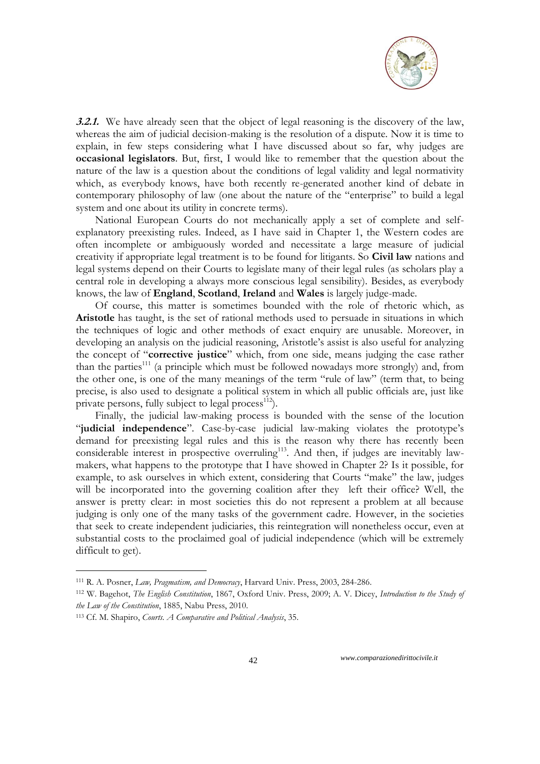***3.2.1.*** We have already seen that the object of legal reasoning is the discovery of the law, whereas the aim of judicial decision-making is the resolution of a dispute. Now it is time to explain, in few steps considering what I have discussed about so far, why judges are **occasional legislators**. But, first, I would like to remember that the question about the nature of the law is a question about the conditions of legal validity and legal normativity which, as everybody knows, have both recently re-generated another kind of debate in contemporary philosophy of law (one about the nature of the "enterprise" to build a legal system and one about its utility in concrete terms).

National European Courts do not mechanically apply a set of complete and self-explanatory preexisting rules. Indeed, as I have said in Chapter 1, the Western codes are often incomplete or ambiguously worded and necessitate a large measure of judicial creativity if appropriate legal treatment is to be found for litigants. So **Civil law** nations and legal systems depend on their Courts to legislate many of their legal rules (as scholars play a central role in developing a always more conscious legal sensibility). Besides, as everybody knows, the law of **England**, **Scotland**, **Ireland** and **Wales** is largely judge-made.

Of course, this matter is sometimes bounded with the role of rhetoric which, as **Aristotle** has taught, is the set of rational methods used to persuade in situations in which the techniques of logic and other methods of exact enquiry are unusable. Moreover, in developing an analysis on the judicial reasoning, Aristotle's assist is also useful for analyzing the concept of "**corrective justice**" which, from one side, means judging the case rather than the parties[111] (a principle which must be followed nowadays more strongly) and, from the other one, is one of the many meanings of the term "rule of law" (term that, to being precise, is also used to designate a political system in which all public officials are, just like private persons, fully subject to legal process[112]).

Finally, the judicial law-making process is bounded with the sense of the locution "**judicial independence**". Case-by-case judicial law-making violates the prototype's demand for preexisting legal rules and this is the reason why there has recently been considerable interest in prospective overruling[113]. And then, if judges are inevitably law-makers, what happens to the prototype that I have showed in Chapter 2? Is it possible, for example, to ask ourselves in which extent, considering that Courts "make" the law, judges will be incorporated into the governing coalition after they left their office? Well, the answer is pretty clear: in most societies this do not represent a problem at all because judging is only one of the many tasks of the government cadre. However, in the societies that seek to create independent judiciaries, this reintegration will nonetheless occur, even at substantial costs to the proclaimed goal of judicial independence (which will be extremely difficult to get).

---

[111] R. A. Posner, *Law, Pragmatism, and Democracy*, Harvard Univ. Press, 2003, 284-286.

[112] W. Bagehot, *The English Constitution*, 1867, Oxford Univ. Press, 2009; A. V. Dicey, *Introduction to the Study of the Law of the Constitution*, 1885, Nabu Press, 2010.

[113] Cf. M. Shapiro, *Courts. A Comparative and Political Analysis*, 35.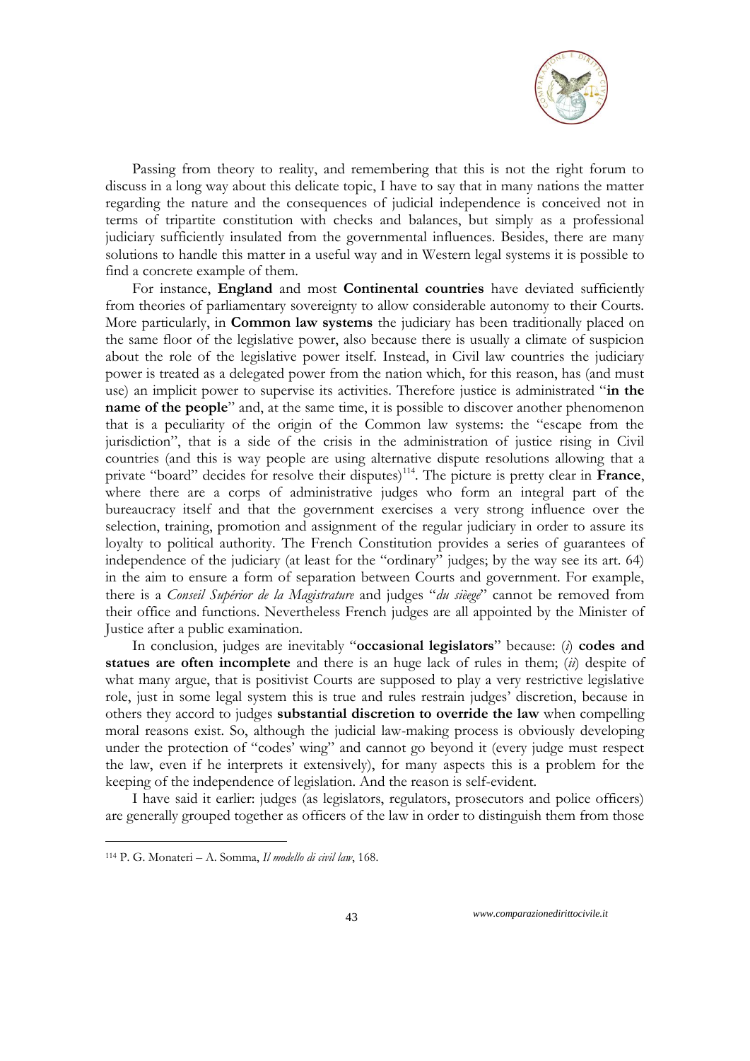Passing from theory to reality, and remembering that this is not the right forum to discuss in a long way about this delicate topic, I have to say that in many nations the matter regarding the nature and the consequences of judicial independence is conceived not in terms of tripartite constitution with checks and balances, but simply as a professional judiciary sufficiently insulated from the governmental influences. Besides, there are many solutions to handle this matter in a useful way and in Western legal systems it is possible to find a concrete example of them.

For instance, **England** and most **Continental countries** have deviated sufficiently from theories of parliamentary sovereignty to allow considerable autonomy to their Courts. More particularly, in **Common law systems** the judiciary has been traditionally placed on the same floor of the legislative power, also because there is usually a climate of suspicion about the role of the legislative power itself. Instead, in Civil law countries the judiciary power is treated as a delegated power from the nation which, for this reason, has (and must use) an implicit power to supervise its activities. Therefore justice is administrated "**in the name of the people**" and, at the same time, it is possible to discover another phenomenon that is a peculiarity of the origin of the Common law systems: the "escape from the jurisdiction", that is a side of the crisis in the administration of justice rising in Civil countries (and this is way people are using alternative dispute resolutions allowing that a private "board" decides for resolve their disputes)[114]. The picture is pretty clear in **France**, where there are a corps of administrative judges who form an integral part of the bureaucracy itself and that the government exercises a very strong influence over the selection, training, promotion and assignment of the regular judiciary in order to assure its loyalty to political authority. The French Constitution provides a series of guarantees of independence of the judiciary (at least for the "ordinary" judges; by the way see its art. 64) in the aim to ensure a form of separation between Courts and government. For example, there is a *Conseil Supérior de la Magistrature* and judges "*du sièege*" cannot be removed from their office and functions. Nevertheless French judges are all appointed by the Minister of Justice after a public examination.

In conclusion, judges are inevitably "**occasional legislators**" because: (*i*) **codes and statues are often incomplete** and there is an huge lack of rules in them; (*ii*) despite of what many argue, that is positivist Courts are supposed to play a very restrictive legislative role, just in some legal system this is true and rules restrain judges' discretion, because in others they accord to judges **substantial discretion to override the law** when compelling moral reasons exist. So, although the judicial law-making process is obviously developing under the protection of "codes' wing" and cannot go beyond it (every judge must respect the law, even if he interprets it extensively), for many aspects this is a problem for the keeping of the independence of legislation. And the reason is self-evident.

I have said it earlier: judges (as legislators, regulators, prosecutors and police officers) are generally grouped together as officers of the law in order to distinguish them from those

---

[114] P. G. Monateri – A. Somma, *Il modello di civil law*, 168.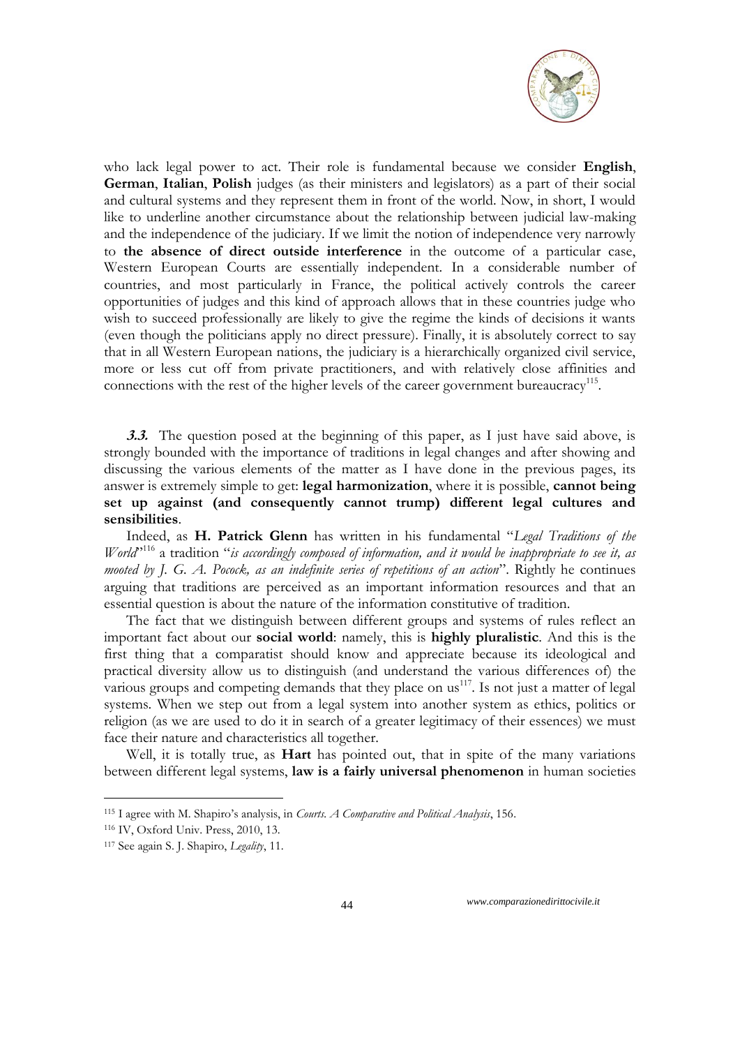who lack legal power to act. Their role is fundamental because we consider **English**, **German**, **Italian**, **Polish** judges (as their ministers and legislators) as a part of their social and cultural systems and they represent them in front of the world. Now, in short, I would like to underline another circumstance about the relationship between judicial law-making and the independence of the judiciary. If we limit the notion of independence very narrowly to **the absence of direct outside interference** in the outcome of a particular case, Western European Courts are essentially independent. In a considerable number of countries, and most particularly in France, the political actively controls the career opportunities of judges and this kind of approach allows that in these countries judge who wish to succeed professionally are likely to give the regime the kinds of decisions it wants (even though the politicians apply no direct pressure). Finally, it is absolutely correct to say that in all Western European nations, the judiciary is a hierarchically organized civil service, more or less cut off from private practitioners, and with relatively close affinities and connections with the rest of the higher levels of the career government bureaucracy[115].

***3.3.*** The question posed at the beginning of this paper, as I just have said above, is strongly bounded with the importance of traditions in legal changes and after showing and discussing the various elements of the matter as I have done in the previous pages, its answer is extremely simple to get: **legal harmonization**, where it is possible, **cannot being set up against (and consequently cannot trump) different legal cultures and sensibilities**.

Indeed, as **H. Patrick Glenn** has written in his fundamental "*Legal Traditions of the World*"[116] a tradition "*is accordingly composed of information, and it would be inappropriate to see it, as mooted by J. G. A. Pocock, as an indefinite series of repetitions of an action*". Rightly he continues arguing that traditions are perceived as an important information resources and that an essential question is about the nature of the information constitutive of tradition.

The fact that we distinguish between different groups and systems of rules reflect an important fact about our **social world**: namely, this is **highly pluralistic**. And this is the first thing that a comparatist should know and appreciate because its ideological and practical diversity allow us to distinguish (and understand the various differences of) the various groups and competing demands that they place on us[117]. Is not just a matter of legal systems. When we step out from a legal system into another system as ethics, politics or religion (as we are used to do it in search of a greater legitimacy of their essences) we must face their nature and characteristics all together.

Well, it is totally true, as **Hart** has pointed out, that in spite of the many variations between different legal systems, **law is a fairly universal phenomenon** in human societies

---

[115] I agree with M. Shapiro's analysis, in *Courts. A Comparative and Political Analysis*, 156.

[116] IV, Oxford Univ. Press, 2010, 13.

[117] See again S. J. Shapiro, *Legality*, 11.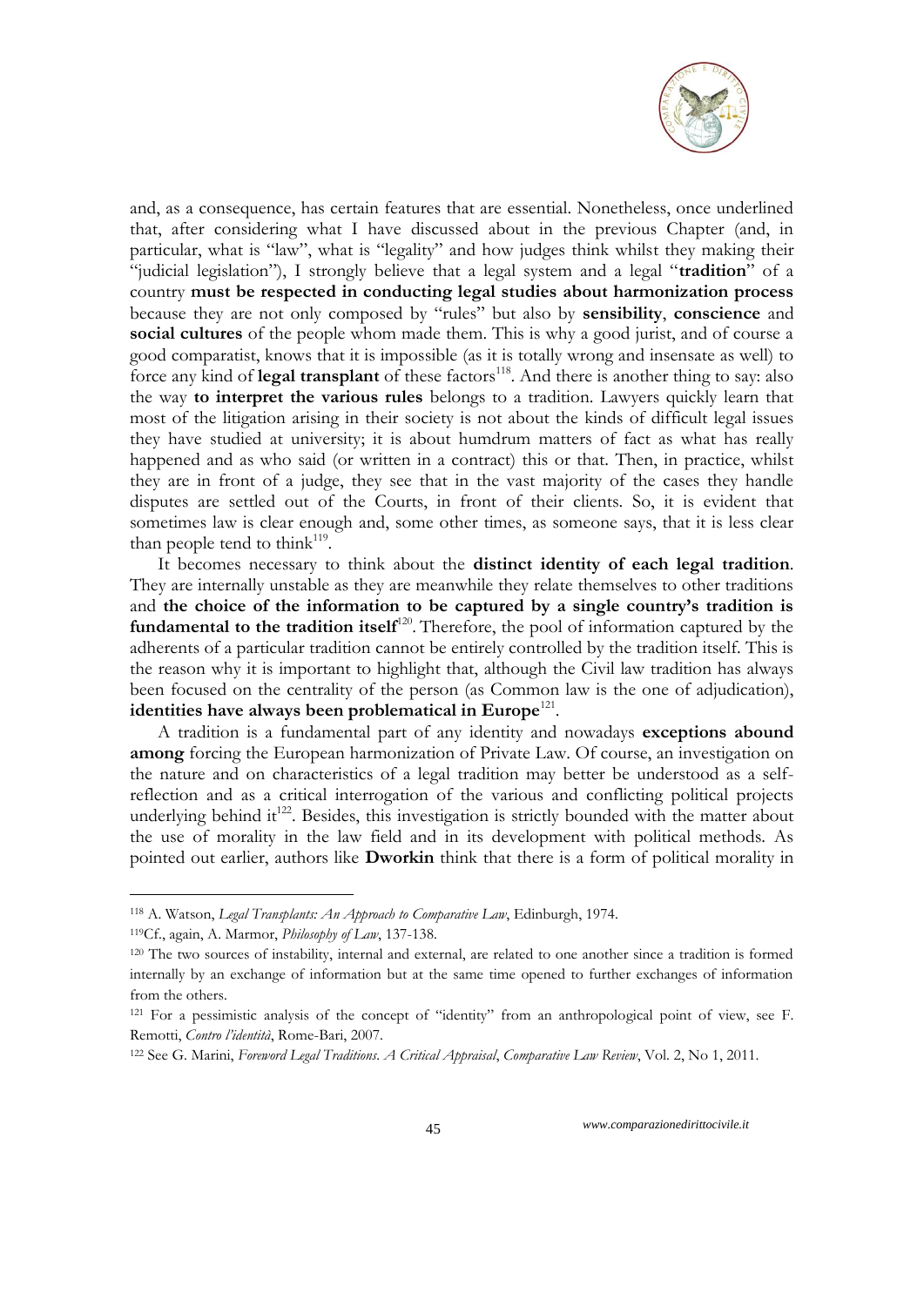and, as a consequence, has certain features that are essential. Nonetheless, once underlined that, after considering what I have discussed about in the previous Chapter (and, in particular, what is "law", what is "legality" and how judges think whilst they making their "judicial legislation"), I strongly believe that a legal system and a legal "**tradition**" of a country **must be respected in conducting legal studies about harmonization process** because they are not only composed by "rules" but also by **sensibility**, **conscience** and **social cultures** of the people whom made them. This is why a good jurist, and of course a good comparatist, knows that it is impossible (as it is totally wrong and insensate as well) to force any kind of **legal transplant** of these factors[118]. And there is another thing to say: also the way **to interpret the various rules** belongs to a tradition. Lawyers quickly learn that most of the litigation arising in their society is not about the kinds of difficult legal issues they have studied at university; it is about humdrum matters of fact as what has really happened and as who said (or written in a contract) this or that. Then, in practice, whilst they are in front of a judge, they see that in the vast majority of the cases they handle disputes are settled out of the Courts, in front of their clients. So, it is evident that sometimes law is clear enough and, some other times, as someone says, that it is less clear than people tend to think[119].

It becomes necessary to think about the **distinct identity of each legal tradition**. They are internally unstable as they are meanwhile they relate themselves to other traditions and **the choice of the information to be captured by a single country's tradition is fundamental to the tradition itself**[120]. Therefore, the pool of information captured by the adherents of a particular tradition cannot be entirely controlled by the tradition itself. This is the reason why it is important to highlight that, although the Civil law tradition has always been focused on the centrality of the person (as Common law is the one of adjudication), **identities have always been problematical in Europe**[121].

A tradition is a fundamental part of any identity and nowadays **exceptions abound among** forcing the European harmonization of Private Law. Of course, an investigation on the nature and on characteristics of a legal tradition may better be understood as a self-reflection and as a critical interrogation of the various and conflicting political projects underlying behind it[122]. Besides, this investigation is strictly bounded with the matter about the use of morality in the law field and in its development with political methods. As pointed out earlier, authors like **Dworkin** think that there is a form of political morality in

---

[118] A. Watson, *Legal Transplants: An Approach to Comparative Law*, Edinburgh, 1974.

[119] Cf., again, A. Marmor, *Philosophy of Law*, 137-138.

[120] The two sources of instability, internal and external, are related to one another since a tradition is formed internally by an exchange of information but at the same time opened to further exchanges of information from the others.

[121] For a pessimistic analysis of the concept of "identity" from an anthropological point of view, see F. Remotti, *Contro l'identità*, Rome-Bari, 2007.

[122] See G. Marini, *Foreword Legal Traditions. A Critical Appraisal*, *Comparative Law Review*, Vol. 2, No 1, 2011.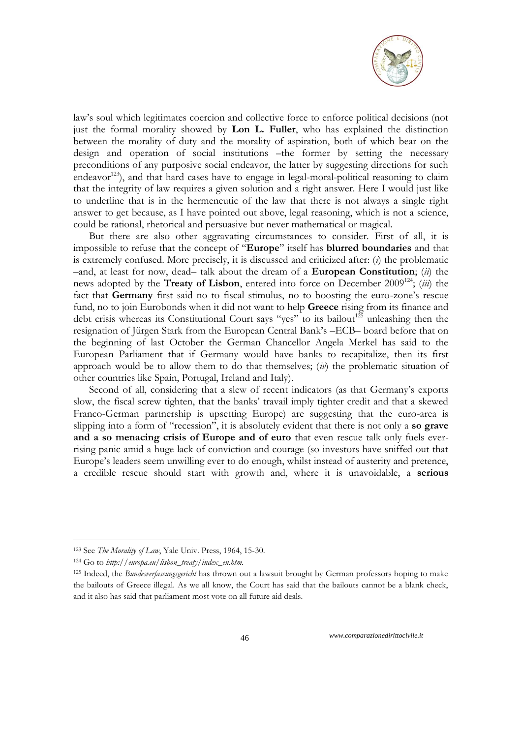law's soul which legitimates coercion and collective force to enforce political decisions (not just the formal morality showed by **Lon L. Fuller**, who has explained the distinction between the morality of duty and the morality of aspiration, both of which bear on the design and operation of social institutions –the former by setting the necessary preconditions of any purposive social endeavor, the latter by suggesting directions for such endeavor[123]), and that hard cases have to engage in legal-moral-political reasoning to claim that the integrity of law requires a given solution and a right answer. Here I would just like to underline that is in the hermeneutic of the law that there is not always a single right answer to get because, as I have pointed out above, legal reasoning, which is not a science, could be rational, rhetorical and persuasive but never mathematical or magical.

But there are also other aggravating circumstances to consider. First of all, it is impossible to refuse that the concept of "**Europe**" itself has **blurred boundaries** and that is extremely confused. More precisely, it is discussed and criticized after: (*i*) the problematic –and, at least for now, dead– talk about the dream of a **European Constitution**; (*ii*) the news adopted by the **Treaty of Lisbon**, entered into force on December 2009[124]; (*iii*) the fact that **Germany** first said no to fiscal stimulus, no to boosting the euro-zone's rescue fund, no to join Eurobonds when it did not want to help **Greece** rising from its finance and debt crisis whereas its Constitutional Court says "yes" to its bailout[125] unleashing then the resignation of Jürgen Stark from the European Central Bank's –ECB– board before that on the beginning of last October the German Chancellor Angela Merkel has said to the European Parliament that if Germany would have banks to recapitalize, then its first approach would be to allow them to do that themselves; (*iv*) the problematic situation of other countries like Spain, Portugal, Ireland and Italy).

Second of all, considering that a slew of recent indicators (as that Germany's exports slow, the fiscal screw tighten, that the banks' travail imply tighter credit and that a skewed Franco-German partnership is upsetting Europe) are suggesting that the euro-area is slipping into a form of "recession", it is absolutely evident that there is not only a **so grave and a so menacing crisis of Europe and of euro** that even rescue talk only fuels ever-rising panic amid a huge lack of conviction and courage (so investors have sniffed out that Europe's leaders seem unwilling ever to do enough, whilst instead of austerity and pretence, a credible rescue should start with growth and, where it is unavoidable, a **serious**

---

[123] See *The Morality of Law*, Yale Univ. Press, 1964, 15-30.

[124] Go to *http://europa.eu/lisbon_treaty/index_en.htm*.

[125] Indeed, the *Bundesverfassungsgericht* has thrown out a lawsuit brought by German professors hoping to make the bailouts of Greece illegal. As we all know, the Court has said that the bailouts cannot be a blank check, and it also has said that parliament most vote on all future aid deals.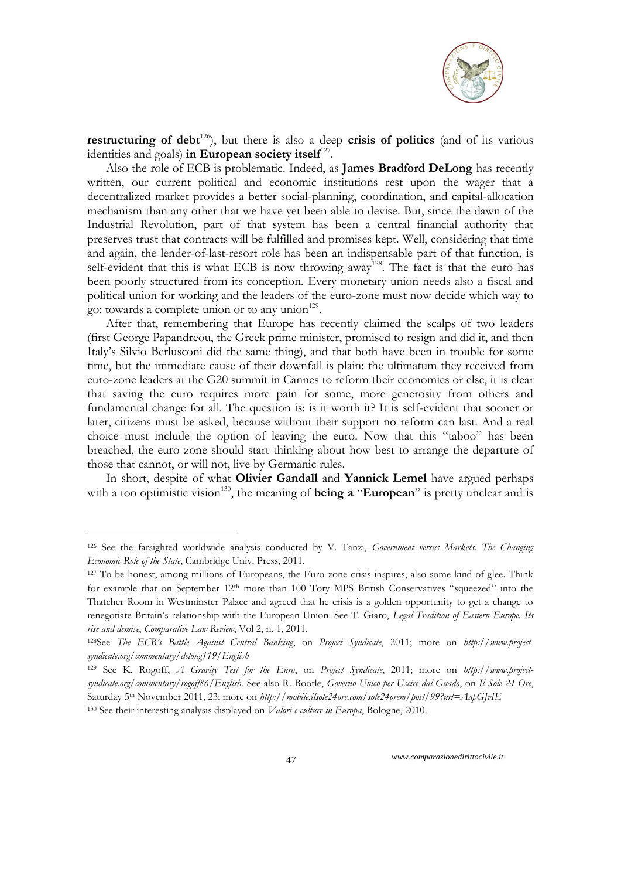**restructuring of debt**[126]), but there is also a deep **crisis of politics** (and of its various identities and goals) **in European society itself**[127].

Also the role of ECB is problematic. Indeed, as **James Bradford DeLong** has recently written, our current political and economic institutions rest upon the wager that a decentralized market provides a better social-planning, coordination, and capital-allocation mechanism than any other that we have yet been able to devise. But, since the dawn of the Industrial Revolution, part of that system has been a central financial authority that preserves trust that contracts will be fulfilled and promises kept. Well, considering that time and again, the lender-of-last-resort role has been an indispensable part of that function, is self-evident that this is what ECB is now throwing away[128]. The fact is that the euro has been poorly structured from its conception. Every monetary union needs also a fiscal and political union for working and the leaders of the euro-zone must now decide which way to go: towards a complete union or to any union[129].

After that, remembering that Europe has recently claimed the scalps of two leaders (first George Papandreou, the Greek prime minister, promised to resign and did it, and then Italy's Silvio Berlusconi did the same thing), and that both have been in trouble for some time, but the immediate cause of their downfall is plain: the ultimatum they received from euro-zone leaders at the G20 summit in Cannes to reform their economies or else, it is clear that saving the euro requires more pain for some, more generosity from others and fundamental change for all. The question is: is it worth it? It is self-evident that sooner or later, citizens must be asked, because without their support no reform can last. And a real choice must include the option of leaving the euro. Now that this "taboo" has been breached, the euro zone should start thinking about how best to arrange the departure of those that cannot, or will not, live by Germanic rules.

In short, despite of what **Olivier Gandall** and **Yannick Lemel** have argued perhaps with a too optimistic vision[130], the meaning of **being a** "**European**" is pretty unclear and is

---

[126] See the farsighted worldwide analysis conducted by V. Tanzi, *Government versus Markets. The Changing Economic Role of the State*, Cambridge Univ. Press, 2011.

[127] To be honest, among millions of Europeans, the Euro-zone crisis inspires, also some kind of glee. Think for example that on September 12th more than 100 Tory MPS British Conservatives "squeezed" into the Thatcher Room in Westminster Palace and agreed that he crisis is a golden opportunity to get a change to renegotiate Britain's relationship with the European Union. See T. Giaro, *Legal Tradition of Eastern Europe. Its rise and demise*, *Comparative Law Review*, Vol 2, n. 1, 2011.

[128] See *The ECB's Battle Against Central Banking*, on *Project Syndicate*, 2011; more on *http://www.project-syndicate.org/commentary/delong119/English*

[129] See K. Rogoff, *A Gravity Test for the Euro*, on *Project Syndicate*, 2011; more on *http://www.project-syndicate.org/commentary/rogoff86/English*. See also R. Bootle, *Governo Unico per Uscire dal Guado*, on *Il Sole 24 Ore*, Saturday 5th November 2011, 23; more on *http://mobile.ilsole24ore.com/sole24orem/post/99?url=AapGJvIE*

[130] See their interesting analysis displayed on *Valori e culture in Europa*, Bologne, 2010.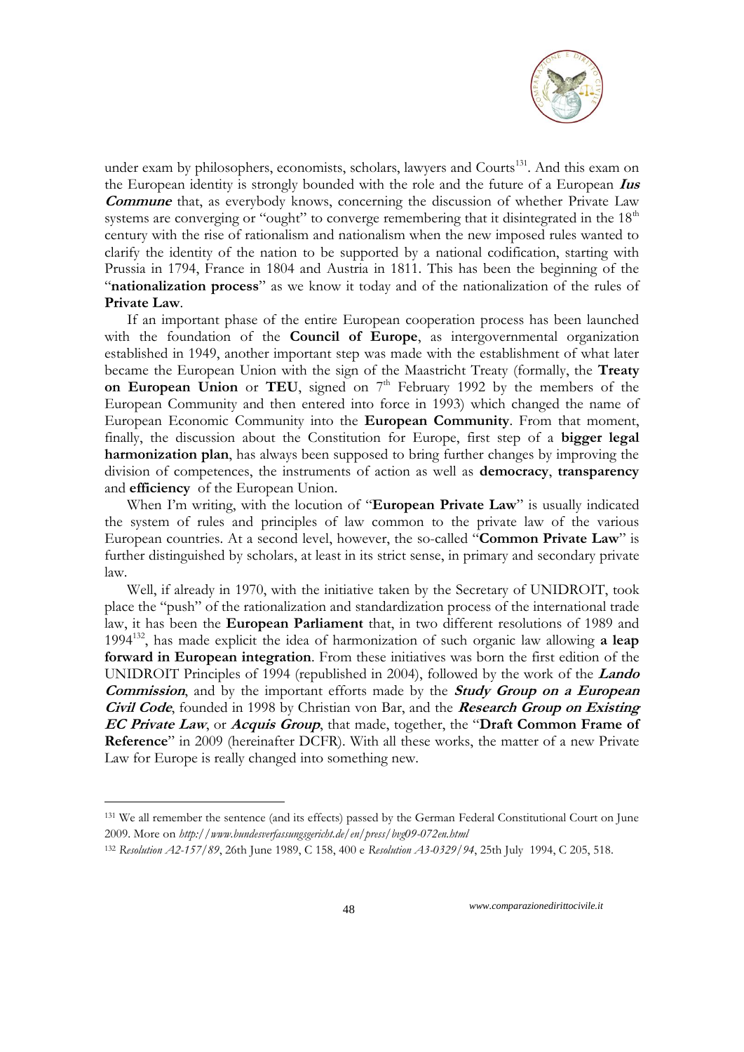under exam by philosophers, economists, scholars, lawyers and Courts[131]. And this exam on the European identity is strongly bounded with the role and the future of a European ***Ius Commune*** that, as everybody knows, concerning the discussion of whether Private Law systems are converging or "ought" to converge remembering that it disintegrated in the 18th century with the rise of rationalism and nationalism when the new imposed rules wanted to clarify the identity of the nation to be supported by a national codification, starting with Prussia in 1794, France in 1804 and Austria in 1811. This has been the beginning of the "**nationalization process**" as we know it today and of the nationalization of the rules of **Private Law**.

If an important phase of the entire European cooperation process has been launched with the foundation of the **Council of Europe**, as intergovernmental organization established in 1949, another important step was made with the establishment of what later became the European Union with the sign of the Maastricht Treaty (formally, the **Treaty on European Union** or **TEU**, signed on 7th February 1992 by the members of the European Community and then entered into force in 1993) which changed the name of European Economic Community into the **European Community**. From that moment, finally, the discussion about the Constitution for Europe, first step of a **bigger legal harmonization plan**, has always been supposed to bring further changes by improving the division of competences, the instruments of action as well as **democracy**, **transparency** and **efficiency** of the European Union.

When I'm writing, with the locution of "**European Private Law**" is usually indicated the system of rules and principles of law common to the private law of the various European countries. At a second level, however, the so-called "**Common Private Law**" is further distinguished by scholars, at least in its strict sense, in primary and secondary private law.

Well, if already in 1970, with the initiative taken by the Secretary of UNIDROIT, took place the "push" of the rationalization and standardization process of the international trade law, it has been the **European Parliament** that, in two different resolutions of 1989 and 1994[132], has made explicit the idea of harmonization of such organic law allowing **a leap forward in European integration**. From these initiatives was born the first edition of the UNIDROIT Principles of 1994 (republished in 2004), followed by the work of the ***Lando Commission***, and by the important efforts made by the ***Study Group on a European Civil Code***, founded in 1998 by Christian von Bar, and the ***Research Group on Existing EC Private Law***, or ***Acquis Group***, that made, together, the "**Draft Common Frame of Reference**" in 2009 (hereinafter DCFR). With all these works, the matter of a new Private Law for Europe is really changed into something new.

---

[131] We all remember the sentence (and its effects) passed by the German Federal Constitutional Court on June 2009. More on *http://www.bundesverfassungsgericht.de/en/press/bvg09-072en.html*

[132] *Resolution A2-157/89*, 26th June 1989, C 158, 400 e *Resolution A3-0329/94*, 25th July 1994, C 205, 518.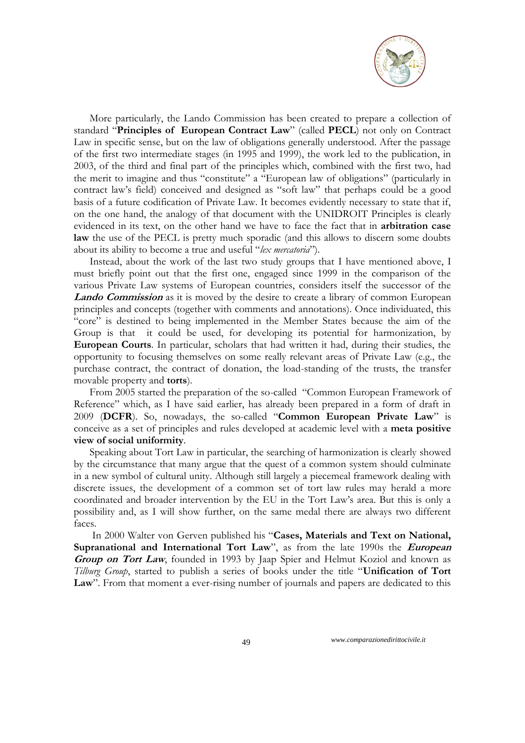More particularly, the Lando Commission has been created to prepare a collection of standard "**Principles of European Contract Law**" (called **PECL**) not only on Contract Law in specific sense, but on the law of obligations generally understood. After the passage of the first two intermediate stages (in 1995 and 1999), the work led to the publication, in 2003, of the third and final part of the principles which, combined with the first two, had the merit to imagine and thus "constitute" a "European law of obligations" (particularly in contract law's field) conceived and designed as "soft law" that perhaps could be a good basis of a future codification of Private Law. It becomes evidently necessary to state that if, on the one hand, the analogy of that document with the UNIDROIT Principles is clearly evidenced in its text, on the other hand we have to face the fact that in **arbitration case law** the use of the PECL is pretty much sporadic (and this allows to discern some doubts about its ability to become a true and useful "*lex mercatoria*").

Instead, about the work of the last two study groups that I have mentioned above, I must briefly point out that the first one, engaged since 1999 in the comparison of the various Private Law systems of European countries, considers itself the successor of the ***Lando Commission*** as it is moved by the desire to create a library of common European principles and concepts (together with comments and annotations). Once individuated, this "core" is destined to being implemented in the Member States because the aim of the Group is that it could be used, for developing its potential for harmonization, by **European Courts**. In particular, scholars that had written it had, during their studies, the opportunity to focusing themselves on some really relevant areas of Private Law (e.g., the purchase contract, the contract of donation, the load-standing of the trusts, the transfer movable property and **torts**).

From 2005 started the preparation of the so-called "Common European Framework of Reference" which, as I have said earlier, has already been prepared in a form of draft in 2009 (**DCFR**). So, nowadays, the so-called "**Common European Private Law**" is conceive as a set of principles and rules developed at academic level with a **meta positive view of social uniformity**.

Speaking about Tort Law in particular, the searching of harmonization is clearly showed by the circumstance that many argue that the quest of a common system should culminate in a new symbol of cultural unity. Although still largely a piecemeal framework dealing with discrete issues, the development of a common set of tort law rules may herald a more coordinated and broader intervention by the EU in the Tort Law's area. But this is only a possibility and, as I will show further, on the same medal there are always two different faces.

In 2000 Walter von Gerven published his "**Cases, Materials and Text on National, Supranational and International Tort Law**", as from the late 1990s the ***European Group on Tort Law***, founded in 1993 by Jaap Spier and Helmut Koziol and known as *Tilburg Group*, started to publish a series of books under the title "**Unification of Tort Law**". From that moment a ever-rising number of journals and papers are dedicated to this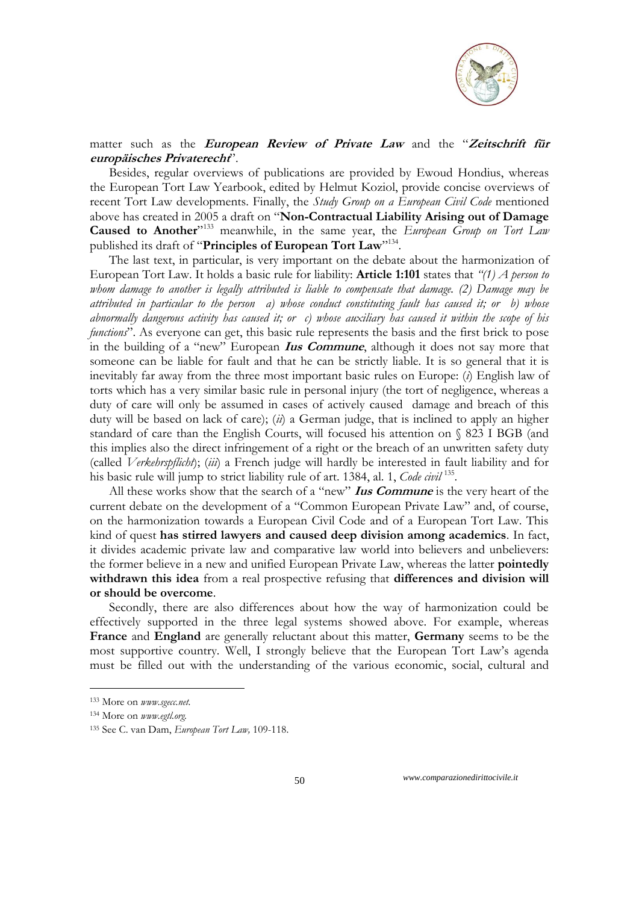matter such as the ***European Review of Private Law*** and the "***Zeitschrift für europäisches Privaterecht***".

Besides, regular overviews of publications are provided by Ewoud Hondius, whereas the European Tort Law Yearbook, edited by Helmut Koziol, provide concise overviews of recent Tort Law developments. Finally, the *Study Group on a European Civil Code* mentioned above has created in 2005 a draft on "**Non-Contractual Liability Arising out of Damage Caused to Another**"[133] meanwhile, in the same year, the *European Group on Tort Law* published its draft of "**Principles of European Tort Law**"[134].

The last text, in particular, is very important on the debate about the harmonization of European Tort Law. It holds a basic rule for liability: **Article 1:101** states that *"(1) A person to whom damage to another is legally attributed is liable to compensate that damage. (2) Damage may be attributed in particular to the person a) whose conduct constituting fault has caused it; or b) whose abnormally dangerous activity has caused it; or c) whose auxiliary has caused it within the scope of his functions*". As everyone can get, this basic rule represents the basis and the first brick to pose in the building of a "new" European ***Ius Commune***, although it does not say more that someone can be liable for fault and that he can be strictly liable. It is so general that it is inevitably far away from the three most important basic rules on Europe: (*i*) English law of torts which has a very similar basic rule in personal injury (the tort of negligence, whereas a duty of care will only be assumed in cases of actively caused damage and breach of this duty will be based on lack of care); (*ii*) a German judge, that is inclined to apply an higher standard of care than the English Courts, will focused his attention on § 823 I BGB (and this implies also the direct infringement of a right or the breach of an unwritten safety duty (called *Verkehrspflicht*); (*iii*) a French judge will hardly be interested in fault liability and for his basic rule will jump to strict liability rule of art. 1384, al. 1, *Code civil* [135].

All these works show that the search of a "new" ***Ius Commune*** is the very heart of the current debate on the development of a "Common European Private Law" and, of course, on the harmonization towards a European Civil Code and of a European Tort Law. This kind of quest **has stirred lawyers and caused deep division among academics**. In fact, it divides academic private law and comparative law world into believers and unbelievers: the former believe in a new and unified European Private Law, whereas the latter **pointedly withdrawn this idea** from a real prospective refusing that **differences and division will or should be overcome**.

Secondly, there are also differences about how the way of harmonization could be effectively supported in the three legal systems showed above. For example, whereas **France** and **England** are generally reluctant about this matter, **Germany** seems to be the most supportive country. Well, I strongly believe that the European Tort Law's agenda must be filled out with the understanding of the various economic, social, cultural and

---

[133] More on *www.sgecc.net*.

[134] More on *www.egtl.org*.

[135] See C. van Dam, *European Tort Law,* 109-118.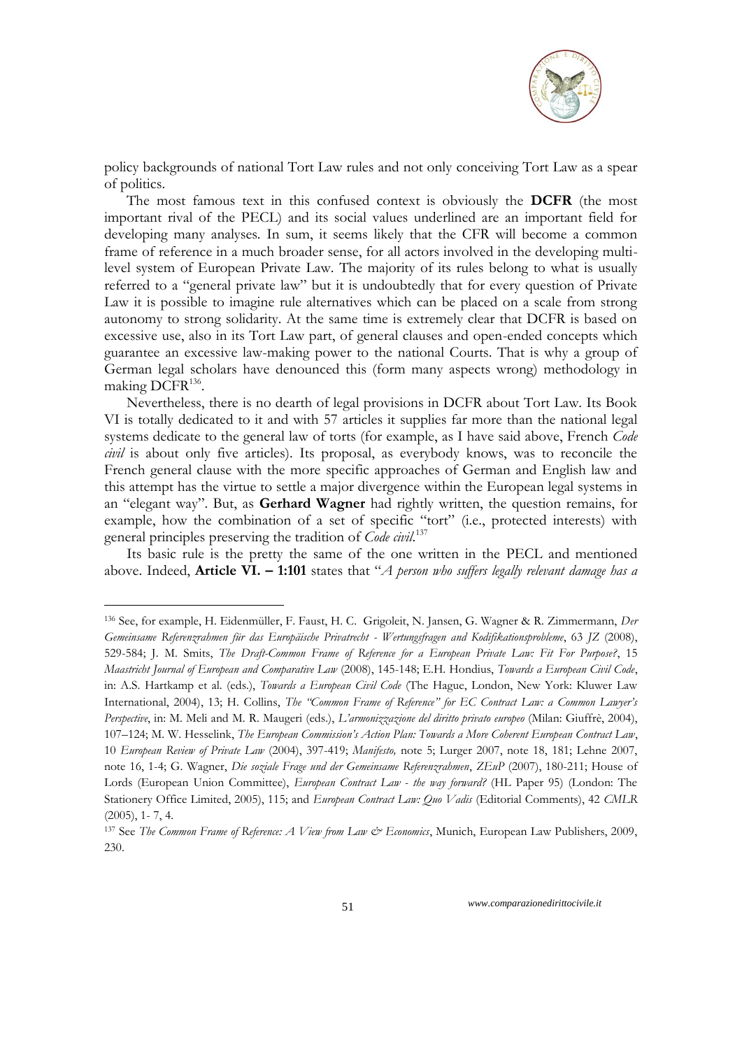policy backgrounds of national Tort Law rules and not only conceiving Tort Law as a spear of politics.

The most famous text in this confused context is obviously the **DCFR** (the most important rival of the PECL) and its social values underlined are an important field for developing many analyses. In sum, it seems likely that the CFR will become a common frame of reference in a much broader sense, for all actors involved in the developing multi-level system of European Private Law. The majority of its rules belong to what is usually referred to a "general private law" but it is undoubtedly that for every question of Private Law it is possible to imagine rule alternatives which can be placed on a scale from strong autonomy to strong solidarity. At the same time is extremely clear that DCFR is based on excessive use, also in its Tort Law part, of general clauses and open-ended concepts which guarantee an excessive law-making power to the national Courts. That is why a group of German legal scholars have denounced this (form many aspects wrong) methodology in making DCFR[136].

Nevertheless, there is no dearth of legal provisions in DCFR about Tort Law. Its Book VI is totally dedicated to it and with 57 articles it supplies far more than the national legal systems dedicate to the general law of torts (for example, as I have said above, French *Code civil* is about only five articles). Its proposal, as everybody knows, was to reconcile the French general clause with the more specific approaches of German and English law and this attempt has the virtue to settle a major divergence within the European legal systems in an "elegant way". But, as **Gerhard Wagner** had rightly written, the question remains, for example, how the combination of a set of specific "tort" (i.e., protected interests) with general principles preserving the tradition of *Code civil*.[137]

Its basic rule is the pretty the same of the one written in the PECL and mentioned above. Indeed, **Article VI. – 1:101** states that "*A person who suffers legally relevant damage has a*

---

[136] See, for example, H. Eidenmüller, F. Faust, H. C. Grigoleit, N. Jansen, G. Wagner & R. Zimmermann, *Der Gemeinsame Referenzrahmen für das Europäische Privatrecht - Wertungsfragen and Kodifikationsprobleme*, 63 *JZ* (2008), 529-584; J. M. Smits, *The Draft-Common Frame of Reference for a European Private Law: Fit For Purpose?*, 15 *Maastricht Journal of European and Comparative Law* (2008), 145-148; E.H. Hondius, *Towards a European Civil Code*, in: A.S. Hartkamp et al. (eds.), *Towards a European Civil Code* (The Hague, London, New York: Kluwer Law International, 2004), 13; H. Collins, *The "Common Frame of Reference" for EC Contract Law: a Common Lawyer's Perspective*, in: M. Meli and M. R. Maugeri (eds.), *L'armonizzazione del diritto privato europeo* (Milan: Giuffrè, 2004), 107–124; M. W. Hesselink, *The European Commission's Action Plan: Towards a More Coherent European Contract Law*, 10 *European Review of Private Law* (2004), 397-419; *Manifesto,* note 5; Lurger 2007, note 18, 181; Lehne 2007, note 16, 1-4; G. Wagner, *Die soziale Frage und der Gemeinsame Referenzrahmen*, *ZEuP* (2007), 180-211; House of Lords (European Union Committee), *European Contract Law - the way forward?* (HL Paper 95) (London: The Stationery Office Limited, 2005), 115; and *European Contract Law: Quo Vadis* (Editorial Comments), 42 *CMLR* (2005), 1- 7, 4.

[137] See *The Common Frame of Reference: A View from Law & Economics*, Munich, European Law Publishers, 2009, 230.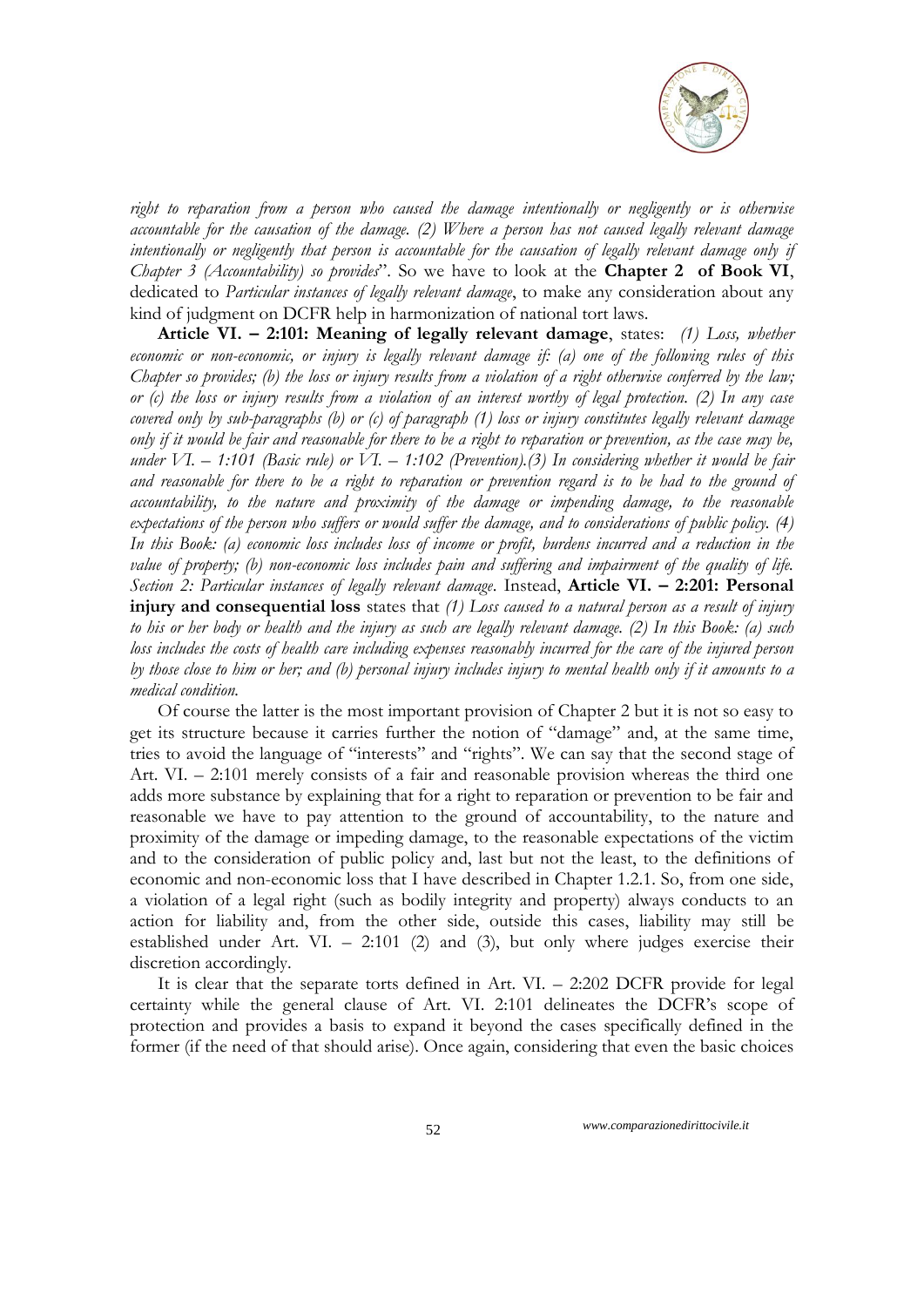*right to reparation from a person who caused the damage intentionally or negligently or is otherwise accountable for the causation of the damage. (2) Where a person has not caused legally relevant damage intentionally or negligently that person is accountable for the causation of legally relevant damage only if Chapter 3 (Accountability) so provides*". So we have to look at the **Chapter 2 of Book VI**, dedicated to *Particular instances of legally relevant damage*, to make any consideration about any kind of judgment on DCFR help in harmonization of national tort laws.

**Article VI. – 2:101: Meaning of legally relevant damage**, states: *(1) Loss, whether economic or non-economic, or injury is legally relevant damage if: (a) one of the following rules of this Chapter so provides; (b) the loss or injury results from a violation of a right otherwise conferred by the law; or (c) the loss or injury results from a violation of an interest worthy of legal protection. (2) In any case covered only by sub-paragraphs (b) or (c) of paragraph (1) loss or injury constitutes legally relevant damage only if it would be fair and reasonable for there to be a right to reparation or prevention, as the case may be, under VI. – 1:101 (Basic rule) or VI. – 1:102 (Prevention).(3) In considering whether it would be fair and reasonable for there to be a right to reparation or prevention regard is to be had to the ground of accountability, to the nature and proximity of the damage or impending damage, to the reasonable expectations of the person who suffers or would suffer the damage, and to considerations of public policy. (4) In this Book: (a) economic loss includes loss of income or profit, burdens incurred and a reduction in the value of property; (b) non-economic loss includes pain and suffering and impairment of the quality of life. Section 2: Particular instances of legally relevant damage*. Instead, **Article VI. – 2:201: Personal injury and consequential loss** states that *(1) Loss caused to a natural person as a result of injury to his or her body or health and the injury as such are legally relevant damage. (2) In this Book: (a) such loss includes the costs of health care including expenses reasonably incurred for the care of the injured person by those close to him or her; and (b) personal injury includes injury to mental health only if it amounts to a medical condition.*

Of course the latter is the most important provision of Chapter 2 but it is not so easy to get its structure because it carries further the notion of "damage" and, at the same time, tries to avoid the language of "interests" and "rights". We can say that the second stage of Art. VI. – 2:101 merely consists of a fair and reasonable provision whereas the third one adds more substance by explaining that for a right to reparation or prevention to be fair and reasonable we have to pay attention to the ground of accountability, to the nature and proximity of the damage or impeding damage, to the reasonable expectations of the victim and to the consideration of public policy and, last but not the least, to the definitions of economic and non-economic loss that I have described in Chapter 1.2.1. So, from one side, a violation of a legal right (such as bodily integrity and property) always conducts to an action for liability and, from the other side, outside this cases, liability may still be established under Art. VI. – 2:101 (2) and (3), but only where judges exercise their discretion accordingly.

It is clear that the separate torts defined in Art. VI. – 2:202 DCFR provide for legal certainty while the general clause of Art. VI. 2:101 delineates the DCFR's scope of protection and provides a basis to expand it beyond the cases specifically defined in the former (if the need of that should arise). Once again, considering that even the basic choices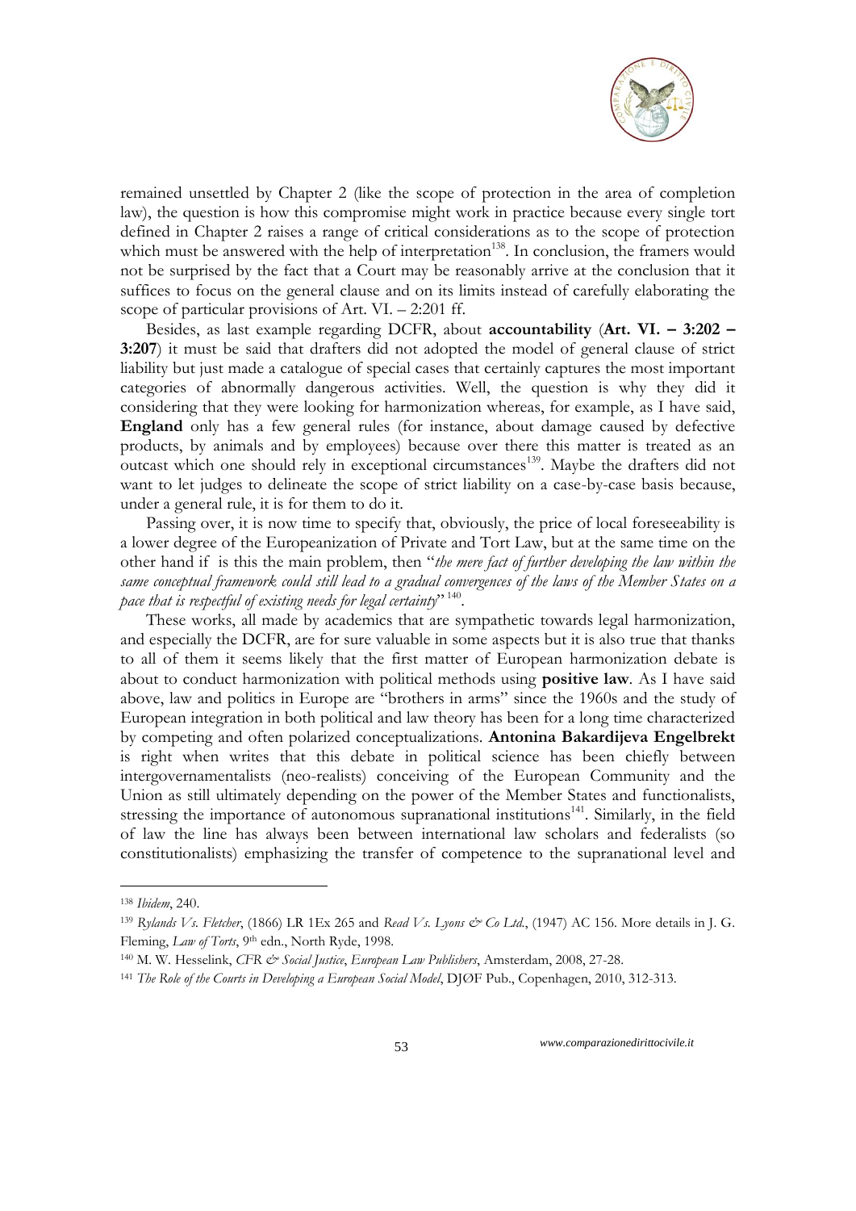remained unsettled by Chapter 2 (like the scope of protection in the area of completion law), the question is how this compromise might work in practice because every single tort defined in Chapter 2 raises a range of critical considerations as to the scope of protection which must be answered with the help of interpretation[138]. In conclusion, the framers would not be surprised by the fact that a Court may be reasonably arrive at the conclusion that it suffices to focus on the general clause and on its limits instead of carefully elaborating the scope of particular provisions of Art. VI. – 2:201 ff.

Besides, as last example regarding DCFR, about **accountability** (**Art. VI. – 3:202 – 3:207**) it must be said that drafters did not adopted the model of general clause of strict liability but just made a catalogue of special cases that certainly captures the most important categories of abnormally dangerous activities. Well, the question is why they did it considering that they were looking for harmonization whereas, for example, as I have said, **England** only has a few general rules (for instance, about damage caused by defective products, by animals and by employees) because over there this matter is treated as an outcast which one should rely in exceptional circumstances[139]. Maybe the drafters did not want to let judges to delineate the scope of strict liability on a case-by-case basis because, under a general rule, it is for them to do it.

Passing over, it is now time to specify that, obviously, the price of local foreseeability is a lower degree of the Europeanization of Private and Tort Law, but at the same time on the other hand if is this the main problem, then "*the mere fact of further developing the law within the same conceptual framework could still lead to a gradual convergences of the laws of the Member States on a pace that is respectful of existing needs for legal certainty*"[140].

These works, all made by academics that are sympathetic towards legal harmonization, and especially the DCFR, are for sure valuable in some aspects but it is also true that thanks to all of them it seems likely that the first matter of European harmonization debate is about to conduct harmonization with political methods using **positive law**. As I have said above, law and politics in Europe are "brothers in arms" since the 1960s and the study of European integration in both political and law theory has been for a long time characterized by competing and often polarized conceptualizations. **Antonina Bakardijeva Engelbrekt** is right when writes that this debate in political science has been chiefly between intergovernamentalists (neo-realists) conceiving of the European Community and the Union as still ultimately depending on the power of the Member States and functionalists, stressing the importance of autonomous supranational institutions[141]. Similarly, in the field of law the line has always been between international law scholars and federalists (so constitutionalists) emphasizing the transfer of competence to the supranational level and

---

[138] *Ibidem*, 240.

[139] *Rylands Vs. Fletcher*, (1866) LR 1Ex 265 and *Read Vs. Lyons & Co Ltd.*, (1947) AC 156. More details in J. G. Fleming, *Law of Torts*, 9th edn., North Ryde, 1998.

[140] M. W. Hesselink, *CFR & Social Justice*, *European Law Publishers*, Amsterdam, 2008, 27-28.

[141] *The Role of the Courts in Developing a European Social Model*, DJØF Pub., Copenhagen, 2010, 312-313.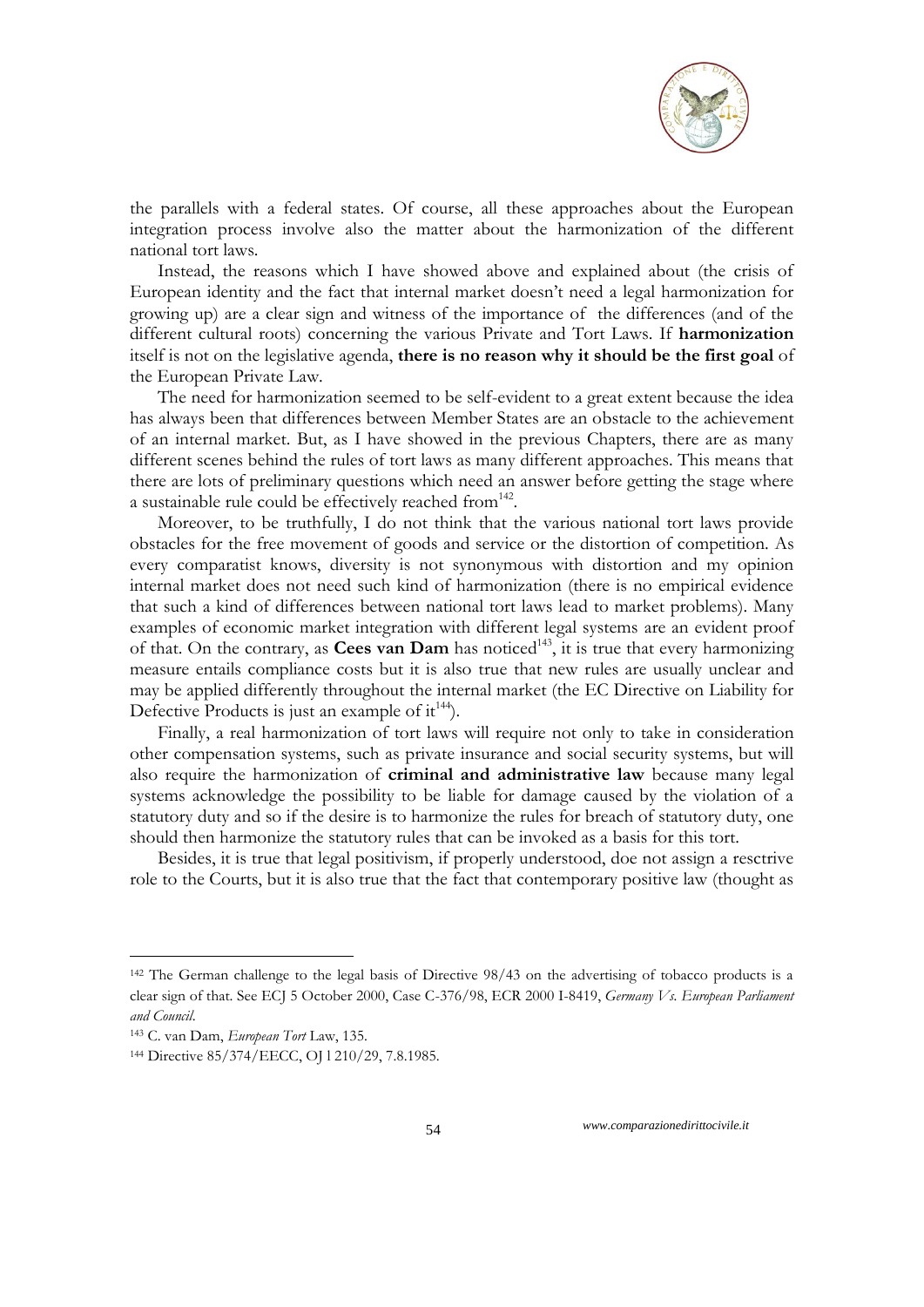the parallels with a federal states. Of course, all these approaches about the European integration process involve also the matter about the harmonization of the different national tort laws.

Instead, the reasons which I have showed above and explained about (the crisis of European identity and the fact that internal market doesn't need a legal harmonization for growing up) are a clear sign and witness of the importance of the differences (and of the different cultural roots) concerning the various Private and Tort Laws. If **harmonization** itself is not on the legislative agenda, **there is no reason why it should be the first goal** of the European Private Law.

The need for harmonization seemed to be self-evident to a great extent because the idea has always been that differences between Member States are an obstacle to the achievement of an internal market. But, as I have showed in the previous Chapters, there are as many different scenes behind the rules of tort laws as many different approaches. This means that there are lots of preliminary questions which need an answer before getting the stage where a sustainable rule could be effectively reached from[142].

Moreover, to be truthfully, I do not think that the various national tort laws provide obstacles for the free movement of goods and service or the distortion of competition. As every comparatist knows, diversity is not synonymous with distortion and my opinion internal market does not need such kind of harmonization (there is no empirical evidence that such a kind of differences between national tort laws lead to market problems). Many examples of economic market integration with different legal systems are an evident proof of that. On the contrary, as **Cees van Dam** has noticed[143], it is true that every harmonizing measure entails compliance costs but it is also true that new rules are usually unclear and may be applied differently throughout the internal market (the EC Directive on Liability for Defective Products is just an example of it[144]).

Finally, a real harmonization of tort laws will require not only to take in consideration other compensation systems, such as private insurance and social security systems, but will also require the harmonization of **criminal and administrative law** because many legal systems acknowledge the possibility to be liable for damage caused by the violation of a statutory duty and so if the desire is to harmonize the rules for breach of statutory duty, one should then harmonize the statutory rules that can be invoked as a basis for this tort.

Besides, it is true that legal positivism, if properly understood, doe not assign a resctrive role to the Courts, but it is also true that the fact that contemporary positive law (thought as

---

[142] The German challenge to the legal basis of Directive 98/43 on the advertising of tobacco products is a clear sign of that. See ECJ 5 October 2000, Case C-376/98, ECR 2000 I-8419, *Germany Vs. European Parliament and Council*.

[143] C. van Dam, *European Tort* Law, 135.

[144] Directive 85/374/EECC, OJ l 210/29, 7.8.1985.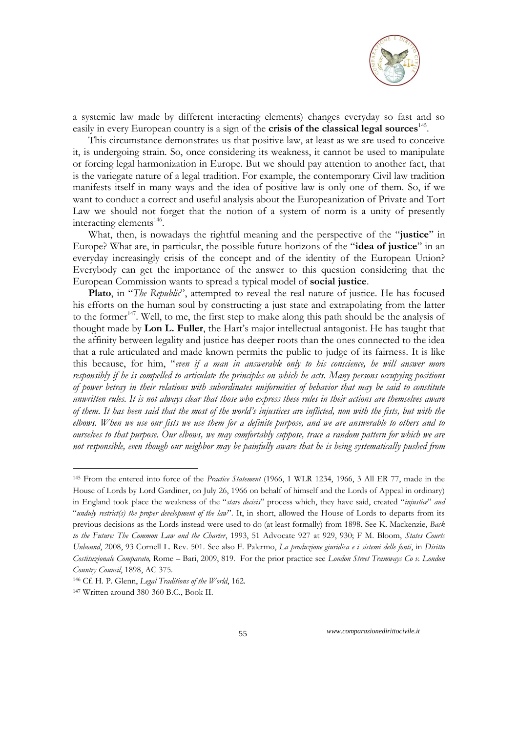a systemic law made by different interacting elements) changes everyday so fast and so easily in every European country is a sign of the **crisis of the classical legal sources**[145].

This circumstance demonstrates us that positive law, at least as we are used to conceive it, is undergoing strain. So, once considering its weakness, it cannot be used to manipulate or forcing legal harmonization in Europe. But we should pay attention to another fact, that is the variegate nature of a legal tradition. For example, the contemporary Civil law tradition manifests itself in many ways and the idea of positive law is only one of them. So, if we want to conduct a correct and useful analysis about the Europeanization of Private and Tort Law we should not forget that the notion of a system of norm is a unity of presently interacting elements[146].

What, then, is nowadays the rightful meaning and the perspective of the "**justice**" in Europe? What are, in particular, the possible future horizons of the "**idea of justice**" in an everyday increasingly crisis of the concept and of the identity of the European Union? Everybody can get the importance of the answer to this question considering that the European Commission wants to spread a typical model of **social justice**.

**Plato**, in "*The Republic*", attempted to reveal the real nature of justice. He has focused his efforts on the human soul by constructing a just state and extrapolating from the latter to the former[147]. Well, to me, the first step to make along this path should be the analysis of thought made by **Lon L. Fuller**, the Hart's major intellectual antagonist. He has taught that the affinity between legality and justice has deeper roots than the ones connected to the idea that a rule articulated and made known permits the public to judge of its fairness. It is like this because, for him, "*even if a man in answerable only to his conscience, he will answer more responsibly if he is compelled to articulate the principles on which he acts. Many persons occupying positions of power betray in their relations with subordinates uniformities of behavior that may be said to constitute unwritten rules. It is not always clear that those who express these rules in their actions are themselves aware of them. It has been said that the most of the world's injustices are inflicted, non with the fists, but with the elbows. When we use our fists we use them for a definite purpose, and we are answerable to others and to ourselves to that purpose. Our elbows, we may comfortably suppose, trace a random pattern for which we are not responsible, even though our neighbor may be painfully aware that he is being systematically pushed from*

---

[145] From the entered into force of the *Practice Statement* (1966, 1 WLR 1234, 1966, 3 All ER 77, made in the House of Lords by Lord Gardiner, on July 26, 1966 on behalf of himself and the Lords of Appeal in ordinary) in England took place the weakness of the "*stare decisis*" process which, they have said, created "*injustice*" *and* "*unduly restrict(s) the proper development of the law*". It, in short, allowed the House of Lords to departs from its previous decisions as the Lords instead were used to do (at least formally) from 1898. See K. Mackenzie, *Back to the Future: The Common Law and the Charter*, 1993, 51 Advocate 927 at 929, 930; F M. Bloom, *States Courts Unbound*, 2008, 93 Cornell L. Rev. 501. See also F. Palermo, *La produzione giuridica e i sistemi delle fonti*, in *Diritto Costituzionale Comparato,* Rome – Bari, 2009, 819. For the prior practice see *London Street Tramways Co v. London Country Council*, 1898, AC 375.

[146] Cf. H. P. Glenn, *Legal Traditions of the World*, 162.

[147] Written around 380-360 B.C., Book II.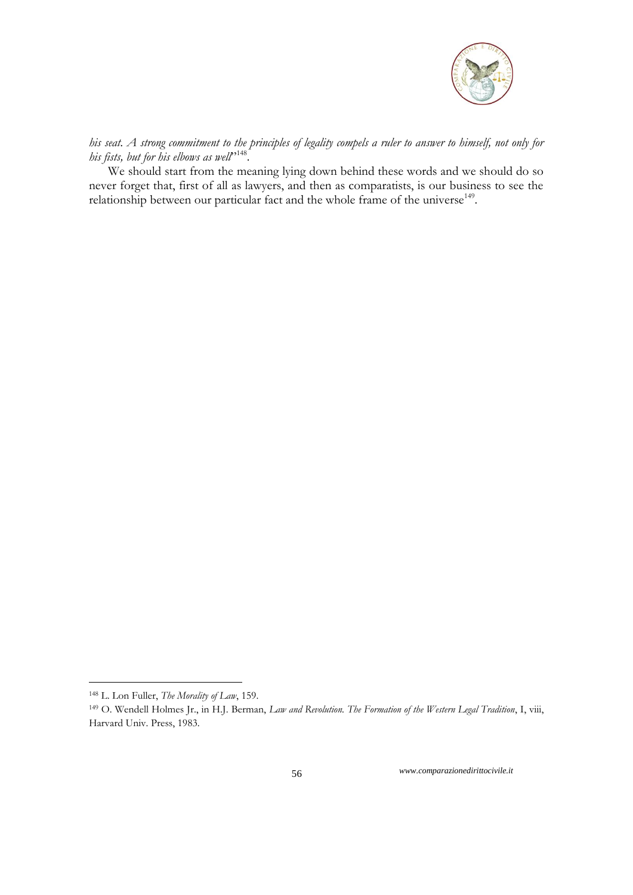*his seat. A strong commitment to the principles of legality compels a ruler to answer to himself, not only for his fists, but for his elbows as well*"[148].

We should start from the meaning lying down behind these words and we should do so never forget that, first of all as lawyers, and then as comparatists, is our business to see the relationship between our particular fact and the whole frame of the universe[149].

---

[148] L. Lon Fuller, *The Morality of Law*, 159.

[149] O. Wendell Holmes Jr., in H.J. Berman, *Law and Revolution. The Formation of the Western Legal Tradition*, I, viii, Harvard Univ. Press, 1983.